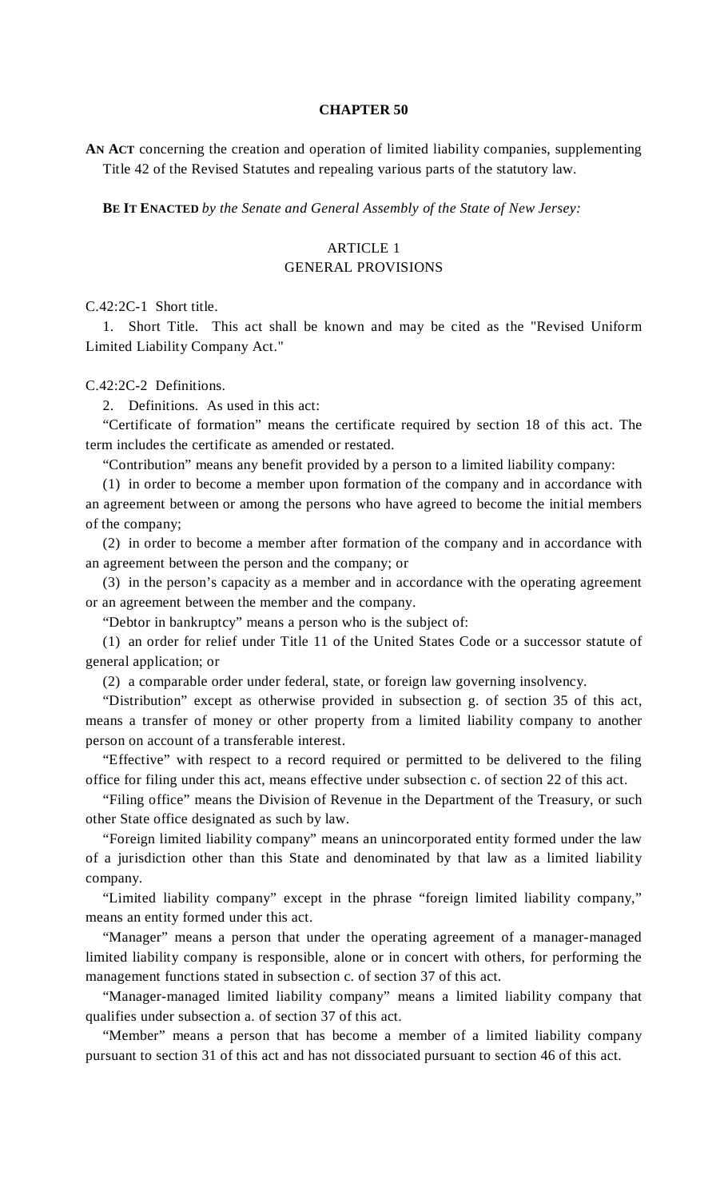# CHAPTER 50

**AN ACT** concerning the creation and operation of limited liability companies, supplementing Title 42 of the Revised Statutes and repealing various parts of the statutory law.

**BE IT ENACTED** *by the Senate and General Assembly of the State of New Jersey:*

## ARTICLE 1
## GENERAL PROVISIONS

C.42:2C-1 Short title.

1. Short Title. This act shall be known and may be cited as the "Revised Uniform Limited Liability Company Act."

C.42:2C-2 Definitions.

2. Definitions. As used in this act:

"Certificate of formation" means the certificate required by section 18 of this act. The term includes the certificate as amended or restated.

"Contribution" means any benefit provided by a person to a limited liability company:

(1) in order to become a member upon formation of the company and in accordance with an agreement between or among the persons who have agreed to become the initial members of the company;

(2) in order to become a member after formation of the company and in accordance with an agreement between the person and the company; or

(3) in the person's capacity as a member and in accordance with the operating agreement or an agreement between the member and the company.

"Debtor in bankruptcy" means a person who is the subject of:

(1) an order for relief under Title 11 of the United States Code or a successor statute of general application; or

(2) a comparable order under federal, state, or foreign law governing insolvency.

"Distribution" except as otherwise provided in subsection g. of section 35 of this act, means a transfer of money or other property from a limited liability company to another person on account of a transferable interest.

"Effective" with respect to a record required or permitted to be delivered to the filing office for filing under this act, means effective under subsection c. of section 22 of this act.

"Filing office" means the Division of Revenue in the Department of the Treasury, or such other State office designated as such by law.

"Foreign limited liability company" means an unincorporated entity formed under the law of a jurisdiction other than this State and denominated by that law as a limited liability company.

"Limited liability company" except in the phrase "foreign limited liability company," means an entity formed under this act.

"Manager" means a person that under the operating agreement of a manager-managed limited liability company is responsible, alone or in concert with others, for performing the management functions stated in subsection c. of section 37 of this act.

"Manager-managed limited liability company" means a limited liability company that qualifies under subsection a. of section 37 of this act.

"Member" means a person that has become a member of a limited liability company pursuant to section 31 of this act and has not dissociated pursuant to section 46 of this act.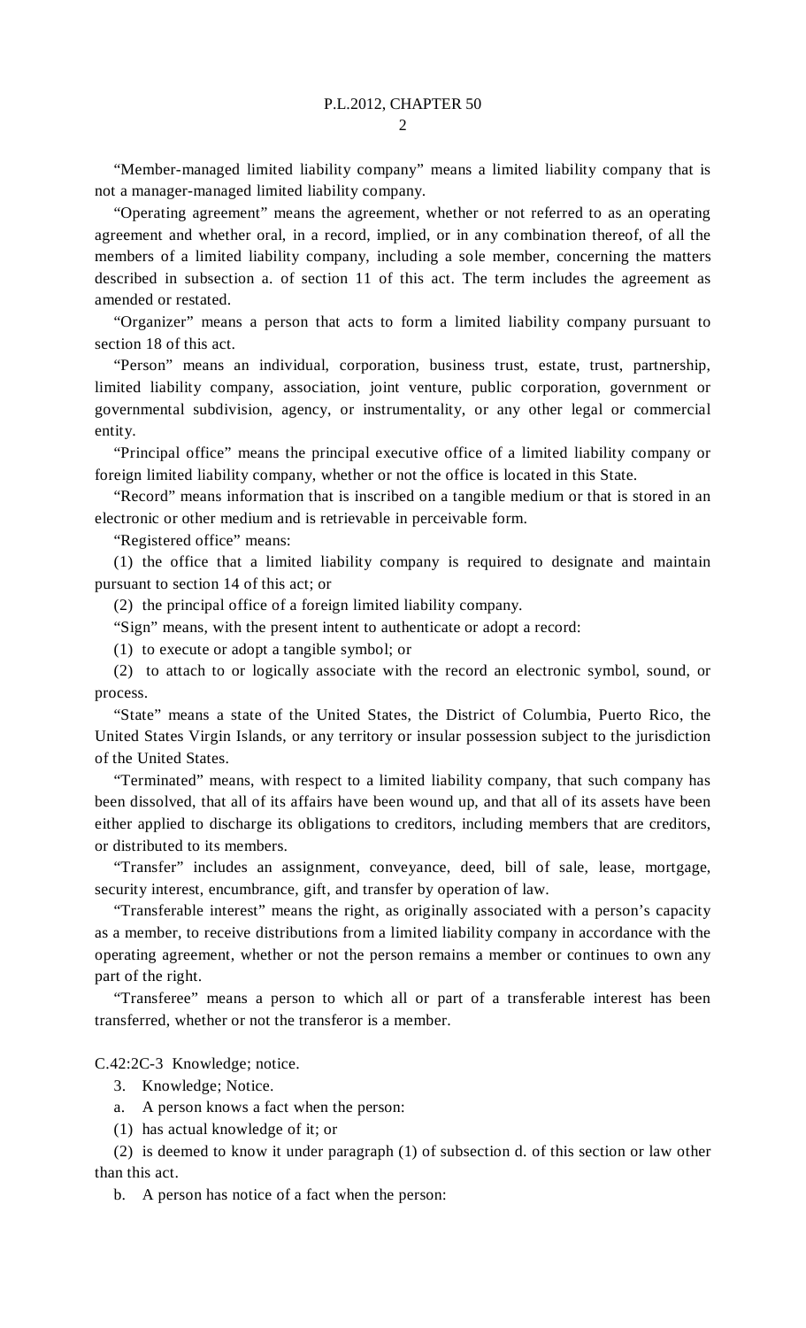"Member-managed limited liability company" means a limited liability company that is not a manager-managed limited liability company.

"Operating agreement" means the agreement, whether or not referred to as an operating agreement and whether oral, in a record, implied, or in any combination thereof, of all the members of a limited liability company, including a sole member, concerning the matters described in subsection a. of section 11 of this act. The term includes the agreement as amended or restated.

"Organizer" means a person that acts to form a limited liability company pursuant to section 18 of this act.

"Person" means an individual, corporation, business trust, estate, trust, partnership, limited liability company, association, joint venture, public corporation, government or governmental subdivision, agency, or instrumentality, or any other legal or commercial entity.

"Principal office" means the principal executive office of a limited liability company or foreign limited liability company, whether or not the office is located in this State.

"Record" means information that is inscribed on a tangible medium or that is stored in an electronic or other medium and is retrievable in perceivable form.

"Registered office" means:

(1) the office that a limited liability company is required to designate and maintain pursuant to section 14 of this act; or

(2) the principal office of a foreign limited liability company.

"Sign" means, with the present intent to authenticate or adopt a record:

(1) to execute or adopt a tangible symbol; or

(2) to attach to or logically associate with the record an electronic symbol, sound, or process.

"State" means a state of the United States, the District of Columbia, Puerto Rico, the United States Virgin Islands, or any territory or insular possession subject to the jurisdiction of the United States.

"Terminated" means, with respect to a limited liability company, that such company has been dissolved, that all of its affairs have been wound up, and that all of its assets have been either applied to discharge its obligations to creditors, including members that are creditors, or distributed to its members.

"Transfer" includes an assignment, conveyance, deed, bill of sale, lease, mortgage, security interest, encumbrance, gift, and transfer by operation of law.

"Transferable interest" means the right, as originally associated with a person's capacity as a member, to receive distributions from a limited liability company in accordance with the operating agreement, whether or not the person remains a member or continues to own any part of the right.

"Transferee" means a person to which all or part of a transferable interest has been transferred, whether or not the transferor is a member.

C.42:2C-3 Knowledge; notice.

3. Knowledge; Notice.

a. A person knows a fact when the person:

(1) has actual knowledge of it; or

(2) is deemed to know it under paragraph (1) of subsection d. of this section or law other than this act.

b. A person has notice of a fact when the person: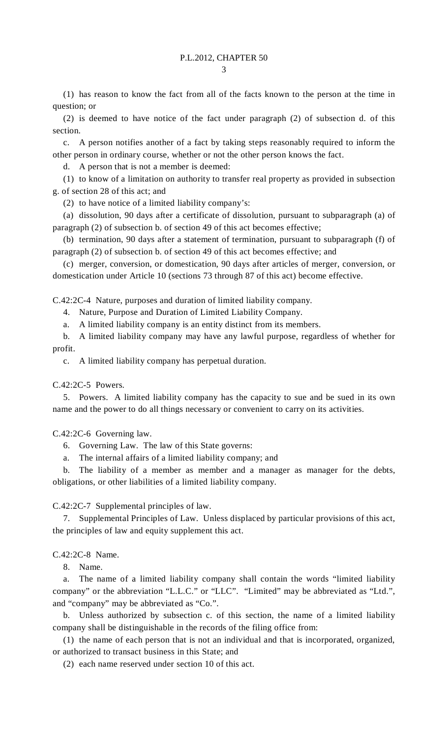(1) has reason to know the fact from all of the facts known to the person at the time in question; or

(2) is deemed to have notice of the fact under paragraph (2) of subsection d. of this section.

c. A person notifies another of a fact by taking steps reasonably required to inform the other person in ordinary course, whether or not the other person knows the fact.

d. A person that is not a member is deemed:

(1) to know of a limitation on authority to transfer real property as provided in subsection g. of section 28 of this act; and

(2) to have notice of a limited liability company's:

(a) dissolution, 90 days after a certificate of dissolution, pursuant to subparagraph (a) of paragraph (2) of subsection b. of section 49 of this act becomes effective;

(b) termination, 90 days after a statement of termination, pursuant to subparagraph (f) of paragraph (2) of subsection b. of section 49 of this act becomes effective; and

(c) merger, conversion, or domestication, 90 days after articles of merger, conversion, or domestication under Article 10 (sections 73 through 87 of this act) become effective.

C.42:2C-4 Nature, purposes and duration of limited liability company.

4. Nature, Purpose and Duration of Limited Liability Company.

a. A limited liability company is an entity distinct from its members.

b. A limited liability company may have any lawful purpose, regardless of whether for profit.

c. A limited liability company has perpetual duration.

C.42:2C-5 Powers.

5. Powers. A limited liability company has the capacity to sue and be sued in its own name and the power to do all things necessary or convenient to carry on its activities.

C.42:2C-6 Governing law.

6. Governing Law. The law of this State governs:

a. The internal affairs of a limited liability company; and

b. The liability of a member as member and a manager as manager for the debts, obligations, or other liabilities of a limited liability company.

C.42:2C-7 Supplemental principles of law.

7. Supplemental Principles of Law. Unless displaced by particular provisions of this act, the principles of law and equity supplement this act.

C.42:2C-8 Name.

8. Name.

a. The name of a limited liability company shall contain the words "limited liability company" or the abbreviation "L.L.C." or "LLC". "Limited" may be abbreviated as "Ltd.", and "company" may be abbreviated as "Co.".

b. Unless authorized by subsection c. of this section, the name of a limited liability company shall be distinguishable in the records of the filing office from:

(1) the name of each person that is not an individual and that is incorporated, organized, or authorized to transact business in this State; and

(2) each name reserved under section 10 of this act.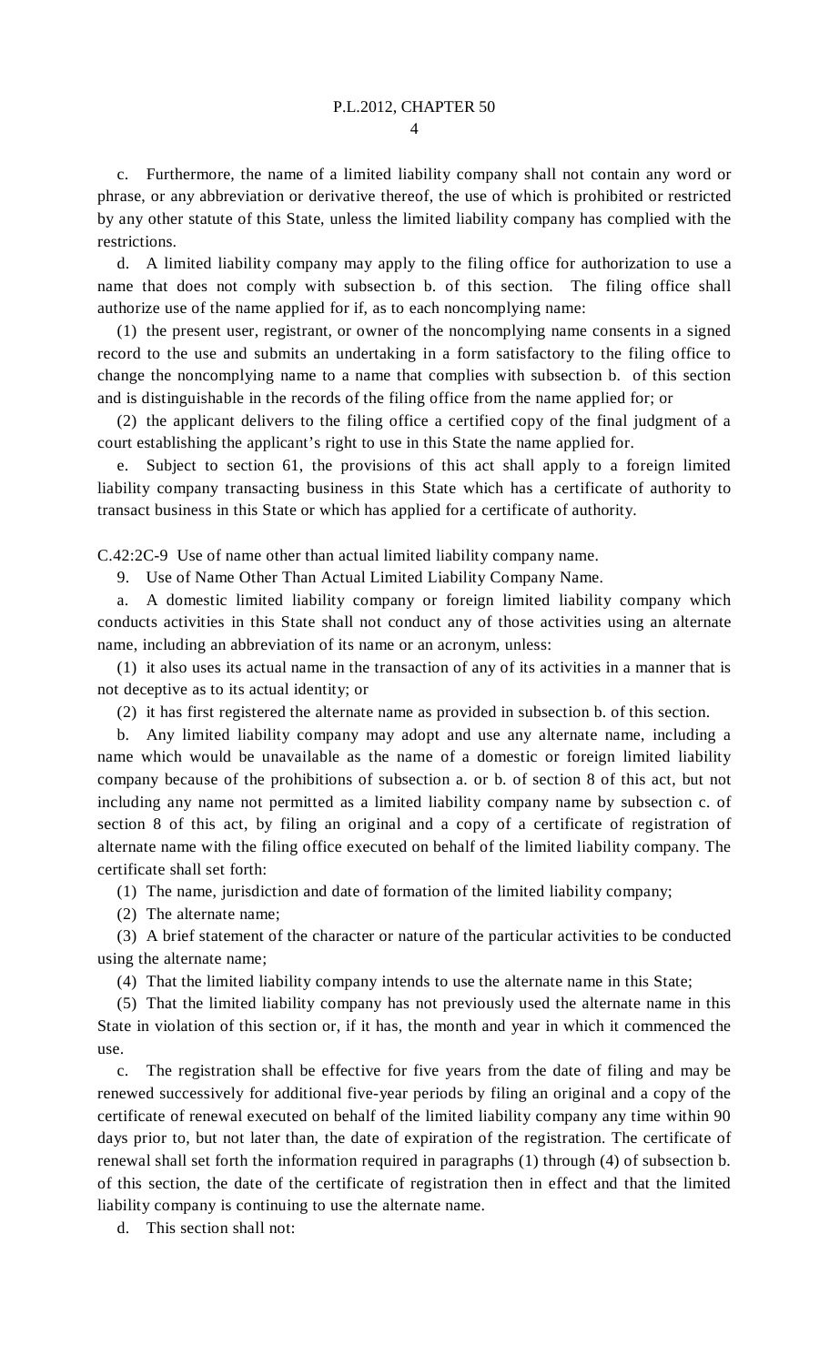c. Furthermore, the name of a limited liability company shall not contain any word or phrase, or any abbreviation or derivative thereof, the use of which is prohibited or restricted by any other statute of this State, unless the limited liability company has complied with the restrictions.

d. A limited liability company may apply to the filing office for authorization to use a name that does not comply with subsection b. of this section. The filing office shall authorize use of the name applied for if, as to each noncomplying name:

(1) the present user, registrant, or owner of the noncomplying name consents in a signed record to the use and submits an undertaking in a form satisfactory to the filing office to change the noncomplying name to a name that complies with subsection b. of this section and is distinguishable in the records of the filing office from the name applied for; or

(2) the applicant delivers to the filing office a certified copy of the final judgment of a court establishing the applicant's right to use in this State the name applied for.

e. Subject to section 61, the provisions of this act shall apply to a foreign limited liability company transacting business in this State which has a certificate of authority to transact business in this State or which has applied for a certificate of authority.

C.42:2C-9 Use of name other than actual limited liability company name.

9. Use of Name Other Than Actual Limited Liability Company Name.

a. A domestic limited liability company or foreign limited liability company which conducts activities in this State shall not conduct any of those activities using an alternate name, including an abbreviation of its name or an acronym, unless:

(1) it also uses its actual name in the transaction of any of its activities in a manner that is not deceptive as to its actual identity; or

(2) it has first registered the alternate name as provided in subsection b. of this section.

b. Any limited liability company may adopt and use any alternate name, including a name which would be unavailable as the name of a domestic or foreign limited liability company because of the prohibitions of subsection a. or b. of section 8 of this act, but not including any name not permitted as a limited liability company name by subsection c. of section 8 of this act, by filing an original and a copy of a certificate of registration of alternate name with the filing office executed on behalf of the limited liability company. The certificate shall set forth:

(1) The name, jurisdiction and date of formation of the limited liability company;

(2) The alternate name;

(3) A brief statement of the character or nature of the particular activities to be conducted using the alternate name;

(4) That the limited liability company intends to use the alternate name in this State;

(5) That the limited liability company has not previously used the alternate name in this State in violation of this section or, if it has, the month and year in which it commenced the use.

c. The registration shall be effective for five years from the date of filing and may be renewed successively for additional five-year periods by filing an original and a copy of the certificate of renewal executed on behalf of the limited liability company any time within 90 days prior to, but not later than, the date of expiration of the registration. The certificate of renewal shall set forth the information required in paragraphs (1) through (4) of subsection b. of this section, the date of the certificate of registration then in effect and that the limited liability company is continuing to use the alternate name.

d. This section shall not: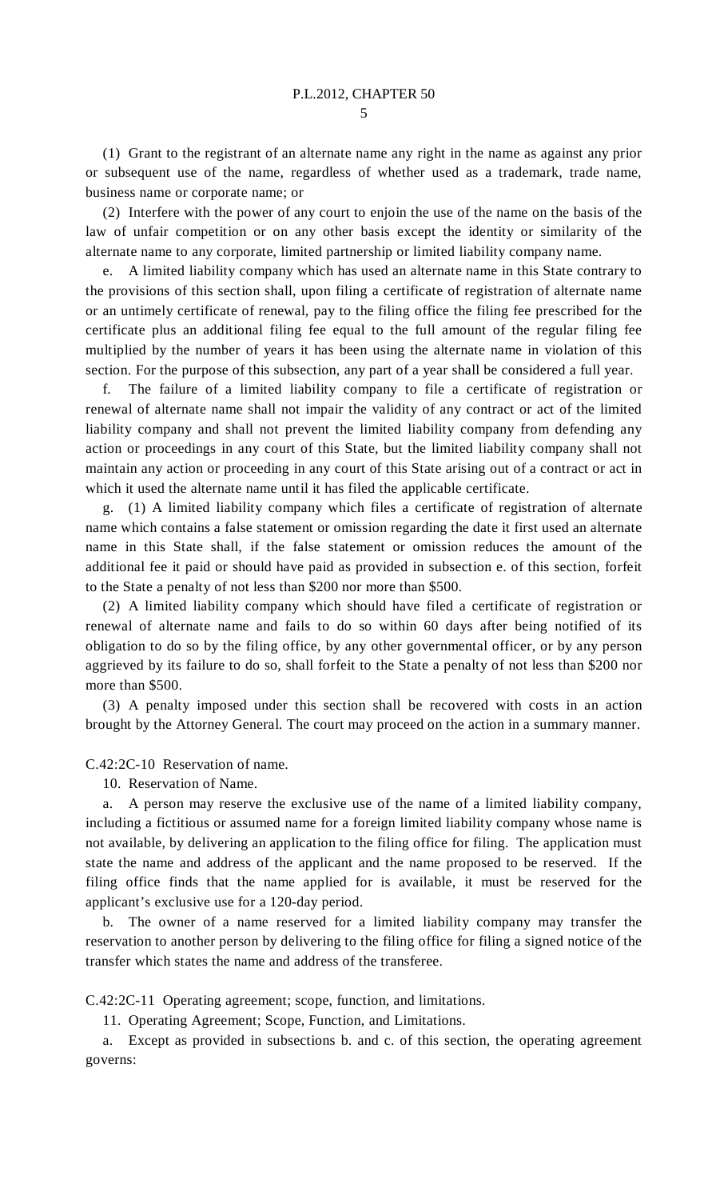(1) Grant to the registrant of an alternate name any right in the name as against any prior or subsequent use of the name, regardless of whether used as a trademark, trade name, business name or corporate name; or

(2) Interfere with the power of any court to enjoin the use of the name on the basis of the law of unfair competition or on any other basis except the identity or similarity of the alternate name to any corporate, limited partnership or limited liability company name.

e. A limited liability company which has used an alternate name in this State contrary to the provisions of this section shall, upon filing a certificate of registration of alternate name or an untimely certificate of renewal, pay to the filing office the filing fee prescribed for the certificate plus an additional filing fee equal to the full amount of the regular filing fee multiplied by the number of years it has been using the alternate name in violation of this section. For the purpose of this subsection, any part of a year shall be considered a full year.

f. The failure of a limited liability company to file a certificate of registration or renewal of alternate name shall not impair the validity of any contract or act of the limited liability company and shall not prevent the limited liability company from defending any action or proceedings in any court of this State, but the limited liability company shall not maintain any action or proceeding in any court of this State arising out of a contract or act in which it used the alternate name until it has filed the applicable certificate.

g. (1) A limited liability company which files a certificate of registration of alternate name which contains a false statement or omission regarding the date it first used an alternate name in this State shall, if the false statement or omission reduces the amount of the additional fee it paid or should have paid as provided in subsection e. of this section, forfeit to the State a penalty of not less than $200 nor more than $500.

(2) A limited liability company which should have filed a certificate of registration or renewal of alternate name and fails to do so within 60 days after being notified of its obligation to do so by the filing office, by any other governmental officer, or by any person aggrieved by its failure to do so, shall forfeit to the State a penalty of not less than $200 nor more than $500.

(3) A penalty imposed under this section shall be recovered with costs in an action brought by the Attorney General. The court may proceed on the action in a summary manner.

C.42:2C-10 Reservation of name.

10. Reservation of Name.

a. A person may reserve the exclusive use of the name of a limited liability company, including a fictitious or assumed name for a foreign limited liability company whose name is not available, by delivering an application to the filing office for filing. The application must state the name and address of the applicant and the name proposed to be reserved. If the filing office finds that the name applied for is available, it must be reserved for the applicant's exclusive use for a 120-day period.

b. The owner of a name reserved for a limited liability company may transfer the reservation to another person by delivering to the filing office for filing a signed notice of the transfer which states the name and address of the transferee.

C.42:2C-11 Operating agreement; scope, function, and limitations.

11. Operating Agreement; Scope, Function, and Limitations.

a. Except as provided in subsections b. and c. of this section, the operating agreement governs: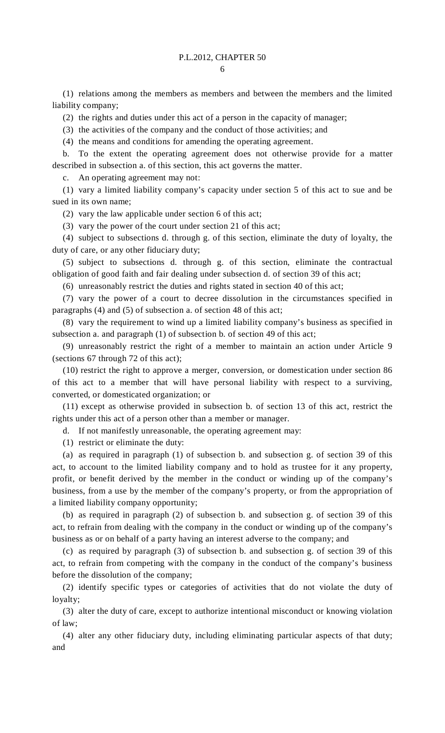(1) relations among the members as members and between the members and the limited liability company;

(2) the rights and duties under this act of a person in the capacity of manager;

(3) the activities of the company and the conduct of those activities; and

(4) the means and conditions for amending the operating agreement.

b. To the extent the operating agreement does not otherwise provide for a matter described in subsection a. of this section, this act governs the matter.

c. An operating agreement may not:

(1) vary a limited liability company's capacity under section 5 of this act to sue and be sued in its own name;

(2) vary the law applicable under section 6 of this act;

(3) vary the power of the court under section 21 of this act;

(4) subject to subsections d. through g. of this section, eliminate the duty of loyalty, the duty of care, or any other fiduciary duty;

(5) subject to subsections d. through g. of this section, eliminate the contractual obligation of good faith and fair dealing under subsection d. of section 39 of this act;

(6) unreasonably restrict the duties and rights stated in section 40 of this act;

(7) vary the power of a court to decree dissolution in the circumstances specified in paragraphs (4) and (5) of subsection a. of section 48 of this act;

(8) vary the requirement to wind up a limited liability company's business as specified in subsection a. and paragraph (1) of subsection b. of section 49 of this act;

(9) unreasonably restrict the right of a member to maintain an action under Article 9 (sections 67 through 72 of this act);

(10) restrict the right to approve a merger, conversion, or domestication under section 86 of this act to a member that will have personal liability with respect to a surviving, converted, or domesticated organization; or

(11) except as otherwise provided in subsection b. of section 13 of this act, restrict the rights under this act of a person other than a member or manager.

d. If not manifestly unreasonable, the operating agreement may:

(1) restrict or eliminate the duty:

(a) as required in paragraph (1) of subsection b. and subsection g. of section 39 of this act, to account to the limited liability company and to hold as trustee for it any property, profit, or benefit derived by the member in the conduct or winding up of the company's business, from a use by the member of the company's property, or from the appropriation of a limited liability company opportunity;

(b) as required in paragraph (2) of subsection b. and subsection g. of section 39 of this act, to refrain from dealing with the company in the conduct or winding up of the company's business as or on behalf of a party having an interest adverse to the company; and

(c) as required by paragraph (3) of subsection b. and subsection g. of section 39 of this act, to refrain from competing with the company in the conduct of the company's business before the dissolution of the company;

(2) identify specific types or categories of activities that do not violate the duty of loyalty;

(3) alter the duty of care, except to authorize intentional misconduct or knowing violation of law;

(4) alter any other fiduciary duty, including eliminating particular aspects of that duty; and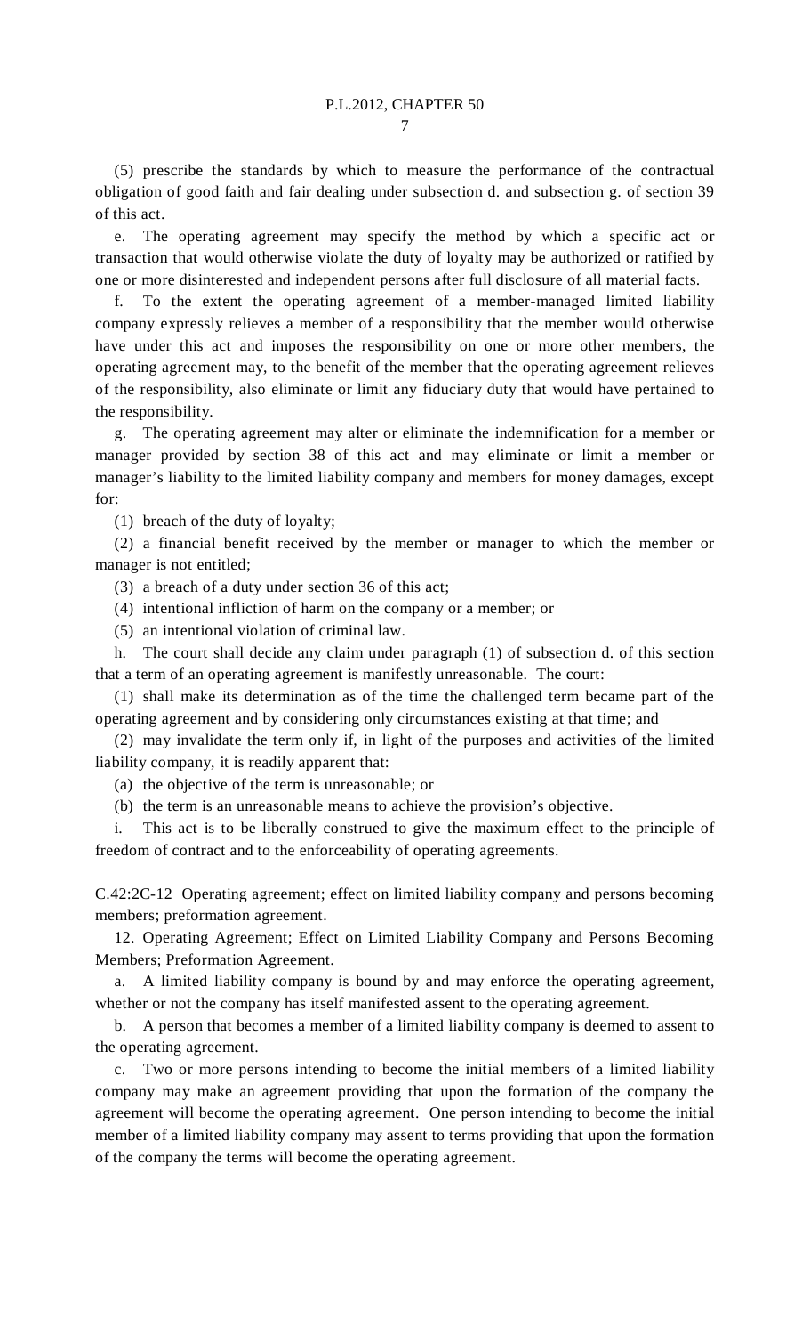(5) prescribe the standards by which to measure the performance of the contractual obligation of good faith and fair dealing under subsection d. and subsection g. of section 39 of this act.

e. The operating agreement may specify the method by which a specific act or transaction that would otherwise violate the duty of loyalty may be authorized or ratified by one or more disinterested and independent persons after full disclosure of all material facts.

f. To the extent the operating agreement of a member-managed limited liability company expressly relieves a member of a responsibility that the member would otherwise have under this act and imposes the responsibility on one or more other members, the operating agreement may, to the benefit of the member that the operating agreement relieves of the responsibility, also eliminate or limit any fiduciary duty that would have pertained to the responsibility.

g. The operating agreement may alter or eliminate the indemnification for a member or manager provided by section 38 of this act and may eliminate or limit a member or manager's liability to the limited liability company and members for money damages, except for:

(1) breach of the duty of loyalty;

(2) a financial benefit received by the member or manager to which the member or manager is not entitled;

(3) a breach of a duty under section 36 of this act;

(4) intentional infliction of harm on the company or a member; or

(5) an intentional violation of criminal law.

h. The court shall decide any claim under paragraph (1) of subsection d. of this section that a term of an operating agreement is manifestly unreasonable. The court:

(1) shall make its determination as of the time the challenged term became part of the operating agreement and by considering only circumstances existing at that time; and

(2) may invalidate the term only if, in light of the purposes and activities of the limited liability company, it is readily apparent that:

(a) the objective of the term is unreasonable; or

(b) the term is an unreasonable means to achieve the provision's objective.

i. This act is to be liberally construed to give the maximum effect to the principle of freedom of contract and to the enforceability of operating agreements.

C.42:2C-12 Operating agreement; effect on limited liability company and persons becoming members; preformation agreement.

12. Operating Agreement; Effect on Limited Liability Company and Persons Becoming Members; Preformation Agreement.

a. A limited liability company is bound by and may enforce the operating agreement, whether or not the company has itself manifested assent to the operating agreement.

b. A person that becomes a member of a limited liability company is deemed to assent to the operating agreement.

c. Two or more persons intending to become the initial members of a limited liability company may make an agreement providing that upon the formation of the company the agreement will become the operating agreement. One person intending to become the initial member of a limited liability company may assent to terms providing that upon the formation of the company the terms will become the operating agreement.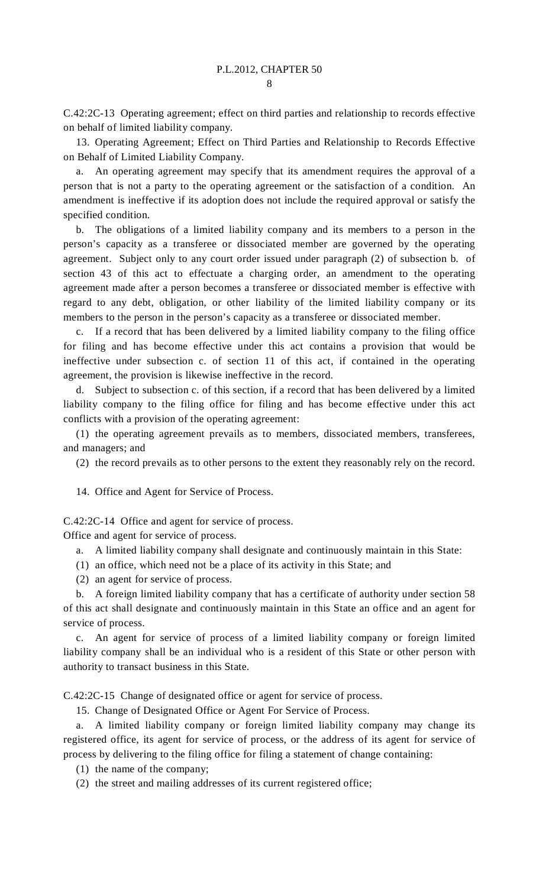C.42:2C-13 Operating agreement; effect on third parties and relationship to records effective on behalf of limited liability company.

13. Operating Agreement; Effect on Third Parties and Relationship to Records Effective on Behalf of Limited Liability Company.

a. An operating agreement may specify that its amendment requires the approval of a person that is not a party to the operating agreement or the satisfaction of a condition. An amendment is ineffective if its adoption does not include the required approval or satisfy the specified condition.

b. The obligations of a limited liability company and its members to a person in the person's capacity as a transferee or dissociated member are governed by the operating agreement. Subject only to any court order issued under paragraph (2) of subsection b. of section 43 of this act to effectuate a charging order, an amendment to the operating agreement made after a person becomes a transferee or dissociated member is effective with regard to any debt, obligation, or other liability of the limited liability company or its members to the person in the person's capacity as a transferee or dissociated member.

c. If a record that has been delivered by a limited liability company to the filing office for filing and has become effective under this act contains a provision that would be ineffective under subsection c. of section 11 of this act, if contained in the operating agreement, the provision is likewise ineffective in the record.

d. Subject to subsection c. of this section, if a record that has been delivered by a limited liability company to the filing office for filing and has become effective under this act conflicts with a provision of the operating agreement:

(1) the operating agreement prevails as to members, dissociated members, transferees, and managers; and

(2) the record prevails as to other persons to the extent they reasonably rely on the record.

14. Office and Agent for Service of Process.

C.42:2C-14 Office and agent for service of process.

Office and agent for service of process.

a. A limited liability company shall designate and continuously maintain in this State:

(1) an office, which need not be a place of its activity in this State; and

(2) an agent for service of process.

b. A foreign limited liability company that has a certificate of authority under section 58 of this act shall designate and continuously maintain in this State an office and an agent for service of process.

c. An agent for service of process of a limited liability company or foreign limited liability company shall be an individual who is a resident of this State or other person with authority to transact business in this State.

C.42:2C-15 Change of designated office or agent for service of process.

15. Change of Designated Office or Agent For Service of Process.

a. A limited liability company or foreign limited liability company may change its registered office, its agent for service of process, or the address of its agent for service of process by delivering to the filing office for filing a statement of change containing:

(1) the name of the company;

(2) the street and mailing addresses of its current registered office;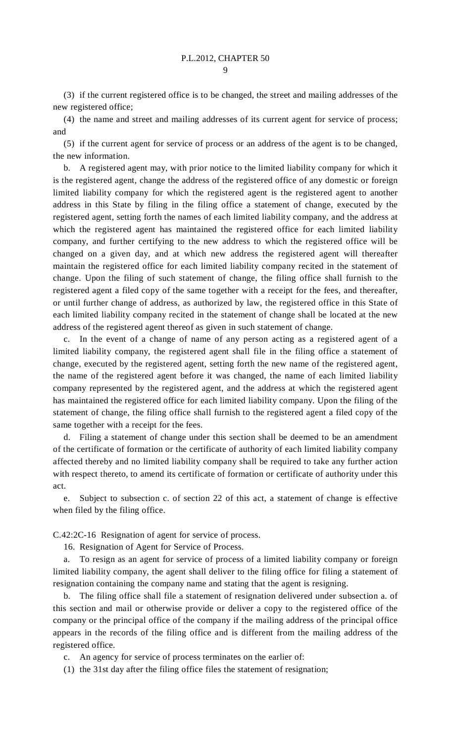(3) if the current registered office is to be changed, the street and mailing addresses of the new registered office;

(4) the name and street and mailing addresses of its current agent for service of process; and

(5) if the current agent for service of process or an address of the agent is to be changed, the new information.

b. A registered agent may, with prior notice to the limited liability company for which it is the registered agent, change the address of the registered office of any domestic or foreign limited liability company for which the registered agent is the registered agent to another address in this State by filing in the filing office a statement of change, executed by the registered agent, setting forth the names of each limited liability company, and the address at which the registered agent has maintained the registered office for each limited liability company, and further certifying to the new address to which the registered office will be changed on a given day, and at which new address the registered agent will thereafter maintain the registered office for each limited liability company recited in the statement of change. Upon the filing of such statement of change, the filing office shall furnish to the registered agent a filed copy of the same together with a receipt for the fees, and thereafter, or until further change of address, as authorized by law, the registered office in this State of each limited liability company recited in the statement of change shall be located at the new address of the registered agent thereof as given in such statement of change.

c. In the event of a change of name of any person acting as a registered agent of a limited liability company, the registered agent shall file in the filing office a statement of change, executed by the registered agent, setting forth the new name of the registered agent, the name of the registered agent before it was changed, the name of each limited liability company represented by the registered agent, and the address at which the registered agent has maintained the registered office for each limited liability company. Upon the filing of the statement of change, the filing office shall furnish to the registered agent a filed copy of the same together with a receipt for the fees.

d. Filing a statement of change under this section shall be deemed to be an amendment of the certificate of formation or the certificate of authority of each limited liability company affected thereby and no limited liability company shall be required to take any further action with respect thereto, to amend its certificate of formation or certificate of authority under this act.

e. Subject to subsection c. of section 22 of this act, a statement of change is effective when filed by the filing office.

C.42:2C-16 Resignation of agent for service of process.

16. Resignation of Agent for Service of Process.

a. To resign as an agent for service of process of a limited liability company or foreign limited liability company, the agent shall deliver to the filing office for filing a statement of resignation containing the company name and stating that the agent is resigning.

b. The filing office shall file a statement of resignation delivered under subsection a. of this section and mail or otherwise provide or deliver a copy to the registered office of the company or the principal office of the company if the mailing address of the principal office appears in the records of the filing office and is different from the mailing address of the registered office.

c. An agency for service of process terminates on the earlier of:

(1) the 31st day after the filing office files the statement of resignation;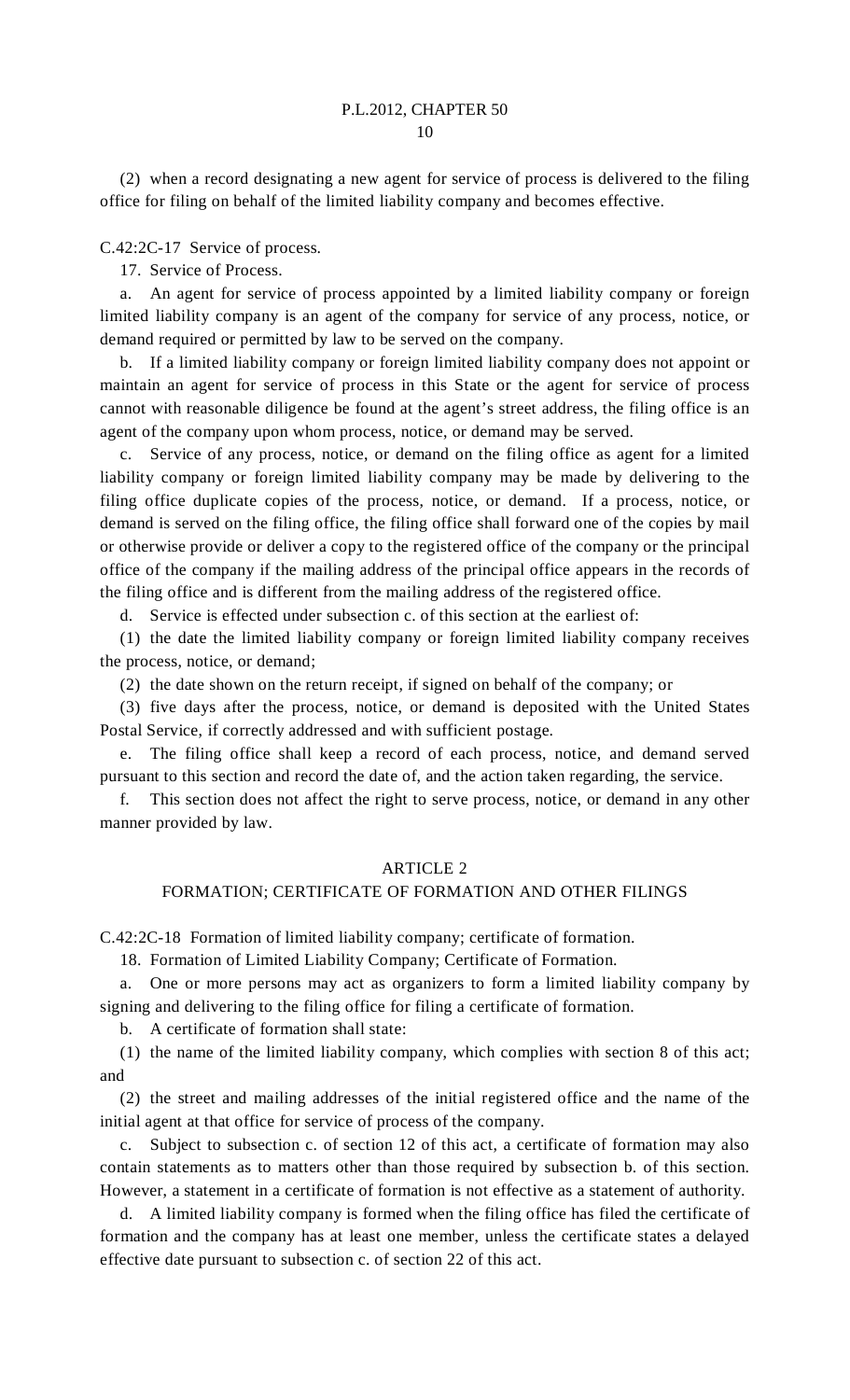(2) when a record designating a new agent for service of process is delivered to the filing office for filing on behalf of the limited liability company and becomes effective.

C.42:2C-17 Service of process.

17. Service of Process.

a. An agent for service of process appointed by a limited liability company or foreign limited liability company is an agent of the company for service of any process, notice, or demand required or permitted by law to be served on the company.

b. If a limited liability company or foreign limited liability company does not appoint or maintain an agent for service of process in this State or the agent for service of process cannot with reasonable diligence be found at the agent's street address, the filing office is an agent of the company upon whom process, notice, or demand may be served.

c. Service of any process, notice, or demand on the filing office as agent for a limited liability company or foreign limited liability company may be made by delivering to the filing office duplicate copies of the process, notice, or demand. If a process, notice, or demand is served on the filing office, the filing office shall forward one of the copies by mail or otherwise provide or deliver a copy to the registered office of the company or the principal office of the company if the mailing address of the principal office appears in the records of the filing office and is different from the mailing address of the registered office.

d. Service is effected under subsection c. of this section at the earliest of:

(1) the date the limited liability company or foreign limited liability company receives the process, notice, or demand;

(2) the date shown on the return receipt, if signed on behalf of the company; or

(3) five days after the process, notice, or demand is deposited with the United States Postal Service, if correctly addressed and with sufficient postage.

e. The filing office shall keep a record of each process, notice, and demand served pursuant to this section and record the date of, and the action taken regarding, the service.

f. This section does not affect the right to serve process, notice, or demand in any other manner provided by law.

## ARTICLE 2

## FORMATION; CERTIFICATE OF FORMATION AND OTHER FILINGS

C.42:2C-18 Formation of limited liability company; certificate of formation.

18. Formation of Limited Liability Company; Certificate of Formation.

a. One or more persons may act as organizers to form a limited liability company by signing and delivering to the filing office for filing a certificate of formation.

b. A certificate of formation shall state:

(1) the name of the limited liability company, which complies with section 8 of this act; and

(2) the street and mailing addresses of the initial registered office and the name of the initial agent at that office for service of process of the company.

c. Subject to subsection c. of section 12 of this act, a certificate of formation may also contain statements as to matters other than those required by subsection b. of this section. However, a statement in a certificate of formation is not effective as a statement of authority.

d. A limited liability company is formed when the filing office has filed the certificate of formation and the company has at least one member, unless the certificate states a delayed effective date pursuant to subsection c. of section 22 of this act.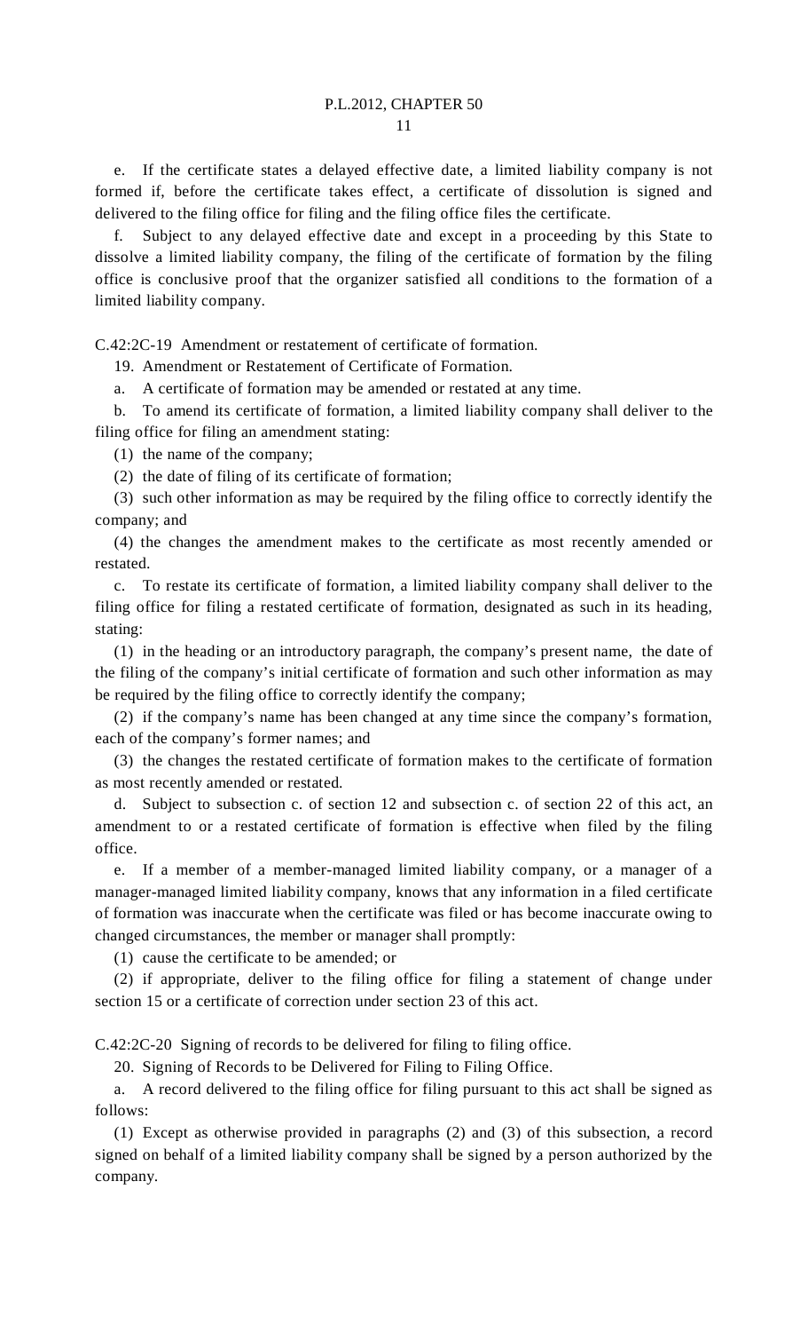e. If the certificate states a delayed effective date, a limited liability company is not formed if, before the certificate takes effect, a certificate of dissolution is signed and delivered to the filing office for filing and the filing office files the certificate.

f. Subject to any delayed effective date and except in a proceeding by this State to dissolve a limited liability company, the filing of the certificate of formation by the filing office is conclusive proof that the organizer satisfied all conditions to the formation of a limited liability company.

C.42:2C-19 Amendment or restatement of certificate of formation.

19. Amendment or Restatement of Certificate of Formation.

a. A certificate of formation may be amended or restated at any time.

b. To amend its certificate of formation, a limited liability company shall deliver to the filing office for filing an amendment stating:

(1) the name of the company;

(2) the date of filing of its certificate of formation;

(3) such other information as may be required by the filing office to correctly identify the company; and

(4) the changes the amendment makes to the certificate as most recently amended or restated.

c. To restate its certificate of formation, a limited liability company shall deliver to the filing office for filing a restated certificate of formation, designated as such in its heading, stating:

(1) in the heading or an introductory paragraph, the company's present name, the date of the filing of the company's initial certificate of formation and such other information as may be required by the filing office to correctly identify the company;

(2) if the company's name has been changed at any time since the company's formation, each of the company's former names; and

(3) the changes the restated certificate of formation makes to the certificate of formation as most recently amended or restated.

d. Subject to subsection c. of section 12 and subsection c. of section 22 of this act, an amendment to or a restated certificate of formation is effective when filed by the filing office.

e. If a member of a member-managed limited liability company, or a manager of a manager-managed limited liability company, knows that any information in a filed certificate of formation was inaccurate when the certificate was filed or has become inaccurate owing to changed circumstances, the member or manager shall promptly:

(1) cause the certificate to be amended; or

(2) if appropriate, deliver to the filing office for filing a statement of change under section 15 or a certificate of correction under section 23 of this act.

C.42:2C-20 Signing of records to be delivered for filing to filing office.

20. Signing of Records to be Delivered for Filing to Filing Office.

a. A record delivered to the filing office for filing pursuant to this act shall be signed as follows:

(1) Except as otherwise provided in paragraphs (2) and (3) of this subsection, a record signed on behalf of a limited liability company shall be signed by a person authorized by the company.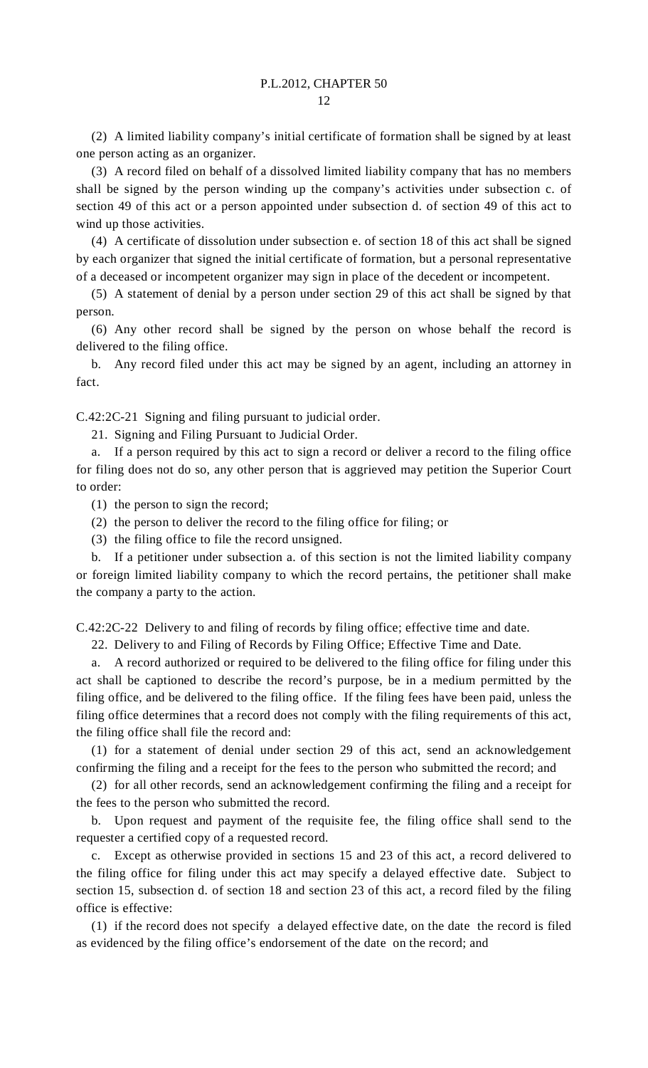(2) A limited liability company's initial certificate of formation shall be signed by at least one person acting as an organizer.

(3) A record filed on behalf of a dissolved limited liability company that has no members shall be signed by the person winding up the company's activities under subsection c. of section 49 of this act or a person appointed under subsection d. of section 49 of this act to wind up those activities.

(4) A certificate of dissolution under subsection e. of section 18 of this act shall be signed by each organizer that signed the initial certificate of formation, but a personal representative of a deceased or incompetent organizer may sign in place of the decedent or incompetent.

(5) A statement of denial by a person under section 29 of this act shall be signed by that person.

(6) Any other record shall be signed by the person on whose behalf the record is delivered to the filing office.

b. Any record filed under this act may be signed by an agent, including an attorney in fact.

C.42:2C-21 Signing and filing pursuant to judicial order.

21. Signing and Filing Pursuant to Judicial Order.

a. If a person required by this act to sign a record or deliver a record to the filing office for filing does not do so, any other person that is aggrieved may petition the Superior Court to order:

(1) the person to sign the record;

(2) the person to deliver the record to the filing office for filing; or

(3) the filing office to file the record unsigned.

b. If a petitioner under subsection a. of this section is not the limited liability company or foreign limited liability company to which the record pertains, the petitioner shall make the company a party to the action.

C.42:2C-22 Delivery to and filing of records by filing office; effective time and date.

22. Delivery to and Filing of Records by Filing Office; Effective Time and Date.

a. A record authorized or required to be delivered to the filing office for filing under this act shall be captioned to describe the record's purpose, be in a medium permitted by the filing office, and be delivered to the filing office. If the filing fees have been paid, unless the filing office determines that a record does not comply with the filing requirements of this act, the filing office shall file the record and:

(1) for a statement of denial under section 29 of this act, send an acknowledgement confirming the filing and a receipt for the fees to the person who submitted the record; and

(2) for all other records, send an acknowledgement confirming the filing and a receipt for the fees to the person who submitted the record.

b. Upon request and payment of the requisite fee, the filing office shall send to the requester a certified copy of a requested record.

c. Except as otherwise provided in sections 15 and 23 of this act, a record delivered to the filing office for filing under this act may specify a delayed effective date. Subject to section 15, subsection d. of section 18 and section 23 of this act, a record filed by the filing office is effective:

(1) if the record does not specify a delayed effective date, on the date the record is filed as evidenced by the filing office's endorsement of the date on the record; and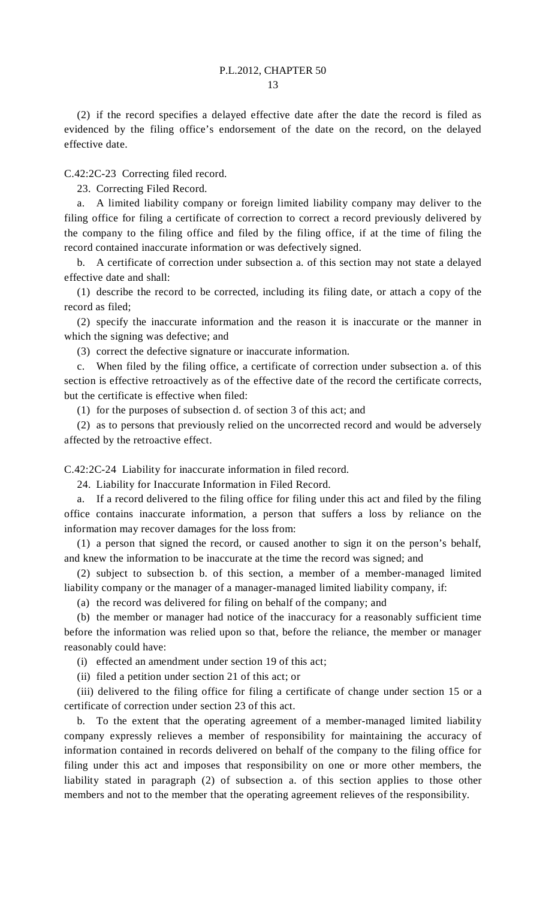(2) if the record specifies a delayed effective date after the date the record is filed as evidenced by the filing office's endorsement of the date on the record, on the delayed effective date.

C.42:2C-23 Correcting filed record.

23. Correcting Filed Record.

a. A limited liability company or foreign limited liability company may deliver to the filing office for filing a certificate of correction to correct a record previously delivered by the company to the filing office and filed by the filing office, if at the time of filing the record contained inaccurate information or was defectively signed.

b. A certificate of correction under subsection a. of this section may not state a delayed effective date and shall:

(1) describe the record to be corrected, including its filing date, or attach a copy of the record as filed;

(2) specify the inaccurate information and the reason it is inaccurate or the manner in which the signing was defective; and

(3) correct the defective signature or inaccurate information.

c. When filed by the filing office, a certificate of correction under subsection a. of this section is effective retroactively as of the effective date of the record the certificate corrects, but the certificate is effective when filed:

(1) for the purposes of subsection d. of section 3 of this act; and

(2) as to persons that previously relied on the uncorrected record and would be adversely affected by the retroactive effect.

C.42:2C-24 Liability for inaccurate information in filed record.

24. Liability for Inaccurate Information in Filed Record.

a. If a record delivered to the filing office for filing under this act and filed by the filing office contains inaccurate information, a person that suffers a loss by reliance on the information may recover damages for the loss from:

(1) a person that signed the record, or caused another to sign it on the person's behalf, and knew the information to be inaccurate at the time the record was signed; and

(2) subject to subsection b. of this section, a member of a member-managed limited liability company or the manager of a manager-managed limited liability company, if:

(a) the record was delivered for filing on behalf of the company; and

(b) the member or manager had notice of the inaccuracy for a reasonably sufficient time before the information was relied upon so that, before the reliance, the member or manager reasonably could have:

(i) effected an amendment under section 19 of this act;

(ii) filed a petition under section 21 of this act; or

(iii) delivered to the filing office for filing a certificate of change under section 15 or a certificate of correction under section 23 of this act.

b. To the extent that the operating agreement of a member-managed limited liability company expressly relieves a member of responsibility for maintaining the accuracy of information contained in records delivered on behalf of the company to the filing office for filing under this act and imposes that responsibility on one or more other members, the liability stated in paragraph (2) of subsection a. of this section applies to those other members and not to the member that the operating agreement relieves of the responsibility.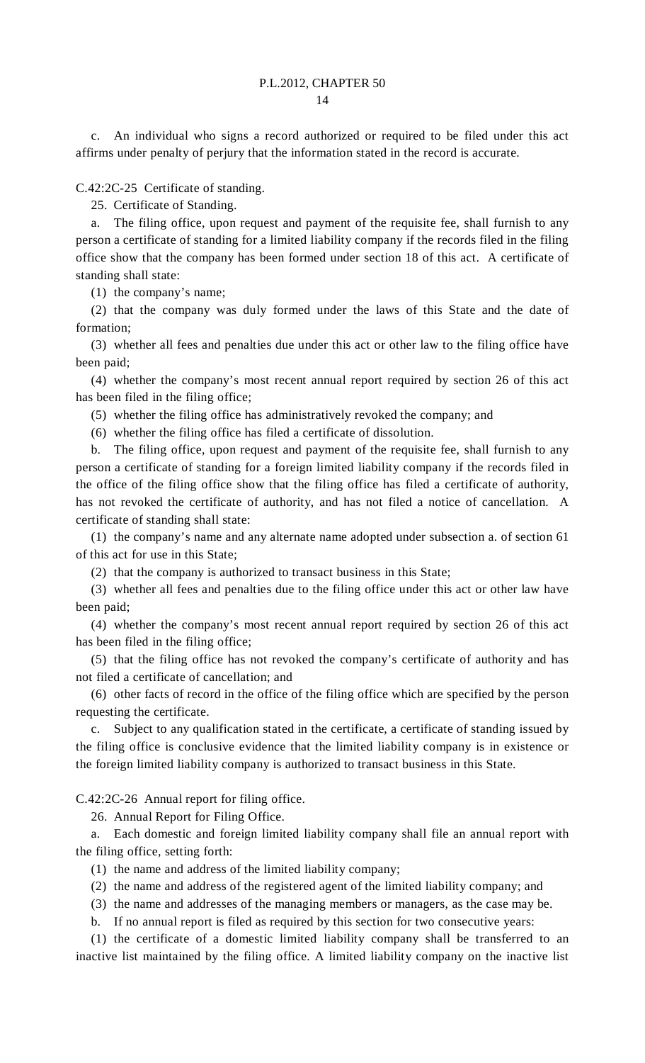c. An individual who signs a record authorized or required to be filed under this act affirms under penalty of perjury that the information stated in the record is accurate.

C.42:2C-25 Certificate of standing.

25. Certificate of Standing.

a. The filing office, upon request and payment of the requisite fee, shall furnish to any person a certificate of standing for a limited liability company if the records filed in the filing office show that the company has been formed under section 18 of this act. A certificate of standing shall state:

(1) the company's name;

(2) that the company was duly formed under the laws of this State and the date of formation;

(3) whether all fees and penalties due under this act or other law to the filing office have been paid;

(4) whether the company's most recent annual report required by section 26 of this act has been filed in the filing office;

(5) whether the filing office has administratively revoked the company; and

(6) whether the filing office has filed a certificate of dissolution.

b. The filing office, upon request and payment of the requisite fee, shall furnish to any person a certificate of standing for a foreign limited liability company if the records filed in the office of the filing office show that the filing office has filed a certificate of authority, has not revoked the certificate of authority, and has not filed a notice of cancellation. A certificate of standing shall state:

(1) the company's name and any alternate name adopted under subsection a. of section 61 of this act for use in this State;

(2) that the company is authorized to transact business in this State;

(3) whether all fees and penalties due to the filing office under this act or other law have been paid;

(4) whether the company's most recent annual report required by section 26 of this act has been filed in the filing office;

(5) that the filing office has not revoked the company's certificate of authority and has not filed a certificate of cancellation; and

(6) other facts of record in the office of the filing office which are specified by the person requesting the certificate.

c. Subject to any qualification stated in the certificate, a certificate of standing issued by the filing office is conclusive evidence that the limited liability company is in existence or the foreign limited liability company is authorized to transact business in this State.

C.42:2C-26 Annual report for filing office.

26. Annual Report for Filing Office.

a. Each domestic and foreign limited liability company shall file an annual report with the filing office, setting forth:

(1) the name and address of the limited liability company;

(2) the name and address of the registered agent of the limited liability company; and

(3) the name and addresses of the managing members or managers, as the case may be.

b. If no annual report is filed as required by this section for two consecutive years:

(1) the certificate of a domestic limited liability company shall be transferred to an inactive list maintained by the filing office. A limited liability company on the inactive list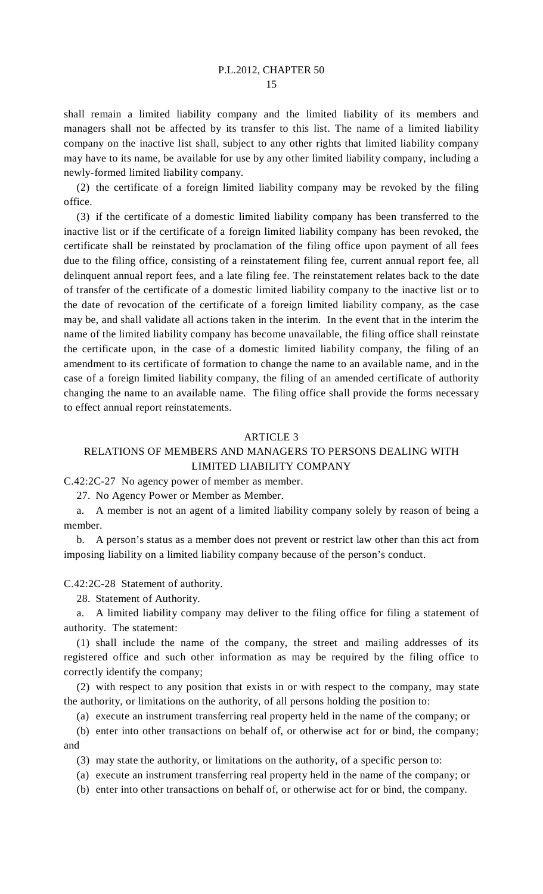shall remain a limited liability company and the limited liability of its members and managers shall not be affected by its transfer to this list. The name of a limited liability company on the inactive list shall, subject to any other rights that limited liability company may have to its name, be available for use by any other limited liability company, including a newly-formed limited liability company.

(2) the certificate of a foreign limited liability company may be revoked by the filing office.

(3) if the certificate of a domestic limited liability company has been transferred to the inactive list or if the certificate of a foreign limited liability company has been revoked, the certificate shall be reinstated by proclamation of the filing office upon payment of all fees due to the filing office, consisting of a reinstatement filing fee, current annual report fee, all delinquent annual report fees, and a late filing fee. The reinstatement relates back to the date of transfer of the certificate of a domestic limited liability company to the inactive list or to the date of revocation of the certificate of a foreign limited liability company, as the case may be, and shall validate all actions taken in the interim. In the event that in the interim the name of the limited liability company has become unavailable, the filing office shall reinstate the certificate upon, in the case of a domestic limited liability company, the filing of an amendment to its certificate of formation to change the name to an available name, and in the case of a foreign limited liability company, the filing of an amended certificate of authority changing the name to an available name. The filing office shall provide the forms necessary to effect annual report reinstatements.

## ARTICLE 3

## RELATIONS OF MEMBERS AND MANAGERS TO PERSONS DEALING WITH LIMITED LIABILITY COMPANY

C.42:2C-27 No agency power of member as member.

27. No Agency Power or Member as Member.

a. A member is not an agent of a limited liability company solely by reason of being a member.

b. A person's status as a member does not prevent or restrict law other than this act from imposing liability on a limited liability company because of the person's conduct.

C.42:2C-28 Statement of authority.

28. Statement of Authority.

a. A limited liability company may deliver to the filing office for filing a statement of authority. The statement:

(1) shall include the name of the company, the street and mailing addresses of its registered office and such other information as may be required by the filing office to correctly identify the company;

(2) with respect to any position that exists in or with respect to the company, may state the authority, or limitations on the authority, of all persons holding the position to:

(a) execute an instrument transferring real property held in the name of the company; or

(b) enter into other transactions on behalf of, or otherwise act for or bind, the company; and

(3) may state the authority, or limitations on the authority, of a specific person to:

(a) execute an instrument transferring real property held in the name of the company; or

(b) enter into other transactions on behalf of, or otherwise act for or bind, the company.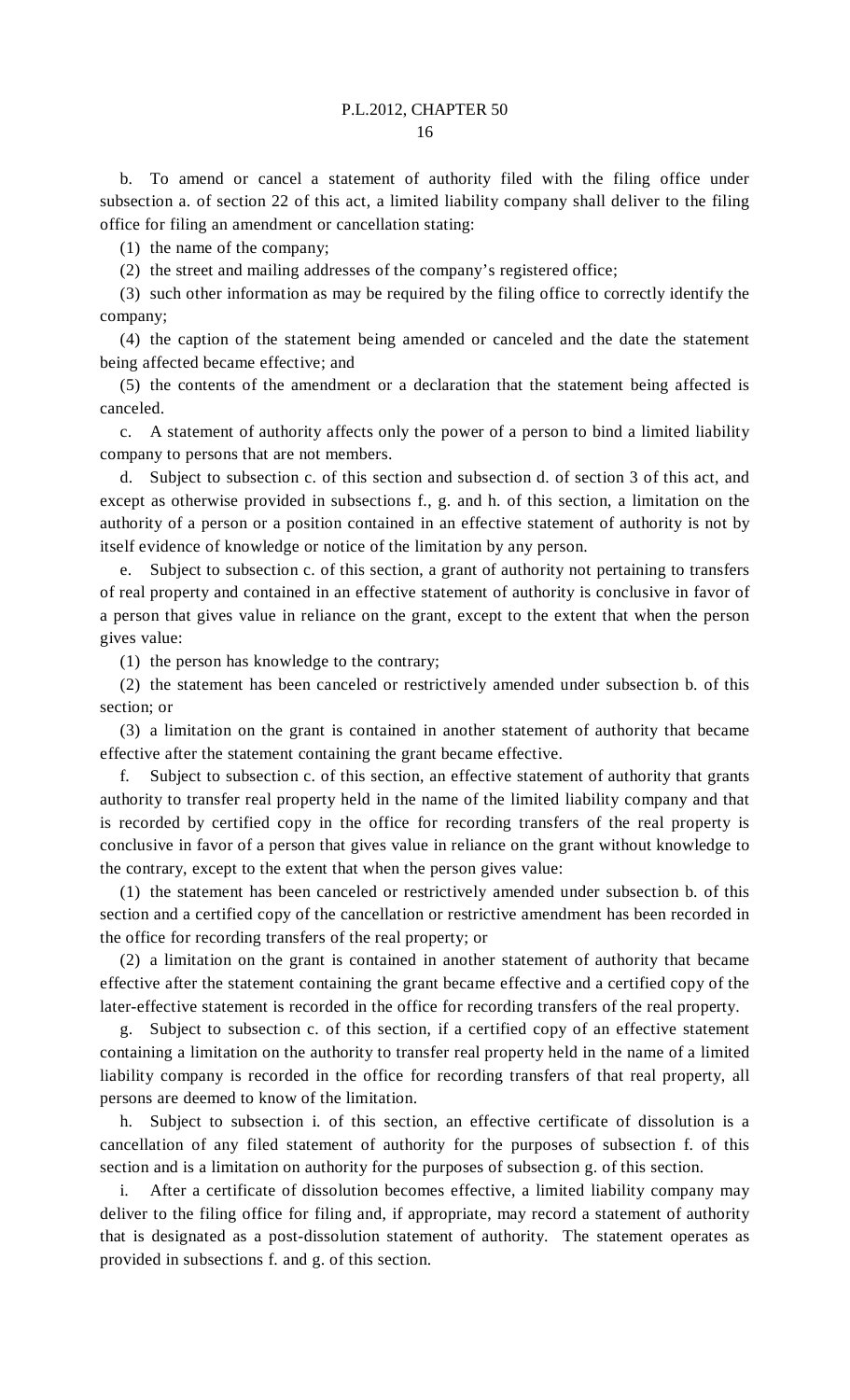b. To amend or cancel a statement of authority filed with the filing office under subsection a. of section 22 of this act, a limited liability company shall deliver to the filing office for filing an amendment or cancellation stating:

(1) the name of the company;

(2) the street and mailing addresses of the company's registered office;

(3) such other information as may be required by the filing office to correctly identify the company;

(4) the caption of the statement being amended or canceled and the date the statement being affected became effective; and

(5) the contents of the amendment or a declaration that the statement being affected is canceled.

c. A statement of authority affects only the power of a person to bind a limited liability company to persons that are not members.

d. Subject to subsection c. of this section and subsection d. of section 3 of this act, and except as otherwise provided in subsections f., g. and h. of this section, a limitation on the authority of a person or a position contained in an effective statement of authority is not by itself evidence of knowledge or notice of the limitation by any person.

e. Subject to subsection c. of this section, a grant of authority not pertaining to transfers of real property and contained in an effective statement of authority is conclusive in favor of a person that gives value in reliance on the grant, except to the extent that when the person gives value:

(1) the person has knowledge to the contrary;

(2) the statement has been canceled or restrictively amended under subsection b. of this section; or

(3) a limitation on the grant is contained in another statement of authority that became effective after the statement containing the grant became effective.

f. Subject to subsection c. of this section, an effective statement of authority that grants authority to transfer real property held in the name of the limited liability company and that is recorded by certified copy in the office for recording transfers of the real property is conclusive in favor of a person that gives value in reliance on the grant without knowledge to the contrary, except to the extent that when the person gives value:

(1) the statement has been canceled or restrictively amended under subsection b. of this section and a certified copy of the cancellation or restrictive amendment has been recorded in the office for recording transfers of the real property; or

(2) a limitation on the grant is contained in another statement of authority that became effective after the statement containing the grant became effective and a certified copy of the later-effective statement is recorded in the office for recording transfers of the real property.

g. Subject to subsection c. of this section, if a certified copy of an effective statement containing a limitation on the authority to transfer real property held in the name of a limited liability company is recorded in the office for recording transfers of that real property, all persons are deemed to know of the limitation.

h. Subject to subsection i. of this section, an effective certificate of dissolution is a cancellation of any filed statement of authority for the purposes of subsection f. of this section and is a limitation on authority for the purposes of subsection g. of this section.

i. After a certificate of dissolution becomes effective, a limited liability company may deliver to the filing office for filing and, if appropriate, may record a statement of authority that is designated as a post-dissolution statement of authority. The statement operates as provided in subsections f. and g. of this section.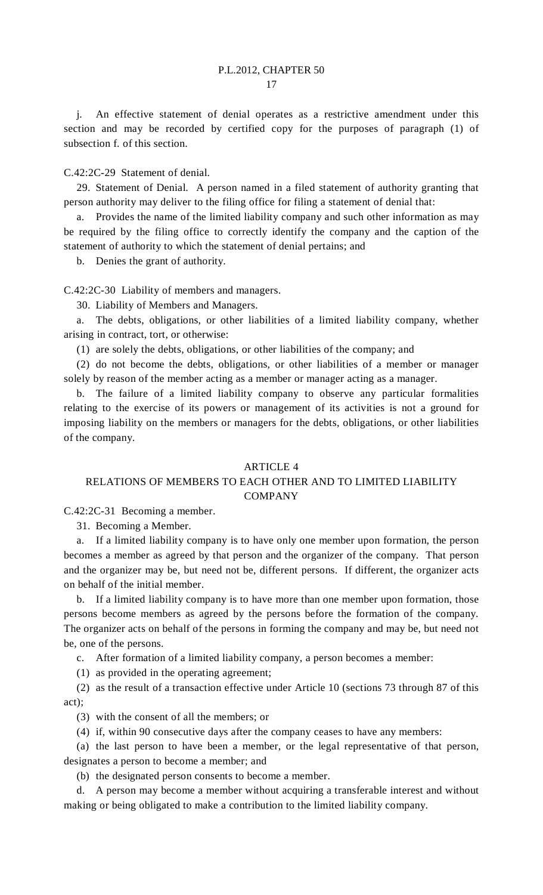j. An effective statement of denial operates as a restrictive amendment under this section and may be recorded by certified copy for the purposes of paragraph (1) of subsection f. of this section.

C.42:2C-29 Statement of denial.

29. Statement of Denial. A person named in a filed statement of authority granting that person authority may deliver to the filing office for filing a statement of denial that:

a. Provides the name of the limited liability company and such other information as may be required by the filing office to correctly identify the company and the caption of the statement of authority to which the statement of denial pertains; and

b. Denies the grant of authority.

C.42:2C-30 Liability of members and managers.

30. Liability of Members and Managers.

a. The debts, obligations, or other liabilities of a limited liability company, whether arising in contract, tort, or otherwise:

(1) are solely the debts, obligations, or other liabilities of the company; and

(2) do not become the debts, obligations, or other liabilities of a member or manager solely by reason of the member acting as a member or manager acting as a manager.

b. The failure of a limited liability company to observe any particular formalities relating to the exercise of its powers or management of its activities is not a ground for imposing liability on the members or managers for the debts, obligations, or other liabilities of the company.

## ARTICLE 4
## RELATIONS OF MEMBERS TO EACH OTHER AND TO LIMITED LIABILITY COMPANY

C.42:2C-31 Becoming a member.

31. Becoming a Member.

a. If a limited liability company is to have only one member upon formation, the person becomes a member as agreed by that person and the organizer of the company. That person and the organizer may be, but need not be, different persons. If different, the organizer acts on behalf of the initial member.

b. If a limited liability company is to have more than one member upon formation, those persons become members as agreed by the persons before the formation of the company. The organizer acts on behalf of the persons in forming the company and may be, but need not be, one of the persons.

c. After formation of a limited liability company, a person becomes a member:

(1) as provided in the operating agreement;

(2) as the result of a transaction effective under Article 10 (sections 73 through 87 of this act);

(3) with the consent of all the members; or

(4) if, within 90 consecutive days after the company ceases to have any members:

(a) the last person to have been a member, or the legal representative of that person, designates a person to become a member; and

(b) the designated person consents to become a member.

d. A person may become a member without acquiring a transferable interest and without making or being obligated to make a contribution to the limited liability company.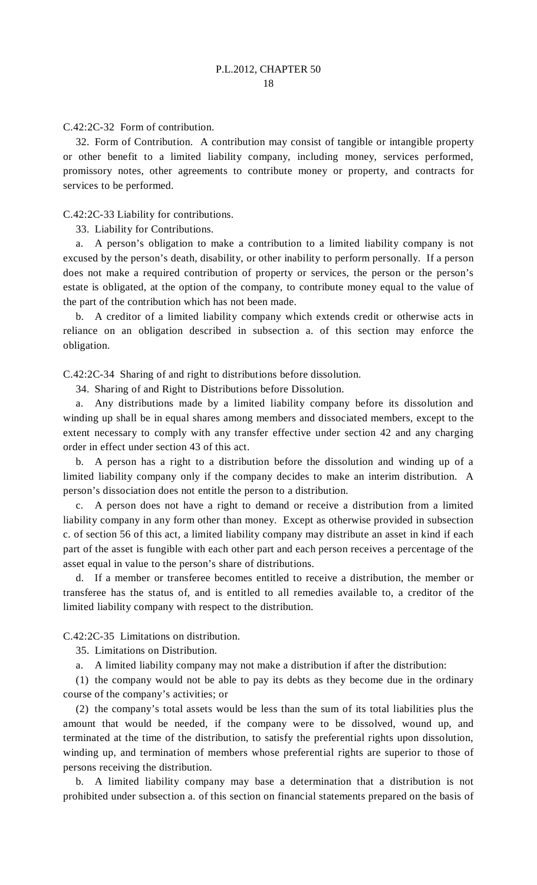C.42:2C-32 Form of contribution.

32. Form of Contribution. A contribution may consist of tangible or intangible property or other benefit to a limited liability company, including money, services performed, promissory notes, other agreements to contribute money or property, and contracts for services to be performed.

C.42:2C-33 Liability for contributions.

33. Liability for Contributions.

a. A person's obligation to make a contribution to a limited liability company is not excused by the person's death, disability, or other inability to perform personally. If a person does not make a required contribution of property or services, the person or the person's estate is obligated, at the option of the company, to contribute money equal to the value of the part of the contribution which has not been made.

b. A creditor of a limited liability company which extends credit or otherwise acts in reliance on an obligation described in subsection a. of this section may enforce the obligation.

C.42:2C-34 Sharing of and right to distributions before dissolution.

34. Sharing of and Right to Distributions before Dissolution.

a. Any distributions made by a limited liability company before its dissolution and winding up shall be in equal shares among members and dissociated members, except to the extent necessary to comply with any transfer effective under section 42 and any charging order in effect under section 43 of this act.

b. A person has a right to a distribution before the dissolution and winding up of a limited liability company only if the company decides to make an interim distribution. A person's dissociation does not entitle the person to a distribution.

c. A person does not have a right to demand or receive a distribution from a limited liability company in any form other than money. Except as otherwise provided in subsection c. of section 56 of this act, a limited liability company may distribute an asset in kind if each part of the asset is fungible with each other part and each person receives a percentage of the asset equal in value to the person's share of distributions.

d. If a member or transferee becomes entitled to receive a distribution, the member or transferee has the status of, and is entitled to all remedies available to, a creditor of the limited liability company with respect to the distribution.

C.42:2C-35 Limitations on distribution.

35. Limitations on Distribution.

a. A limited liability company may not make a distribution if after the distribution:

(1) the company would not be able to pay its debts as they become due in the ordinary course of the company's activities; or

(2) the company's total assets would be less than the sum of its total liabilities plus the amount that would be needed, if the company were to be dissolved, wound up, and terminated at the time of the distribution, to satisfy the preferential rights upon dissolution, winding up, and termination of members whose preferential rights are superior to those of persons receiving the distribution.

b. A limited liability company may base a determination that a distribution is not prohibited under subsection a. of this section on financial statements prepared on the basis of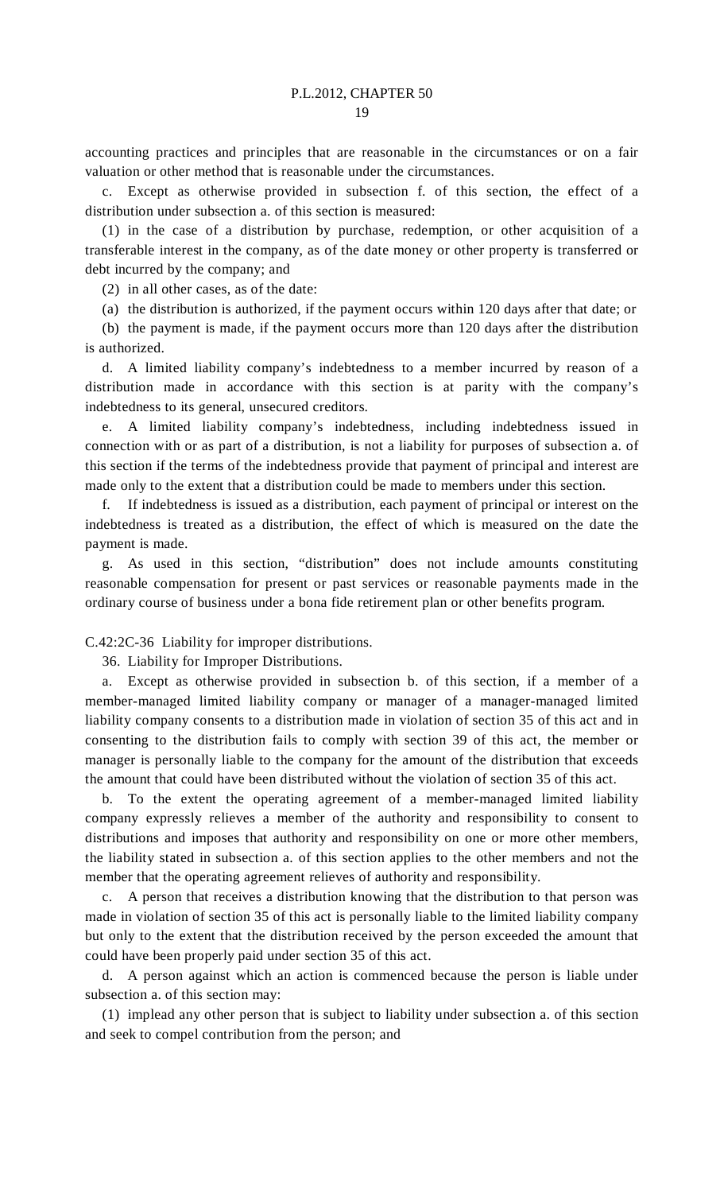accounting practices and principles that are reasonable in the circumstances or on a fair valuation or other method that is reasonable under the circumstances.

c. Except as otherwise provided in subsection f. of this section, the effect of a distribution under subsection a. of this section is measured:

(1) in the case of a distribution by purchase, redemption, or other acquisition of a transferable interest in the company, as of the date money or other property is transferred or debt incurred by the company; and

(2) in all other cases, as of the date:

(a) the distribution is authorized, if the payment occurs within 120 days after that date; or

(b) the payment is made, if the payment occurs more than 120 days after the distribution is authorized.

d. A limited liability company's indebtedness to a member incurred by reason of a distribution made in accordance with this section is at parity with the company's indebtedness to its general, unsecured creditors.

e. A limited liability company's indebtedness, including indebtedness issued in connection with or as part of a distribution, is not a liability for purposes of subsection a. of this section if the terms of the indebtedness provide that payment of principal and interest are made only to the extent that a distribution could be made to members under this section.

f. If indebtedness is issued as a distribution, each payment of principal or interest on the indebtedness is treated as a distribution, the effect of which is measured on the date the payment is made.

g. As used in this section, "distribution" does not include amounts constituting reasonable compensation for present or past services or reasonable payments made in the ordinary course of business under a bona fide retirement plan or other benefits program.

C.42:2C-36 Liability for improper distributions.

36. Liability for Improper Distributions.

a. Except as otherwise provided in subsection b. of this section, if a member of a member-managed limited liability company or manager of a manager-managed limited liability company consents to a distribution made in violation of section 35 of this act and in consenting to the distribution fails to comply with section 39 of this act, the member or manager is personally liable to the company for the amount of the distribution that exceeds the amount that could have been distributed without the violation of section 35 of this act.

b. To the extent the operating agreement of a member-managed limited liability company expressly relieves a member of the authority and responsibility to consent to distributions and imposes that authority and responsibility on one or more other members, the liability stated in subsection a. of this section applies to the other members and not the member that the operating agreement relieves of authority and responsibility.

c. A person that receives a distribution knowing that the distribution to that person was made in violation of section 35 of this act is personally liable to the limited liability company but only to the extent that the distribution received by the person exceeded the amount that could have been properly paid under section 35 of this act.

d. A person against which an action is commenced because the person is liable under subsection a. of this section may:

(1) implead any other person that is subject to liability under subsection a. of this section and seek to compel contribution from the person; and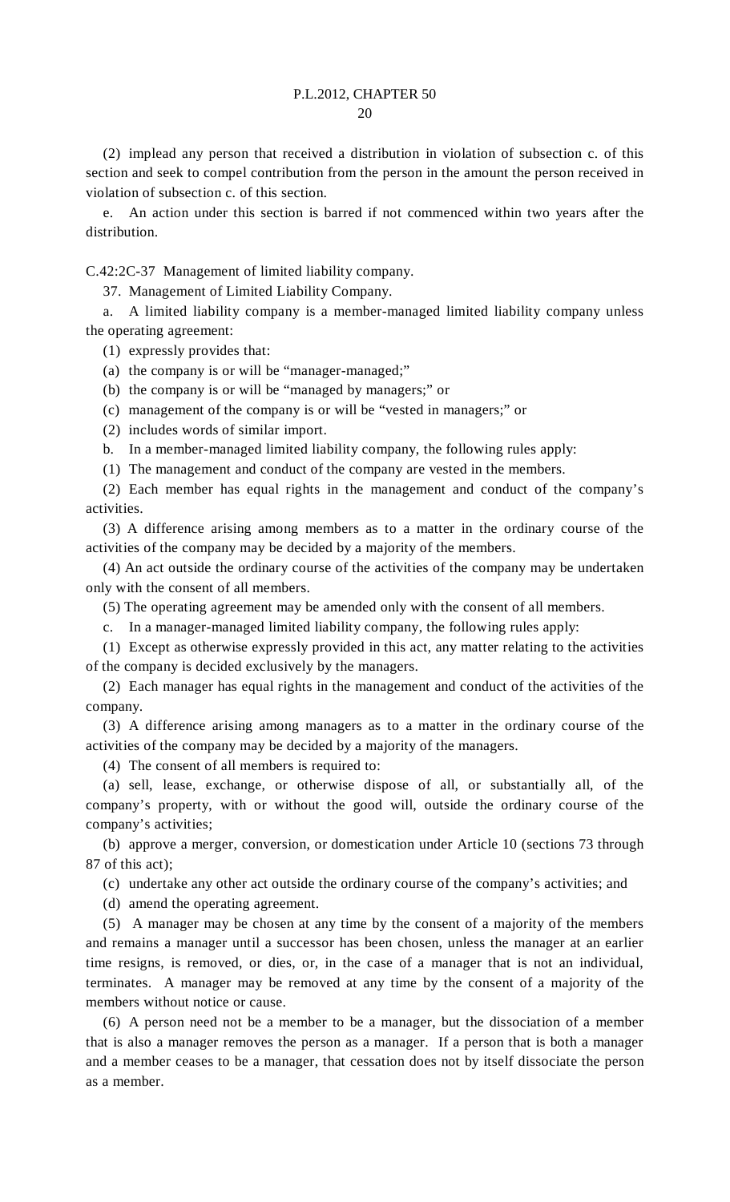(2) implead any person that received a distribution in violation of subsection c. of this section and seek to compel contribution from the person in the amount the person received in violation of subsection c. of this section.

e. An action under this section is barred if not commenced within two years after the distribution.

C.42:2C-37 Management of limited liability company.

37. Management of Limited Liability Company.

a. A limited liability company is a member-managed limited liability company unless the operating agreement:

(1) expressly provides that:

(a) the company is or will be "manager-managed;"

(b) the company is or will be "managed by managers;" or

(c) management of the company is or will be "vested in managers;" or

(2) includes words of similar import.

b. In a member-managed limited liability company, the following rules apply:

(1) The management and conduct of the company are vested in the members.

(2) Each member has equal rights in the management and conduct of the company's activities.

(3) A difference arising among members as to a matter in the ordinary course of the activities of the company may be decided by a majority of the members.

(4) An act outside the ordinary course of the activities of the company may be undertaken only with the consent of all members.

(5) The operating agreement may be amended only with the consent of all members.

c. In a manager-managed limited liability company, the following rules apply:

(1) Except as otherwise expressly provided in this act, any matter relating to the activities of the company is decided exclusively by the managers.

(2) Each manager has equal rights in the management and conduct of the activities of the company.

(3) A difference arising among managers as to a matter in the ordinary course of the activities of the company may be decided by a majority of the managers.

(4) The consent of all members is required to:

(a) sell, lease, exchange, or otherwise dispose of all, or substantially all, of the company's property, with or without the good will, outside the ordinary course of the company's activities;

(b) approve a merger, conversion, or domestication under Article 10 (sections 73 through 87 of this act);

(c) undertake any other act outside the ordinary course of the company's activities; and

(d) amend the operating agreement.

(5) A manager may be chosen at any time by the consent of a majority of the members and remains a manager until a successor has been chosen, unless the manager at an earlier time resigns, is removed, or dies, or, in the case of a manager that is not an individual, terminates. A manager may be removed at any time by the consent of a majority of the members without notice or cause.

(6) A person need not be a member to be a manager, but the dissociation of a member that is also a manager removes the person as a manager. If a person that is both a manager and a member ceases to be a manager, that cessation does not by itself dissociate the person as a member.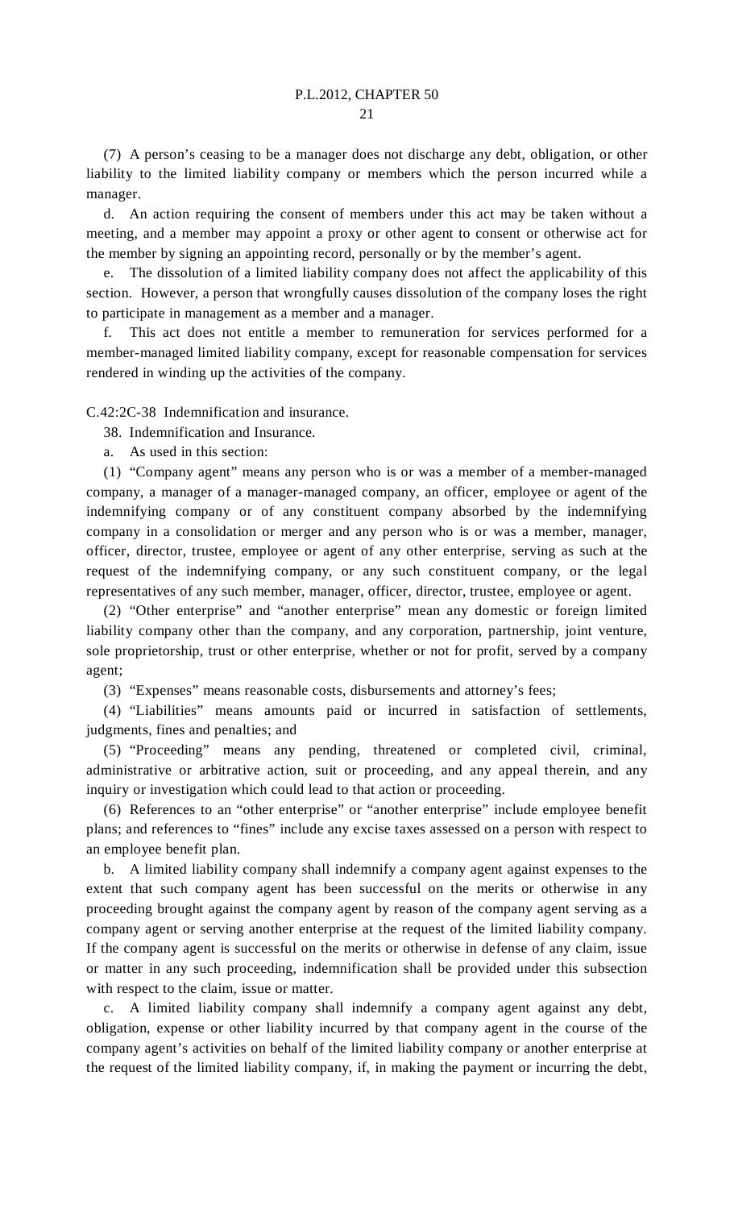(7) A person's ceasing to be a manager does not discharge any debt, obligation, or other liability to the limited liability company or members which the person incurred while a manager.

d. An action requiring the consent of members under this act may be taken without a meeting, and a member may appoint a proxy or other agent to consent or otherwise act for the member by signing an appointing record, personally or by the member's agent.

e. The dissolution of a limited liability company does not affect the applicability of this section. However, a person that wrongfully causes dissolution of the company loses the right to participate in management as a member and a manager.

f. This act does not entitle a member to remuneration for services performed for a member-managed limited liability company, except for reasonable compensation for services rendered in winding up the activities of the company.

C.42:2C-38 Indemnification and insurance.

38. Indemnification and Insurance.

a. As used in this section:

(1) "Company agent" means any person who is or was a member of a member-managed company, a manager of a manager-managed company, an officer, employee or agent of the indemnifying company or of any constituent company absorbed by the indemnifying company in a consolidation or merger and any person who is or was a member, manager, officer, director, trustee, employee or agent of any other enterprise, serving as such at the request of the indemnifying company, or any such constituent company, or the legal representatives of any such member, manager, officer, director, trustee, employee or agent.

(2) "Other enterprise" and "another enterprise" mean any domestic or foreign limited liability company other than the company, and any corporation, partnership, joint venture, sole proprietorship, trust or other enterprise, whether or not for profit, served by a company agent;

(3) "Expenses" means reasonable costs, disbursements and attorney's fees;

(4) "Liabilities" means amounts paid or incurred in satisfaction of settlements, judgments, fines and penalties; and

(5) "Proceeding" means any pending, threatened or completed civil, criminal, administrative or arbitrative action, suit or proceeding, and any appeal therein, and any inquiry or investigation which could lead to that action or proceeding.

(6) References to an "other enterprise" or "another enterprise" include employee benefit plans; and references to "fines" include any excise taxes assessed on a person with respect to an employee benefit plan.

b. A limited liability company shall indemnify a company agent against expenses to the extent that such company agent has been successful on the merits or otherwise in any proceeding brought against the company agent by reason of the company agent serving as a company agent or serving another enterprise at the request of the limited liability company. If the company agent is successful on the merits or otherwise in defense of any claim, issue or matter in any such proceeding, indemnification shall be provided under this subsection with respect to the claim, issue or matter.

c. A limited liability company shall indemnify a company agent against any debt, obligation, expense or other liability incurred by that company agent in the course of the company agent's activities on behalf of the limited liability company or another enterprise at the request of the limited liability company, if, in making the payment or incurring the debt,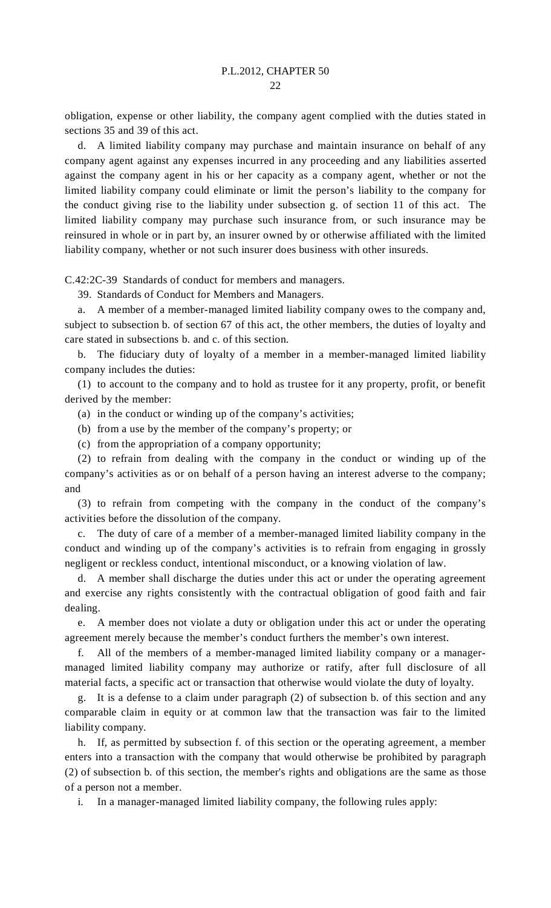obligation, expense or other liability, the company agent complied with the duties stated in sections 35 and 39 of this act.

d. A limited liability company may purchase and maintain insurance on behalf of any company agent against any expenses incurred in any proceeding and any liabilities asserted against the company agent in his or her capacity as a company agent, whether or not the limited liability company could eliminate or limit the person's liability to the company for the conduct giving rise to the liability under subsection g. of section 11 of this act. The limited liability company may purchase such insurance from, or such insurance may be reinsured in whole or in part by, an insurer owned by or otherwise affiliated with the limited liability company, whether or not such insurer does business with other insureds.

C.42:2C-39 Standards of conduct for members and managers.

39. Standards of Conduct for Members and Managers.

a. A member of a member-managed limited liability company owes to the company and, subject to subsection b. of section 67 of this act, the other members, the duties of loyalty and care stated in subsections b. and c. of this section.

b. The fiduciary duty of loyalty of a member in a member-managed limited liability company includes the duties:

(1) to account to the company and to hold as trustee for it any property, profit, or benefit derived by the member:

(a) in the conduct or winding up of the company's activities;

(b) from a use by the member of the company's property; or

(c) from the appropriation of a company opportunity;

(2) to refrain from dealing with the company in the conduct or winding up of the company's activities as or on behalf of a person having an interest adverse to the company; and

(3) to refrain from competing with the company in the conduct of the company's activities before the dissolution of the company.

c. The duty of care of a member of a member-managed limited liability company in the conduct and winding up of the company's activities is to refrain from engaging in grossly negligent or reckless conduct, intentional misconduct, or a knowing violation of law.

d. A member shall discharge the duties under this act or under the operating agreement and exercise any rights consistently with the contractual obligation of good faith and fair dealing.

e. A member does not violate a duty or obligation under this act or under the operating agreement merely because the member's conduct furthers the member's own interest.

f. All of the members of a member-managed limited liability company or a manager-managed limited liability company may authorize or ratify, after full disclosure of all material facts, a specific act or transaction that otherwise would violate the duty of loyalty.

g. It is a defense to a claim under paragraph (2) of subsection b. of this section and any comparable claim in equity or at common law that the transaction was fair to the limited liability company.

h. If, as permitted by subsection f. of this section or the operating agreement, a member enters into a transaction with the company that would otherwise be prohibited by paragraph (2) of subsection b. of this section, the member's rights and obligations are the same as those of a person not a member.

i. In a manager-managed limited liability company, the following rules apply: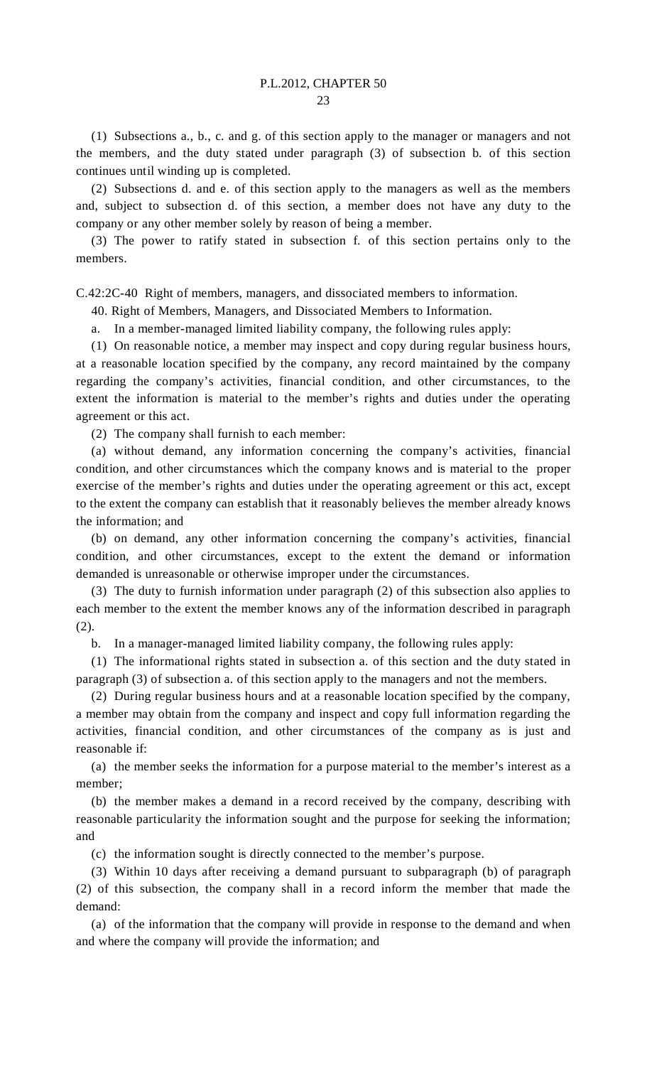(1) Subsections a., b., c. and g. of this section apply to the manager or managers and not the members, and the duty stated under paragraph (3) of subsection b. of this section continues until winding up is completed.

(2) Subsections d. and e. of this section apply to the managers as well as the members and, subject to subsection d. of this section, a member does not have any duty to the company or any other member solely by reason of being a member.

(3) The power to ratify stated in subsection f. of this section pertains only to the members.

C.42:2C-40 Right of members, managers, and dissociated members to information.

40. Right of Members, Managers, and Dissociated Members to Information.

a. In a member-managed limited liability company, the following rules apply:

(1) On reasonable notice, a member may inspect and copy during regular business hours, at a reasonable location specified by the company, any record maintained by the company regarding the company's activities, financial condition, and other circumstances, to the extent the information is material to the member's rights and duties under the operating agreement or this act.

(2) The company shall furnish to each member:

(a) without demand, any information concerning the company's activities, financial condition, and other circumstances which the company knows and is material to the proper exercise of the member's rights and duties under the operating agreement or this act, except to the extent the company can establish that it reasonably believes the member already knows the information; and

(b) on demand, any other information concerning the company's activities, financial condition, and other circumstances, except to the extent the demand or information demanded is unreasonable or otherwise improper under the circumstances.

(3) The duty to furnish information under paragraph (2) of this subsection also applies to each member to the extent the member knows any of the information described in paragraph (2).

b. In a manager-managed limited liability company, the following rules apply:

(1) The informational rights stated in subsection a. of this section and the duty stated in paragraph (3) of subsection a. of this section apply to the managers and not the members.

(2) During regular business hours and at a reasonable location specified by the company, a member may obtain from the company and inspect and copy full information regarding the activities, financial condition, and other circumstances of the company as is just and reasonable if:

(a) the member seeks the information for a purpose material to the member's interest as a member;

(b) the member makes a demand in a record received by the company, describing with reasonable particularity the information sought and the purpose for seeking the information; and

(c) the information sought is directly connected to the member's purpose.

(3) Within 10 days after receiving a demand pursuant to subparagraph (b) of paragraph (2) of this subsection, the company shall in a record inform the member that made the demand:

(a) of the information that the company will provide in response to the demand and when and where the company will provide the information; and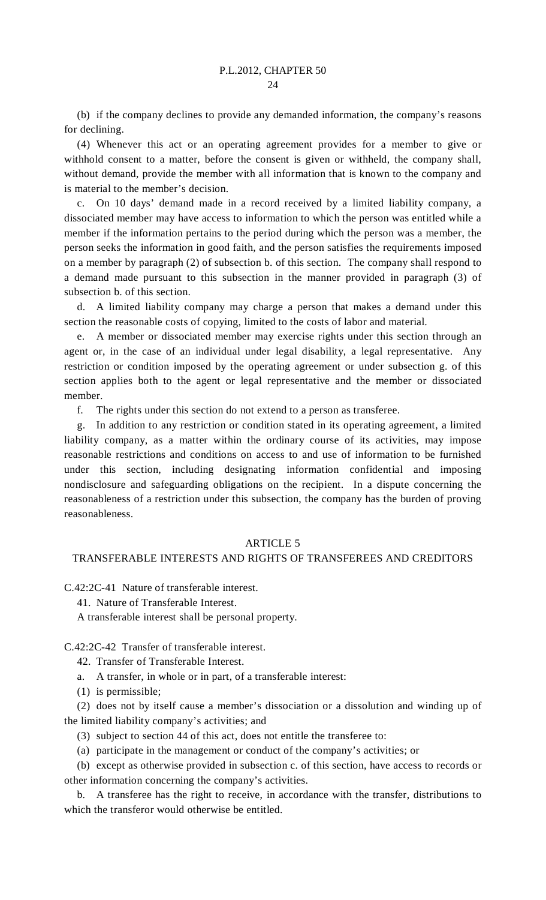(b) if the company declines to provide any demanded information, the company's reasons for declining.

(4) Whenever this act or an operating agreement provides for a member to give or withhold consent to a matter, before the consent is given or withheld, the company shall, without demand, provide the member with all information that is known to the company and is material to the member's decision.

c. On 10 days' demand made in a record received by a limited liability company, a dissociated member may have access to information to which the person was entitled while a member if the information pertains to the period during which the person was a member, the person seeks the information in good faith, and the person satisfies the requirements imposed on a member by paragraph (2) of subsection b. of this section. The company shall respond to a demand made pursuant to this subsection in the manner provided in paragraph (3) of subsection b. of this section.

d. A limited liability company may charge a person that makes a demand under this section the reasonable costs of copying, limited to the costs of labor and material.

e. A member or dissociated member may exercise rights under this section through an agent or, in the case of an individual under legal disability, a legal representative. Any restriction or condition imposed by the operating agreement or under subsection g. of this section applies both to the agent or legal representative and the member or dissociated member.

f. The rights under this section do not extend to a person as transferee.

g. In addition to any restriction or condition stated in its operating agreement, a limited liability company, as a matter within the ordinary course of its activities, may impose reasonable restrictions and conditions on access to and use of information to be furnished under this section, including designating information confidential and imposing nondisclosure and safeguarding obligations on the recipient. In a dispute concerning the reasonableness of a restriction under this subsection, the company has the burden of proving reasonableness.

## ARTICLE 5
## TRANSFERABLE INTERESTS AND RIGHTS OF TRANSFEREES AND CREDITORS

C.42:2C-41 Nature of transferable interest.

41. Nature of Transferable Interest.

A transferable interest shall be personal property.

C.42:2C-42 Transfer of transferable interest.

42. Transfer of Transferable Interest.

a. A transfer, in whole or in part, of a transferable interest:

(1) is permissible;

(2) does not by itself cause a member's dissociation or a dissolution and winding up of the limited liability company's activities; and

(3) subject to section 44 of this act, does not entitle the transferee to:

(a) participate in the management or conduct of the company's activities; or

(b) except as otherwise provided in subsection c. of this section, have access to records or other information concerning the company's activities.

b. A transferee has the right to receive, in accordance with the transfer, distributions to which the transferor would otherwise be entitled.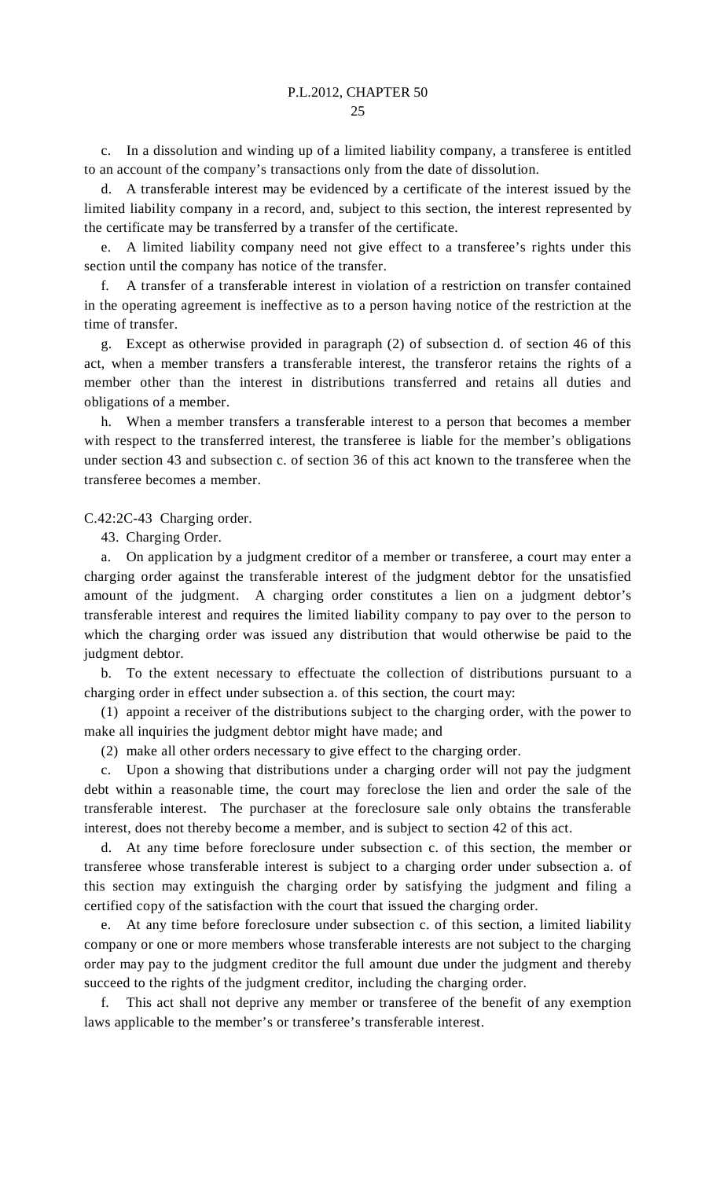c. In a dissolution and winding up of a limited liability company, a transferee is entitled to an account of the company's transactions only from the date of dissolution.

d. A transferable interest may be evidenced by a certificate of the interest issued by the limited liability company in a record, and, subject to this section, the interest represented by the certificate may be transferred by a transfer of the certificate.

e. A limited liability company need not give effect to a transferee's rights under this section until the company has notice of the transfer.

f. A transfer of a transferable interest in violation of a restriction on transfer contained in the operating agreement is ineffective as to a person having notice of the restriction at the time of transfer.

g. Except as otherwise provided in paragraph (2) of subsection d. of section 46 of this act, when a member transfers a transferable interest, the transferor retains the rights of a member other than the interest in distributions transferred and retains all duties and obligations of a member.

h. When a member transfers a transferable interest to a person that becomes a member with respect to the transferred interest, the transferee is liable for the member's obligations under section 43 and subsection c. of section 36 of this act known to the transferee when the transferee becomes a member.

C.42:2C-43 Charging order.

43. Charging Order.

a. On application by a judgment creditor of a member or transferee, a court may enter a charging order against the transferable interest of the judgment debtor for the unsatisfied amount of the judgment. A charging order constitutes a lien on a judgment debtor's transferable interest and requires the limited liability company to pay over to the person to which the charging order was issued any distribution that would otherwise be paid to the judgment debtor.

b. To the extent necessary to effectuate the collection of distributions pursuant to a charging order in effect under subsection a. of this section, the court may:

(1) appoint a receiver of the distributions subject to the charging order, with the power to make all inquiries the judgment debtor might have made; and

(2) make all other orders necessary to give effect to the charging order.

c. Upon a showing that distributions under a charging order will not pay the judgment debt within a reasonable time, the court may foreclose the lien and order the sale of the transferable interest. The purchaser at the foreclosure sale only obtains the transferable interest, does not thereby become a member, and is subject to section 42 of this act.

d. At any time before foreclosure under subsection c. of this section, the member or transferee whose transferable interest is subject to a charging order under subsection a. of this section may extinguish the charging order by satisfying the judgment and filing a certified copy of the satisfaction with the court that issued the charging order.

e. At any time before foreclosure under subsection c. of this section, a limited liability company or one or more members whose transferable interests are not subject to the charging order may pay to the judgment creditor the full amount due under the judgment and thereby succeed to the rights of the judgment creditor, including the charging order.

f. This act shall not deprive any member or transferee of the benefit of any exemption laws applicable to the member's or transferee's transferable interest.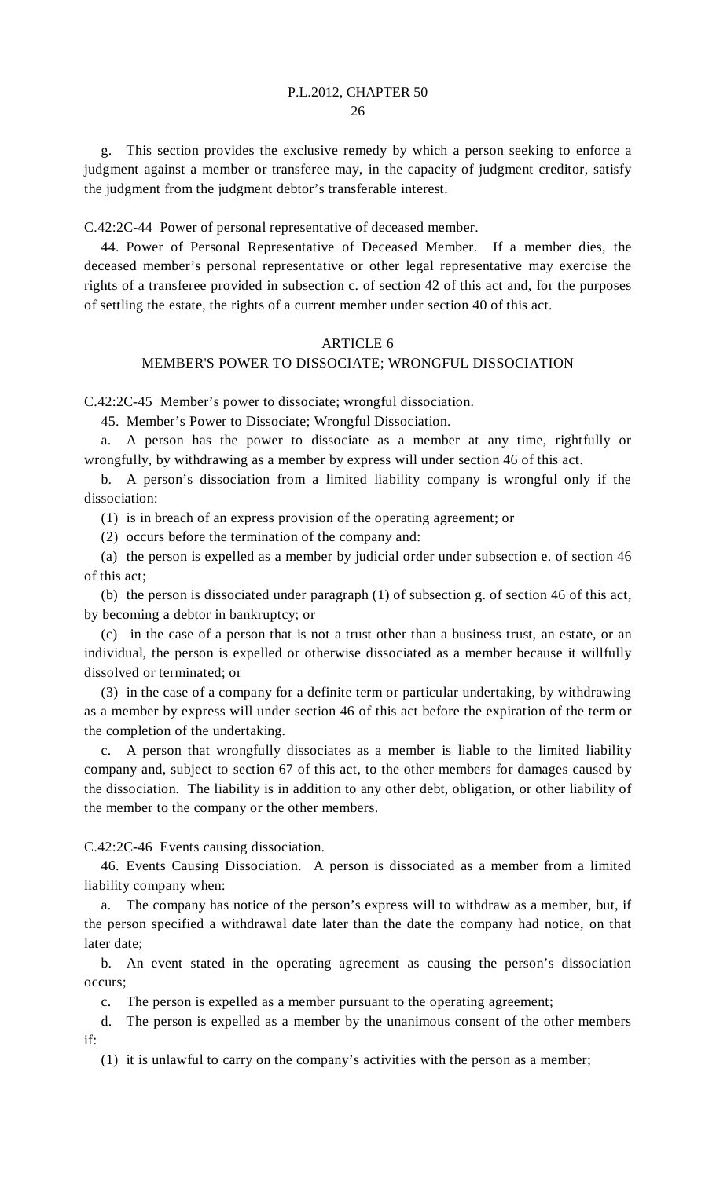g. This section provides the exclusive remedy by which a person seeking to enforce a judgment against a member or transferee may, in the capacity of judgment creditor, satisfy the judgment from the judgment debtor's transferable interest.

C.42:2C-44 Power of personal representative of deceased member.

44. Power of Personal Representative of Deceased Member. If a member dies, the deceased member's personal representative or other legal representative may exercise the rights of a transferee provided in subsection c. of section 42 of this act and, for the purposes of settling the estate, the rights of a current member under section 40 of this act.

## ARTICLE 6
## MEMBER'S POWER TO DISSOCIATE; WRONGFUL DISSOCIATION

C.42:2C-45 Member's power to dissociate; wrongful dissociation.

45. Member's Power to Dissociate; Wrongful Dissociation.

a. A person has the power to dissociate as a member at any time, rightfully or wrongfully, by withdrawing as a member by express will under section 46 of this act.

b. A person's dissociation from a limited liability company is wrongful only if the dissociation:

(1) is in breach of an express provision of the operating agreement; or

(2) occurs before the termination of the company and:

(a) the person is expelled as a member by judicial order under subsection e. of section 46 of this act;

(b) the person is dissociated under paragraph (1) of subsection g. of section 46 of this act, by becoming a debtor in bankruptcy; or

(c) in the case of a person that is not a trust other than a business trust, an estate, or an individual, the person is expelled or otherwise dissociated as a member because it willfully dissolved or terminated; or

(3) in the case of a company for a definite term or particular undertaking, by withdrawing as a member by express will under section 46 of this act before the expiration of the term or the completion of the undertaking.

c. A person that wrongfully dissociates as a member is liable to the limited liability company and, subject to section 67 of this act, to the other members for damages caused by the dissociation. The liability is in addition to any other debt, obligation, or other liability of the member to the company or the other members.

C.42:2C-46 Events causing dissociation.

46. Events Causing Dissociation. A person is dissociated as a member from a limited liability company when:

a. The company has notice of the person's express will to withdraw as a member, but, if the person specified a withdrawal date later than the date the company had notice, on that later date;

b. An event stated in the operating agreement as causing the person's dissociation occurs;

c. The person is expelled as a member pursuant to the operating agreement;

d. The person is expelled as a member by the unanimous consent of the other members if:

(1) it is unlawful to carry on the company's activities with the person as a member;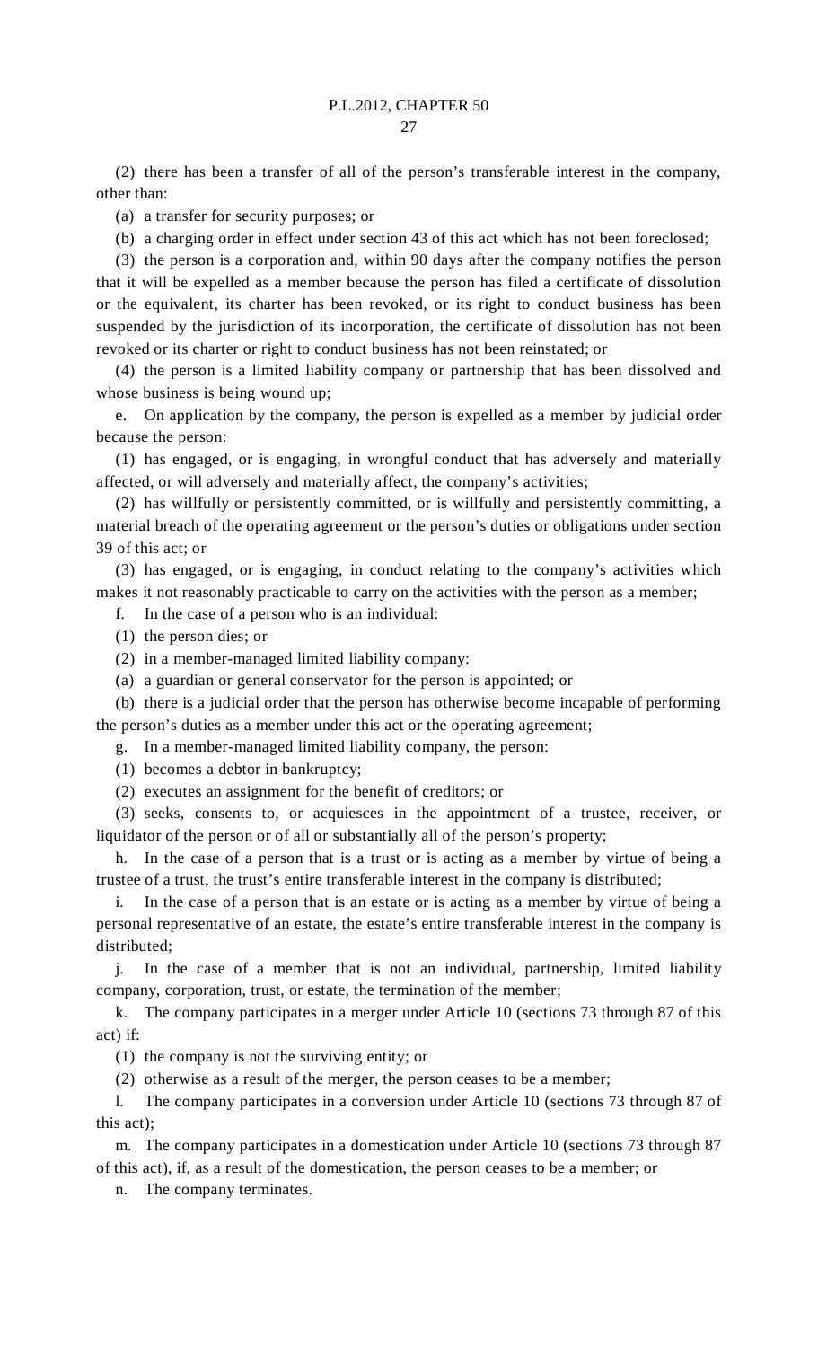(2) there has been a transfer of all of the person's transferable interest in the company, other than:

(a) a transfer for security purposes; or

(b) a charging order in effect under section 43 of this act which has not been foreclosed;

(3) the person is a corporation and, within 90 days after the company notifies the person that it will be expelled as a member because the person has filed a certificate of dissolution or the equivalent, its charter has been revoked, or its right to conduct business has been suspended by the jurisdiction of its incorporation, the certificate of dissolution has not been revoked or its charter or right to conduct business has not been reinstated; or

(4) the person is a limited liability company or partnership that has been dissolved and whose business is being wound up;

e. On application by the company, the person is expelled as a member by judicial order because the person:

(1) has engaged, or is engaging, in wrongful conduct that has adversely and materially affected, or will adversely and materially affect, the company's activities;

(2) has willfully or persistently committed, or is willfully and persistently committing, a material breach of the operating agreement or the person's duties or obligations under section 39 of this act; or

(3) has engaged, or is engaging, in conduct relating to the company's activities which makes it not reasonably practicable to carry on the activities with the person as a member;

f. In the case of a person who is an individual:

(1) the person dies; or

(2) in a member-managed limited liability company:

(a) a guardian or general conservator for the person is appointed; or

(b) there is a judicial order that the person has otherwise become incapable of performing the person's duties as a member under this act or the operating agreement;

g. In a member-managed limited liability company, the person:

(1) becomes a debtor in bankruptcy;

(2) executes an assignment for the benefit of creditors; or

(3) seeks, consents to, or acquiesces in the appointment of a trustee, receiver, or liquidator of the person or of all or substantially all of the person's property;

h. In the case of a person that is a trust or is acting as a member by virtue of being a trustee of a trust, the trust's entire transferable interest in the company is distributed;

i. In the case of a person that is an estate or is acting as a member by virtue of being a personal representative of an estate, the estate's entire transferable interest in the company is distributed;

j. In the case of a member that is not an individual, partnership, limited liability company, corporation, trust, or estate, the termination of the member;

k. The company participates in a merger under Article 10 (sections 73 through 87 of this act) if:

(1) the company is not the surviving entity; or

(2) otherwise as a result of the merger, the person ceases to be a member;

l. The company participates in a conversion under Article 10 (sections 73 through 87 of this act);

m. The company participates in a domestication under Article 10 (sections 73 through 87 of this act), if, as a result of the domestication, the person ceases to be a member; or

n. The company terminates.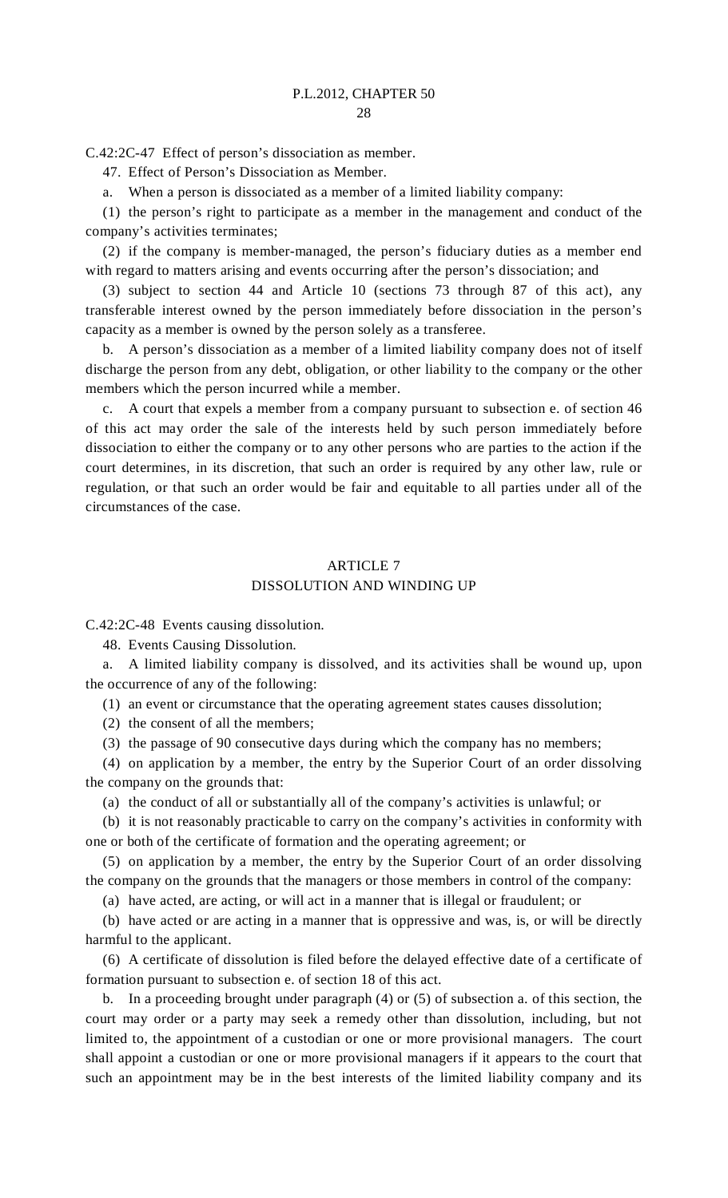C.42:2C-47 Effect of person's dissociation as member.

47. Effect of Person's Dissociation as Member.

a. When a person is dissociated as a member of a limited liability company:

(1) the person's right to participate as a member in the management and conduct of the company's activities terminates;

(2) if the company is member-managed, the person's fiduciary duties as a member end with regard to matters arising and events occurring after the person's dissociation; and

(3) subject to section 44 and Article 10 (sections 73 through 87 of this act), any transferable interest owned by the person immediately before dissociation in the person's capacity as a member is owned by the person solely as a transferee.

b. A person's dissociation as a member of a limited liability company does not of itself discharge the person from any debt, obligation, or other liability to the company or the other members which the person incurred while a member.

c. A court that expels a member from a company pursuant to subsection e. of section 46 of this act may order the sale of the interests held by such person immediately before dissociation to either the company or to any other persons who are parties to the action if the court determines, in its discretion, that such an order is required by any other law, rule or regulation, or that such an order would be fair and equitable to all parties under all of the circumstances of the case.

## ARTICLE 7
## DISSOLUTION AND WINDING UP

C.42:2C-48 Events causing dissolution.

48. Events Causing Dissolution.

a. A limited liability company is dissolved, and its activities shall be wound up, upon the occurrence of any of the following:

(1) an event or circumstance that the operating agreement states causes dissolution;

(2) the consent of all the members;

(3) the passage of 90 consecutive days during which the company has no members;

(4) on application by a member, the entry by the Superior Court of an order dissolving the company on the grounds that:

(a) the conduct of all or substantially all of the company's activities is unlawful; or

(b) it is not reasonably practicable to carry on the company's activities in conformity with one or both of the certificate of formation and the operating agreement; or

(5) on application by a member, the entry by the Superior Court of an order dissolving the company on the grounds that the managers or those members in control of the company:

(a) have acted, are acting, or will act in a manner that is illegal or fraudulent; or

(b) have acted or are acting in a manner that is oppressive and was, is, or will be directly harmful to the applicant.

(6) A certificate of dissolution is filed before the delayed effective date of a certificate of formation pursuant to subsection e. of section 18 of this act.

b. In a proceeding brought under paragraph (4) or (5) of subsection a. of this section, the court may order or a party may seek a remedy other than dissolution, including, but not limited to, the appointment of a custodian or one or more provisional managers. The court shall appoint a custodian or one or more provisional managers if it appears to the court that such an appointment may be in the best interests of the limited liability company and its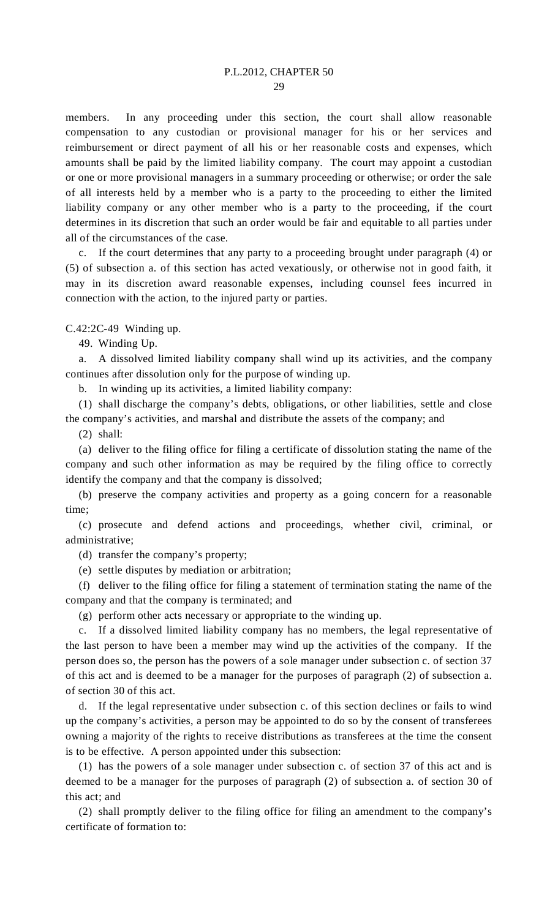members. In any proceeding under this section, the court shall allow reasonable compensation to any custodian or provisional manager for his or her services and reimbursement or direct payment of all his or her reasonable costs and expenses, which amounts shall be paid by the limited liability company. The court may appoint a custodian or one or more provisional managers in a summary proceeding or otherwise; or order the sale of all interests held by a member who is a party to the proceeding to either the limited liability company or any other member who is a party to the proceeding, if the court determines in its discretion that such an order would be fair and equitable to all parties under all of the circumstances of the case.

c. If the court determines that any party to a proceeding brought under paragraph (4) or (5) of subsection a. of this section has acted vexatiously, or otherwise not in good faith, it may in its discretion award reasonable expenses, including counsel fees incurred in connection with the action, to the injured party or parties.

C.42:2C-49 Winding up.

49. Winding Up.

a. A dissolved limited liability company shall wind up its activities, and the company continues after dissolution only for the purpose of winding up.

b. In winding up its activities, a limited liability company:

(1) shall discharge the company's debts, obligations, or other liabilities, settle and close the company's activities, and marshal and distribute the assets of the company; and

(2) shall:

(a) deliver to the filing office for filing a certificate of dissolution stating the name of the company and such other information as may be required by the filing office to correctly identify the company and that the company is dissolved;

(b) preserve the company activities and property as a going concern for a reasonable time;

(c) prosecute and defend actions and proceedings, whether civil, criminal, or administrative;

(d) transfer the company's property;

(e) settle disputes by mediation or arbitration;

(f) deliver to the filing office for filing a statement of termination stating the name of the company and that the company is terminated; and

(g) perform other acts necessary or appropriate to the winding up.

c. If a dissolved limited liability company has no members, the legal representative of the last person to have been a member may wind up the activities of the company. If the person does so, the person has the powers of a sole manager under subsection c. of section 37 of this act and is deemed to be a manager for the purposes of paragraph (2) of subsection a. of section 30 of this act.

d. If the legal representative under subsection c. of this section declines or fails to wind up the company's activities, a person may be appointed to do so by the consent of transferees owning a majority of the rights to receive distributions as transferees at the time the consent is to be effective. A person appointed under this subsection:

(1) has the powers of a sole manager under subsection c. of section 37 of this act and is deemed to be a manager for the purposes of paragraph (2) of subsection a. of section 30 of this act; and

(2) shall promptly deliver to the filing office for filing an amendment to the company's certificate of formation to: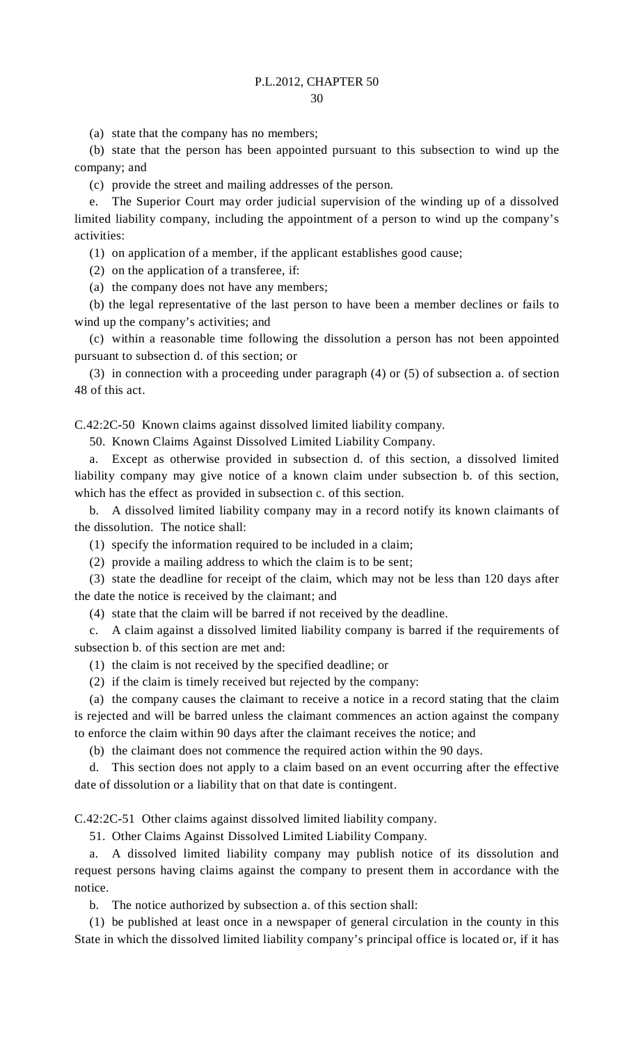(a) state that the company has no members;

(b) state that the person has been appointed pursuant to this subsection to wind up the company; and

(c) provide the street and mailing addresses of the person.

e. The Superior Court may order judicial supervision of the winding up of a dissolved limited liability company, including the appointment of a person to wind up the company's activities:

(1) on application of a member, if the applicant establishes good cause;

(2) on the application of a transferee, if:

(a) the company does not have any members;

(b) the legal representative of the last person to have been a member declines or fails to wind up the company's activities; and

(c) within a reasonable time following the dissolution a person has not been appointed pursuant to subsection d. of this section; or

(3) in connection with a proceeding under paragraph (4) or (5) of subsection a. of section 48 of this act.

C.42:2C-50 Known claims against dissolved limited liability company.

50. Known Claims Against Dissolved Limited Liability Company.

a. Except as otherwise provided in subsection d. of this section, a dissolved limited liability company may give notice of a known claim under subsection b. of this section, which has the effect as provided in subsection c. of this section.

b. A dissolved limited liability company may in a record notify its known claimants of the dissolution. The notice shall:

(1) specify the information required to be included in a claim;

(2) provide a mailing address to which the claim is to be sent;

(3) state the deadline for receipt of the claim, which may not be less than 120 days after the date the notice is received by the claimant; and

(4) state that the claim will be barred if not received by the deadline.

c. A claim against a dissolved limited liability company is barred if the requirements of subsection b. of this section are met and:

(1) the claim is not received by the specified deadline; or

(2) if the claim is timely received but rejected by the company:

(a) the company causes the claimant to receive a notice in a record stating that the claim is rejected and will be barred unless the claimant commences an action against the company to enforce the claim within 90 days after the claimant receives the notice; and

(b) the claimant does not commence the required action within the 90 days.

d. This section does not apply to a claim based on an event occurring after the effective date of dissolution or a liability that on that date is contingent.

C.42:2C-51 Other claims against dissolved limited liability company.

51. Other Claims Against Dissolved Limited Liability Company.

a. A dissolved limited liability company may publish notice of its dissolution and request persons having claims against the company to present them in accordance with the notice.

b. The notice authorized by subsection a. of this section shall:

(1) be published at least once in a newspaper of general circulation in the county in this State in which the dissolved limited liability company's principal office is located or, if it has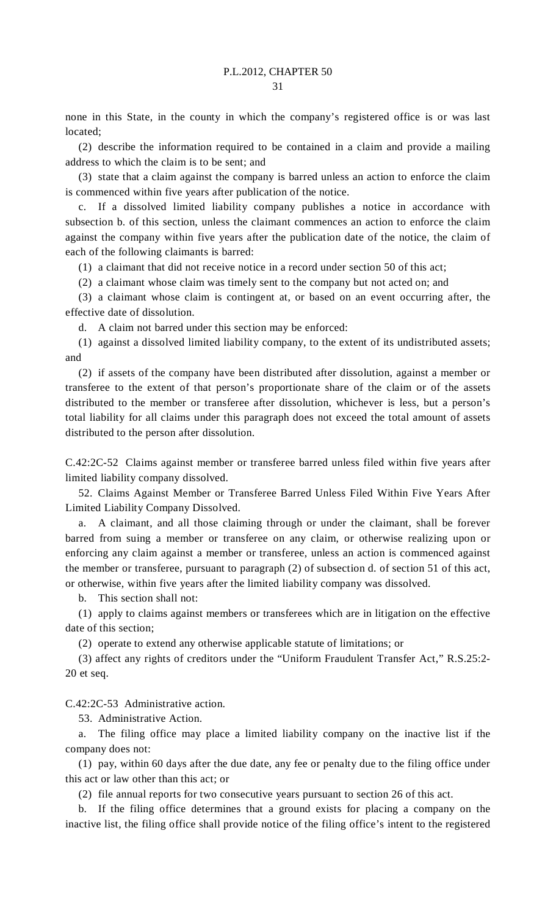none in this State, in the county in which the company's registered office is or was last located;

(2) describe the information required to be contained in a claim and provide a mailing address to which the claim is to be sent; and

(3) state that a claim against the company is barred unless an action to enforce the claim is commenced within five years after publication of the notice.

c. If a dissolved limited liability company publishes a notice in accordance with subsection b. of this section, unless the claimant commences an action to enforce the claim against the company within five years after the publication date of the notice, the claim of each of the following claimants is barred:

(1) a claimant that did not receive notice in a record under section 50 of this act;

(2) a claimant whose claim was timely sent to the company but not acted on; and

(3) a claimant whose claim is contingent at, or based on an event occurring after, the effective date of dissolution.

d. A claim not barred under this section may be enforced:

(1) against a dissolved limited liability company, to the extent of its undistributed assets; and

(2) if assets of the company have been distributed after dissolution, against a member or transferee to the extent of that person's proportionate share of the claim or of the assets distributed to the member or transferee after dissolution, whichever is less, but a person's total liability for all claims under this paragraph does not exceed the total amount of assets distributed to the person after dissolution.

C.42:2C-52 Claims against member or transferee barred unless filed within five years after limited liability company dissolved.

52. Claims Against Member or Transferee Barred Unless Filed Within Five Years After Limited Liability Company Dissolved.

a. A claimant, and all those claiming through or under the claimant, shall be forever barred from suing a member or transferee on any claim, or otherwise realizing upon or enforcing any claim against a member or transferee, unless an action is commenced against the member or transferee, pursuant to paragraph (2) of subsection d. of section 51 of this act, or otherwise, within five years after the limited liability company was dissolved.

b. This section shall not:

(1) apply to claims against members or transferees which are in litigation on the effective date of this section;

(2) operate to extend any otherwise applicable statute of limitations; or

(3) affect any rights of creditors under the "Uniform Fraudulent Transfer Act," R.S.25:2-20 et seq.

C.42:2C-53 Administrative action.

53. Administrative Action.

a. The filing office may place a limited liability company on the inactive list if the company does not:

(1) pay, within 60 days after the due date, any fee or penalty due to the filing office under this act or law other than this act; or

(2) file annual reports for two consecutive years pursuant to section 26 of this act.

b. If the filing office determines that a ground exists for placing a company on the inactive list, the filing office shall provide notice of the filing office's intent to the registered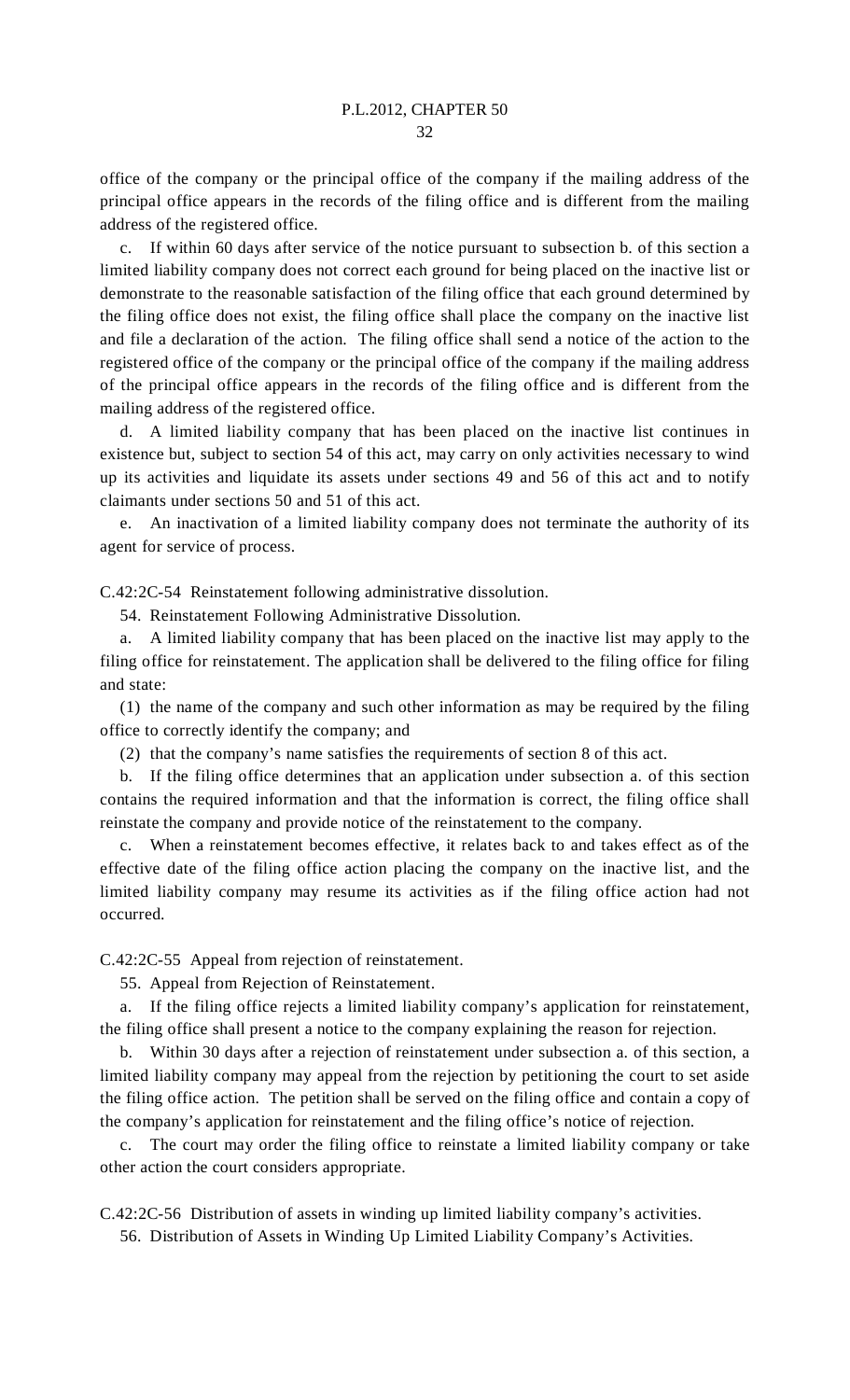office of the company or the principal office of the company if the mailing address of the principal office appears in the records of the filing office and is different from the mailing address of the registered office.

c. If within 60 days after service of the notice pursuant to subsection b. of this section a limited liability company does not correct each ground for being placed on the inactive list or demonstrate to the reasonable satisfaction of the filing office that each ground determined by the filing office does not exist, the filing office shall place the company on the inactive list and file a declaration of the action. The filing office shall send a notice of the action to the registered office of the company or the principal office of the company if the mailing address of the principal office appears in the records of the filing office and is different from the mailing address of the registered office.

d. A limited liability company that has been placed on the inactive list continues in existence but, subject to section 54 of this act, may carry on only activities necessary to wind up its activities and liquidate its assets under sections 49 and 56 of this act and to notify claimants under sections 50 and 51 of this act.

e. An inactivation of a limited liability company does not terminate the authority of its agent for service of process.

C.42:2C-54 Reinstatement following administrative dissolution.

54. Reinstatement Following Administrative Dissolution.

a. A limited liability company that has been placed on the inactive list may apply to the filing office for reinstatement. The application shall be delivered to the filing office for filing and state:

(1) the name of the company and such other information as may be required by the filing office to correctly identify the company; and

(2) that the company's name satisfies the requirements of section 8 of this act.

b. If the filing office determines that an application under subsection a. of this section contains the required information and that the information is correct, the filing office shall reinstate the company and provide notice of the reinstatement to the company.

c. When a reinstatement becomes effective, it relates back to and takes effect as of the effective date of the filing office action placing the company on the inactive list, and the limited liability company may resume its activities as if the filing office action had not occurred.

C.42:2C-55 Appeal from rejection of reinstatement.

55. Appeal from Rejection of Reinstatement.

a. If the filing office rejects a limited liability company's application for reinstatement, the filing office shall present a notice to the company explaining the reason for rejection.

b. Within 30 days after a rejection of reinstatement under subsection a. of this section, a limited liability company may appeal from the rejection by petitioning the court to set aside the filing office action. The petition shall be served on the filing office and contain a copy of the company's application for reinstatement and the filing office's notice of rejection.

c. The court may order the filing office to reinstate a limited liability company or take other action the court considers appropriate.

C.42:2C-56 Distribution of assets in winding up limited liability company's activities.

56. Distribution of Assets in Winding Up Limited Liability Company's Activities.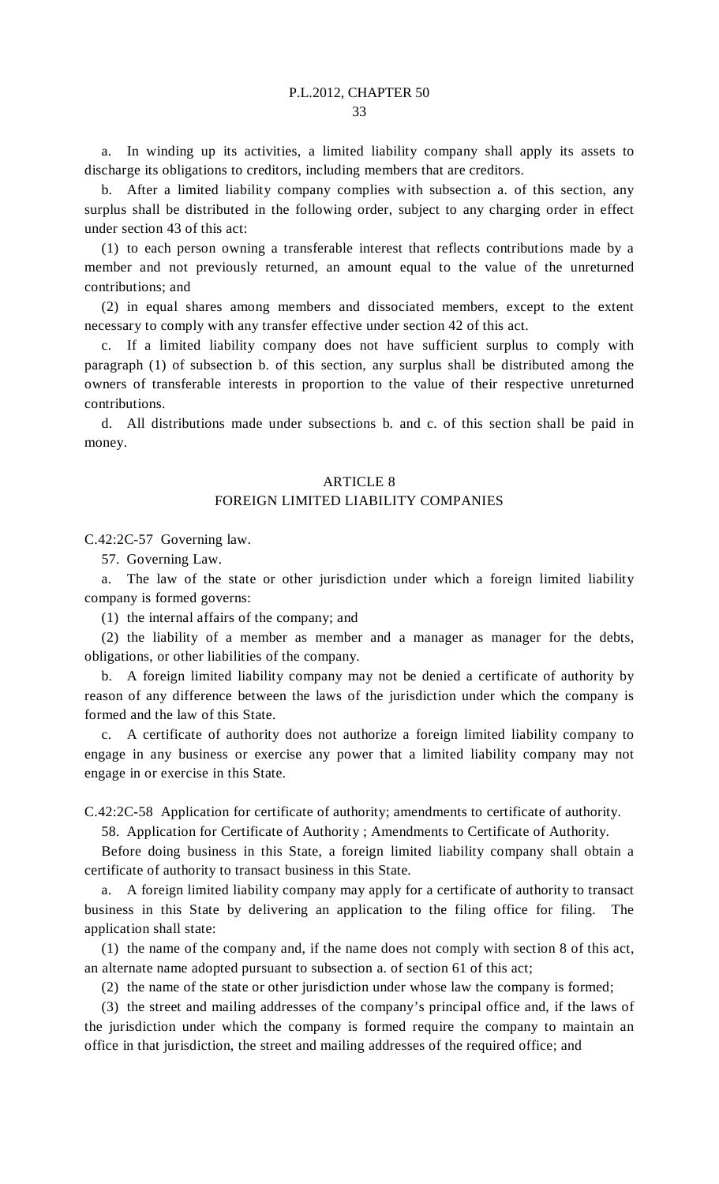a. In winding up its activities, a limited liability company shall apply its assets to discharge its obligations to creditors, including members that are creditors.

b. After a limited liability company complies with subsection a. of this section, any surplus shall be distributed in the following order, subject to any charging order in effect under section 43 of this act:

(1) to each person owning a transferable interest that reflects contributions made by a member and not previously returned, an amount equal to the value of the unreturned contributions; and

(2) in equal shares among members and dissociated members, except to the extent necessary to comply with any transfer effective under section 42 of this act.

c. If a limited liability company does not have sufficient surplus to comply with paragraph (1) of subsection b. of this section, any surplus shall be distributed among the owners of transferable interests in proportion to the value of their respective unreturned contributions.

d. All distributions made under subsections b. and c. of this section shall be paid in money.

## ARTICLE 8
## FOREIGN LIMITED LIABILITY COMPANIES

C.42:2C-57 Governing law.

57. Governing Law.

a. The law of the state or other jurisdiction under which a foreign limited liability company is formed governs:

(1) the internal affairs of the company; and

(2) the liability of a member as member and a manager as manager for the debts, obligations, or other liabilities of the company.

b. A foreign limited liability company may not be denied a certificate of authority by reason of any difference between the laws of the jurisdiction under which the company is formed and the law of this State.

c. A certificate of authority does not authorize a foreign limited liability company to engage in any business or exercise any power that a limited liability company may not engage in or exercise in this State.

C.42:2C-58 Application for certificate of authority; amendments to certificate of authority.

58. Application for Certificate of Authority ; Amendments to Certificate of Authority.

Before doing business in this State, a foreign limited liability company shall obtain a certificate of authority to transact business in this State.

a. A foreign limited liability company may apply for a certificate of authority to transact business in this State by delivering an application to the filing office for filing. The application shall state:

(1) the name of the company and, if the name does not comply with section 8 of this act, an alternate name adopted pursuant to subsection a. of section 61 of this act;

(2) the name of the state or other jurisdiction under whose law the company is formed;

(3) the street and mailing addresses of the company's principal office and, if the laws of the jurisdiction under which the company is formed require the company to maintain an office in that jurisdiction, the street and mailing addresses of the required office; and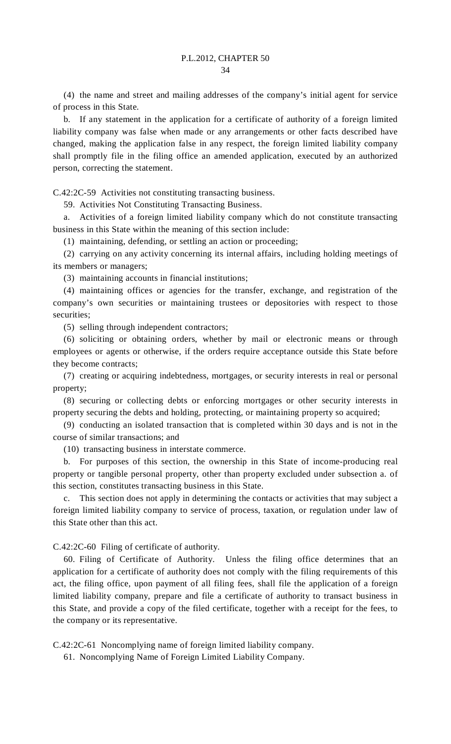(4) the name and street and mailing addresses of the company's initial agent for service of process in this State.

b. If any statement in the application for a certificate of authority of a foreign limited liability company was false when made or any arrangements or other facts described have changed, making the application false in any respect, the foreign limited liability company shall promptly file in the filing office an amended application, executed by an authorized person, correcting the statement.

C.42:2C-59 Activities not constituting transacting business.

59. Activities Not Constituting Transacting Business.

a. Activities of a foreign limited liability company which do not constitute transacting business in this State within the meaning of this section include:

(1) maintaining, defending, or settling an action or proceeding;

(2) carrying on any activity concerning its internal affairs, including holding meetings of its members or managers;

(3) maintaining accounts in financial institutions;

(4) maintaining offices or agencies for the transfer, exchange, and registration of the company's own securities or maintaining trustees or depositories with respect to those securities;

(5) selling through independent contractors;

(6) soliciting or obtaining orders, whether by mail or electronic means or through employees or agents or otherwise, if the orders require acceptance outside this State before they become contracts;

(7) creating or acquiring indebtedness, mortgages, or security interests in real or personal property;

(8) securing or collecting debts or enforcing mortgages or other security interests in property securing the debts and holding, protecting, or maintaining property so acquired;

(9) conducting an isolated transaction that is completed within 30 days and is not in the course of similar transactions; and

(10) transacting business in interstate commerce.

b. For purposes of this section, the ownership in this State of income-producing real property or tangible personal property, other than property excluded under subsection a. of this section, constitutes transacting business in this State.

c. This section does not apply in determining the contacts or activities that may subject a foreign limited liability company to service of process, taxation, or regulation under law of this State other than this act.

C.42:2C-60 Filing of certificate of authority.

60. Filing of Certificate of Authority. Unless the filing office determines that an application for a certificate of authority does not comply with the filing requirements of this act, the filing office, upon payment of all filing fees, shall file the application of a foreign limited liability company, prepare and file a certificate of authority to transact business in this State, and provide a copy of the filed certificate, together with a receipt for the fees, to the company or its representative.

C.42:2C-61 Noncomplying name of foreign limited liability company.

61. Noncomplying Name of Foreign Limited Liability Company.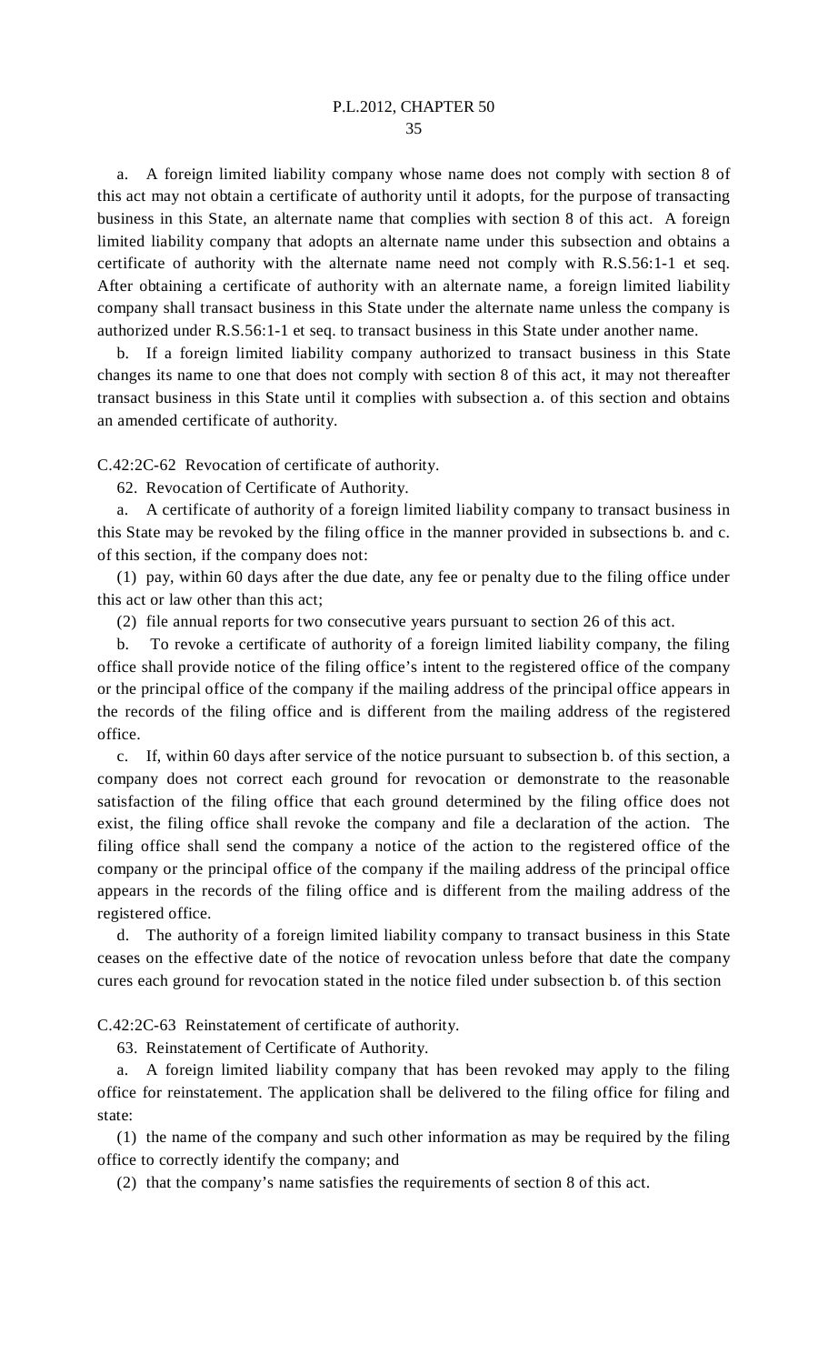a. A foreign limited liability company whose name does not comply with section 8 of this act may not obtain a certificate of authority until it adopts, for the purpose of transacting business in this State, an alternate name that complies with section 8 of this act. A foreign limited liability company that adopts an alternate name under this subsection and obtains a certificate of authority with the alternate name need not comply with R.S.56:1-1 et seq. After obtaining a certificate of authority with an alternate name, a foreign limited liability company shall transact business in this State under the alternate name unless the company is authorized under R.S.56:1-1 et seq. to transact business in this State under another name.

b. If a foreign limited liability company authorized to transact business in this State changes its name to one that does not comply with section 8 of this act, it may not thereafter transact business in this State until it complies with subsection a. of this section and obtains an amended certificate of authority.

C.42:2C-62 Revocation of certificate of authority.

62. Revocation of Certificate of Authority.

a. A certificate of authority of a foreign limited liability company to transact business in this State may be revoked by the filing office in the manner provided in subsections b. and c. of this section, if the company does not:

(1) pay, within 60 days after the due date, any fee or penalty due to the filing office under this act or law other than this act;

(2) file annual reports for two consecutive years pursuant to section 26 of this act.

b. To revoke a certificate of authority of a foreign limited liability company, the filing office shall provide notice of the filing office's intent to the registered office of the company or the principal office of the company if the mailing address of the principal office appears in the records of the filing office and is different from the mailing address of the registered office.

c. If, within 60 days after service of the notice pursuant to subsection b. of this section, a company does not correct each ground for revocation or demonstrate to the reasonable satisfaction of the filing office that each ground determined by the filing office does not exist, the filing office shall revoke the company and file a declaration of the action. The filing office shall send the company a notice of the action to the registered office of the company or the principal office of the company if the mailing address of the principal office appears in the records of the filing office and is different from the mailing address of the registered office.

d. The authority of a foreign limited liability company to transact business in this State ceases on the effective date of the notice of revocation unless before that date the company cures each ground for revocation stated in the notice filed under subsection b. of this section

C.42:2C-63 Reinstatement of certificate of authority.

63. Reinstatement of Certificate of Authority.

a. A foreign limited liability company that has been revoked may apply to the filing office for reinstatement. The application shall be delivered to the filing office for filing and state:

(1) the name of the company and such other information as may be required by the filing office to correctly identify the company; and

(2) that the company's name satisfies the requirements of section 8 of this act.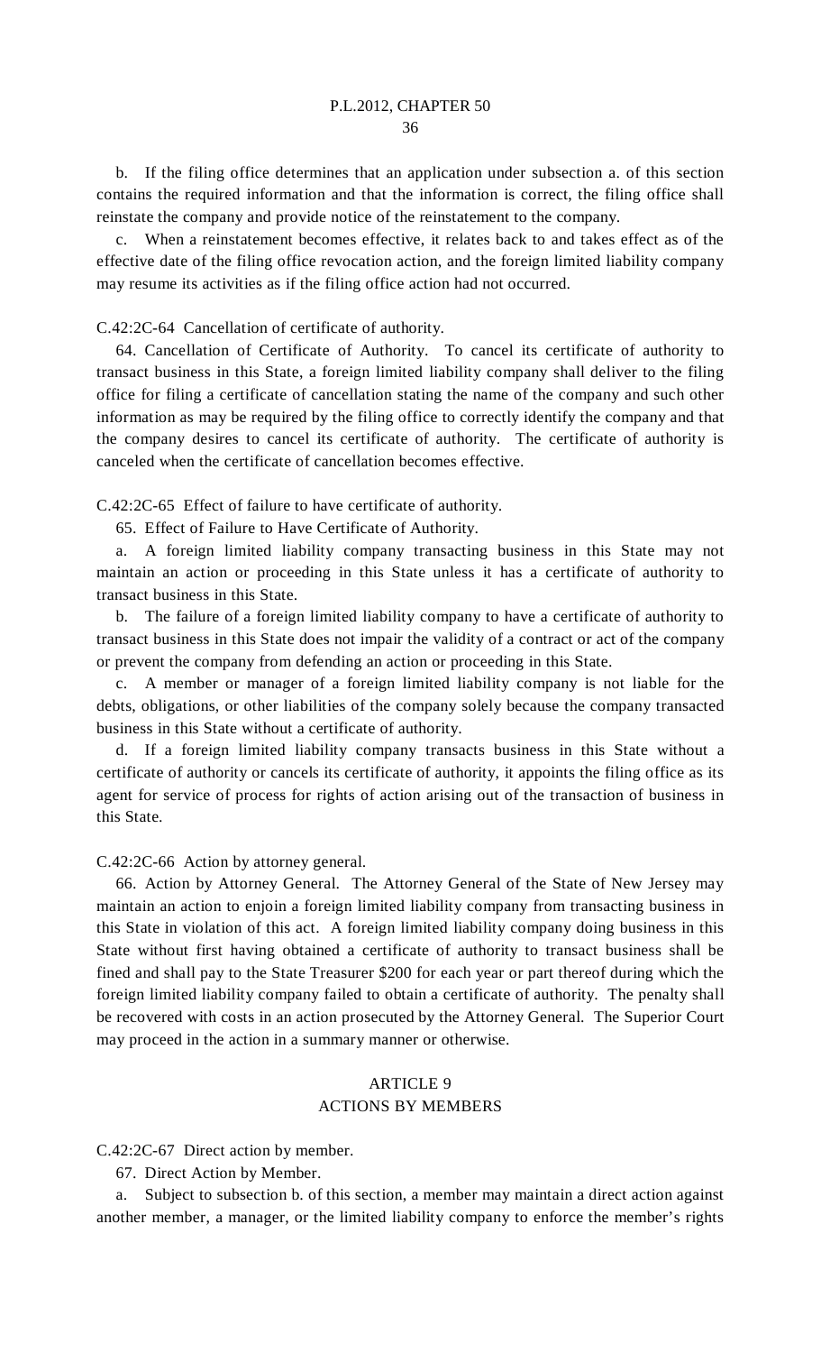b. If the filing office determines that an application under subsection a. of this section contains the required information and that the information is correct, the filing office shall reinstate the company and provide notice of the reinstatement to the company.

c. When a reinstatement becomes effective, it relates back to and takes effect as of the effective date of the filing office revocation action, and the foreign limited liability company may resume its activities as if the filing office action had not occurred.

C.42:2C-64 Cancellation of certificate of authority.

64. Cancellation of Certificate of Authority. To cancel its certificate of authority to transact business in this State, a foreign limited liability company shall deliver to the filing office for filing a certificate of cancellation stating the name of the company and such other information as may be required by the filing office to correctly identify the company and that the company desires to cancel its certificate of authority. The certificate of authority is canceled when the certificate of cancellation becomes effective.

C.42:2C-65 Effect of failure to have certificate of authority.

65. Effect of Failure to Have Certificate of Authority.

a. A foreign limited liability company transacting business in this State may not maintain an action or proceeding in this State unless it has a certificate of authority to transact business in this State.

b. The failure of a foreign limited liability company to have a certificate of authority to transact business in this State does not impair the validity of a contract or act of the company or prevent the company from defending an action or proceeding in this State.

c. A member or manager of a foreign limited liability company is not liable for the debts, obligations, or other liabilities of the company solely because the company transacted business in this State without a certificate of authority.

d. If a foreign limited liability company transacts business in this State without a certificate of authority or cancels its certificate of authority, it appoints the filing office as its agent for service of process for rights of action arising out of the transaction of business in this State.

C.42:2C-66 Action by attorney general.

66. Action by Attorney General. The Attorney General of the State of New Jersey may maintain an action to enjoin a foreign limited liability company from transacting business in this State in violation of this act. A foreign limited liability company doing business in this State without first having obtained a certificate of authority to transact business shall be fined and shall pay to the State Treasurer $200 for each year or part thereof during which the foreign limited liability company failed to obtain a certificate of authority. The penalty shall be recovered with costs in an action prosecuted by the Attorney General. The Superior Court may proceed in the action in a summary manner or otherwise.

## ARTICLE 9
## ACTIONS BY MEMBERS

C.42:2C-67 Direct action by member.

67. Direct Action by Member.

a. Subject to subsection b. of this section, a member may maintain a direct action against another member, a manager, or the limited liability company to enforce the member's rights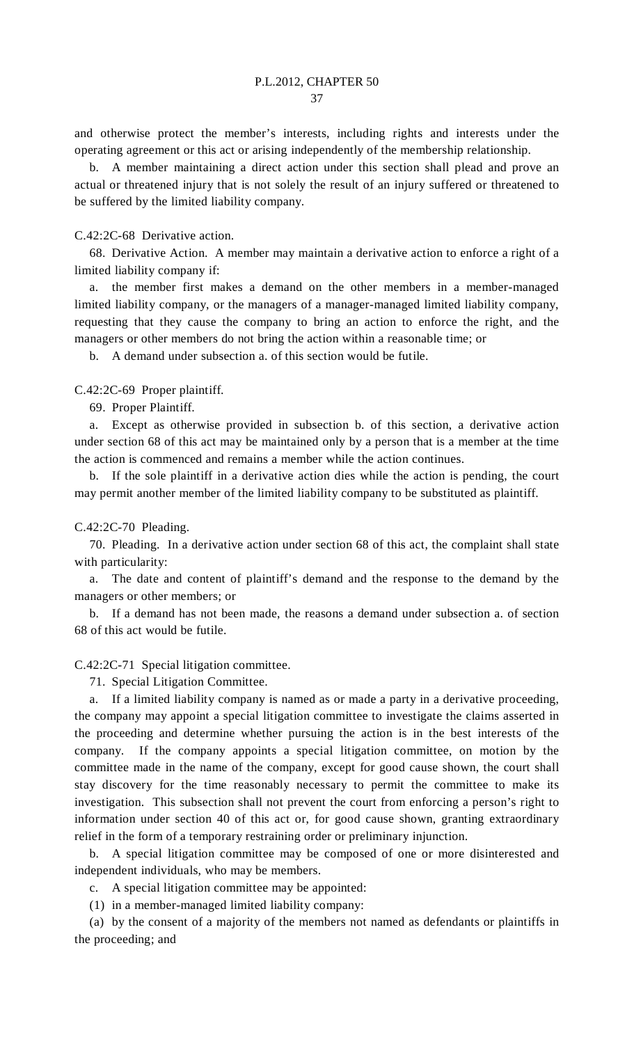and otherwise protect the member's interests, including rights and interests under the operating agreement or this act or arising independently of the membership relationship.

b. A member maintaining a direct action under this section shall plead and prove an actual or threatened injury that is not solely the result of an injury suffered or threatened to be suffered by the limited liability company.

C.42:2C-68 Derivative action.

68. Derivative Action. A member may maintain a derivative action to enforce a right of a limited liability company if:

a. the member first makes a demand on the other members in a member-managed limited liability company, or the managers of a manager-managed limited liability company, requesting that they cause the company to bring an action to enforce the right, and the managers or other members do not bring the action within a reasonable time; or

b. A demand under subsection a. of this section would be futile.

C.42:2C-69 Proper plaintiff.

69. Proper Plaintiff.

a. Except as otherwise provided in subsection b. of this section, a derivative action under section 68 of this act may be maintained only by a person that is a member at the time the action is commenced and remains a member while the action continues.

b. If the sole plaintiff in a derivative action dies while the action is pending, the court may permit another member of the limited liability company to be substituted as plaintiff.

C.42:2C-70 Pleading.

70. Pleading. In a derivative action under section 68 of this act, the complaint shall state with particularity:

a. The date and content of plaintiff's demand and the response to the demand by the managers or other members; or

b. If a demand has not been made, the reasons a demand under subsection a. of section 68 of this act would be futile.

C.42:2C-71 Special litigation committee.

71. Special Litigation Committee.

a. If a limited liability company is named as or made a party in a derivative proceeding, the company may appoint a special litigation committee to investigate the claims asserted in the proceeding and determine whether pursuing the action is in the best interests of the company. If the company appoints a special litigation committee, on motion by the committee made in the name of the company, except for good cause shown, the court shall stay discovery for the time reasonably necessary to permit the committee to make its investigation. This subsection shall not prevent the court from enforcing a person's right to information under section 40 of this act or, for good cause shown, granting extraordinary relief in the form of a temporary restraining order or preliminary injunction.

b. A special litigation committee may be composed of one or more disinterested and independent individuals, who may be members.

c. A special litigation committee may be appointed:

(1) in a member-managed limited liability company:

(a) by the consent of a majority of the members not named as defendants or plaintiffs in the proceeding; and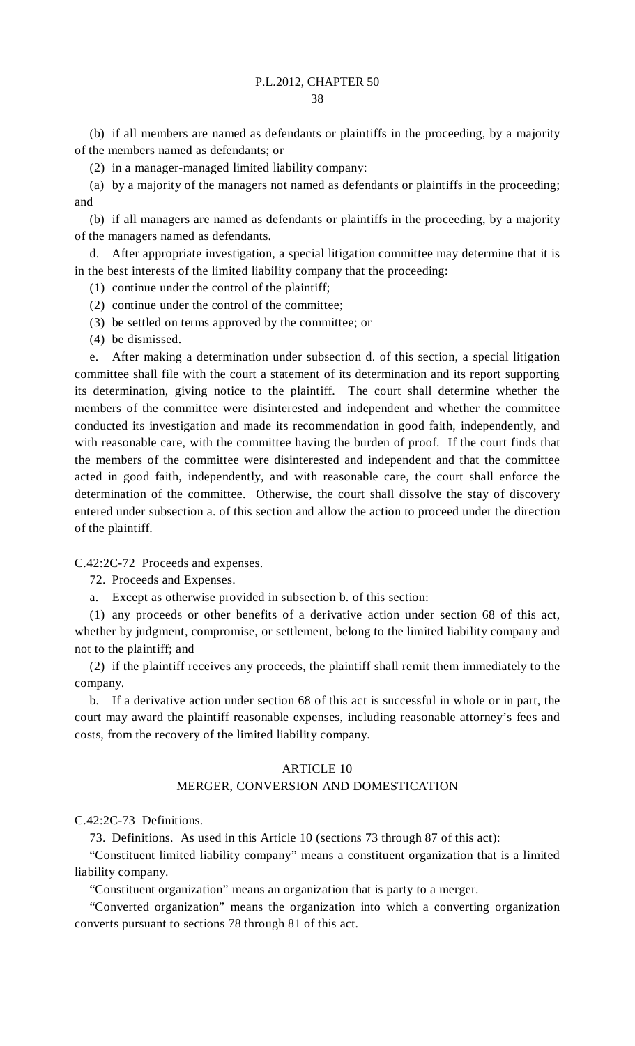(b) if all members are named as defendants or plaintiffs in the proceeding, by a majority of the members named as defendants; or

(2) in a manager-managed limited liability company:

(a) by a majority of the managers not named as defendants or plaintiffs in the proceeding; and

(b) if all managers are named as defendants or plaintiffs in the proceeding, by a majority of the managers named as defendants.

d. After appropriate investigation, a special litigation committee may determine that it is in the best interests of the limited liability company that the proceeding:

(1) continue under the control of the plaintiff;

(2) continue under the control of the committee;

(3) be settled on terms approved by the committee; or

(4) be dismissed.

e. After making a determination under subsection d. of this section, a special litigation committee shall file with the court a statement of its determination and its report supporting its determination, giving notice to the plaintiff. The court shall determine whether the members of the committee were disinterested and independent and whether the committee conducted its investigation and made its recommendation in good faith, independently, and with reasonable care, with the committee having the burden of proof. If the court finds that the members of the committee were disinterested and independent and that the committee acted in good faith, independently, and with reasonable care, the court shall enforce the determination of the committee. Otherwise, the court shall dissolve the stay of discovery entered under subsection a. of this section and allow the action to proceed under the direction of the plaintiff.

C.42:2C-72 Proceeds and expenses.

72. Proceeds and Expenses.

a. Except as otherwise provided in subsection b. of this section:

(1) any proceeds or other benefits of a derivative action under section 68 of this act, whether by judgment, compromise, or settlement, belong to the limited liability company and not to the plaintiff; and

(2) if the plaintiff receives any proceeds, the plaintiff shall remit them immediately to the company.

b. If a derivative action under section 68 of this act is successful in whole or in part, the court may award the plaintiff reasonable expenses, including reasonable attorney's fees and costs, from the recovery of the limited liability company.

## ARTICLE 10

## MERGER, CONVERSION AND DOMESTICATION

C.42:2C-73 Definitions.

73. Definitions. As used in this Article 10 (sections 73 through 87 of this act):

"Constituent limited liability company" means a constituent organization that is a limited liability company.

"Constituent organization" means an organization that is party to a merger.

"Converted organization" means the organization into which a converting organization converts pursuant to sections 78 through 81 of this act.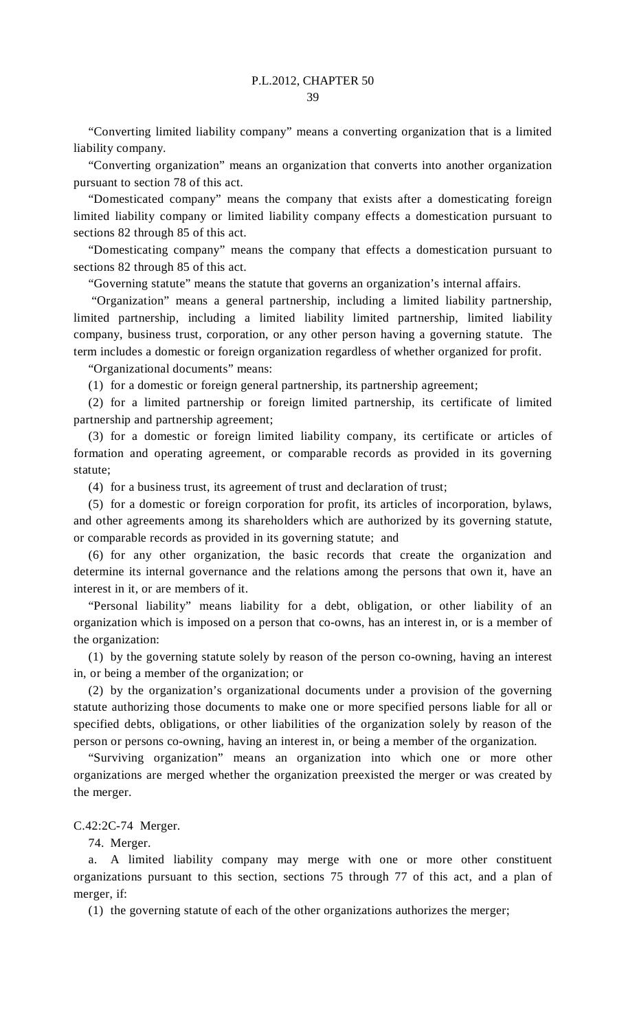"Converting limited liability company" means a converting organization that is a limited liability company.

"Converting organization" means an organization that converts into another organization pursuant to section 78 of this act.

"Domesticated company" means the company that exists after a domesticating foreign limited liability company or limited liability company effects a domestication pursuant to sections 82 through 85 of this act.

"Domesticating company" means the company that effects a domestication pursuant to sections 82 through 85 of this act.

"Governing statute" means the statute that governs an organization's internal affairs.

"Organization" means a general partnership, including a limited liability partnership, limited partnership, including a limited liability limited partnership, limited liability company, business trust, corporation, or any other person having a governing statute. The term includes a domestic or foreign organization regardless of whether organized for profit.

"Organizational documents" means:

(1) for a domestic or foreign general partnership, its partnership agreement;

(2) for a limited partnership or foreign limited partnership, its certificate of limited partnership and partnership agreement;

(3) for a domestic or foreign limited liability company, its certificate or articles of formation and operating agreement, or comparable records as provided in its governing statute;

(4) for a business trust, its agreement of trust and declaration of trust;

(5) for a domestic or foreign corporation for profit, its articles of incorporation, bylaws, and other agreements among its shareholders which are authorized by its governing statute, or comparable records as provided in its governing statute; and

(6) for any other organization, the basic records that create the organization and determine its internal governance and the relations among the persons that own it, have an interest in it, or are members of it.

"Personal liability" means liability for a debt, obligation, or other liability of an organization which is imposed on a person that co-owns, has an interest in, or is a member of the organization:

(1) by the governing statute solely by reason of the person co-owning, having an interest in, or being a member of the organization; or

(2) by the organization's organizational documents under a provision of the governing statute authorizing those documents to make one or more specified persons liable for all or specified debts, obligations, or other liabilities of the organization solely by reason of the person or persons co-owning, having an interest in, or being a member of the organization.

"Surviving organization" means an organization into which one or more other organizations are merged whether the organization preexisted the merger or was created by the merger.

C.42:2C-74 Merger.

74. Merger.

a. A limited liability company may merge with one or more other constituent organizations pursuant to this section, sections 75 through 77 of this act, and a plan of merger, if:

(1) the governing statute of each of the other organizations authorizes the merger;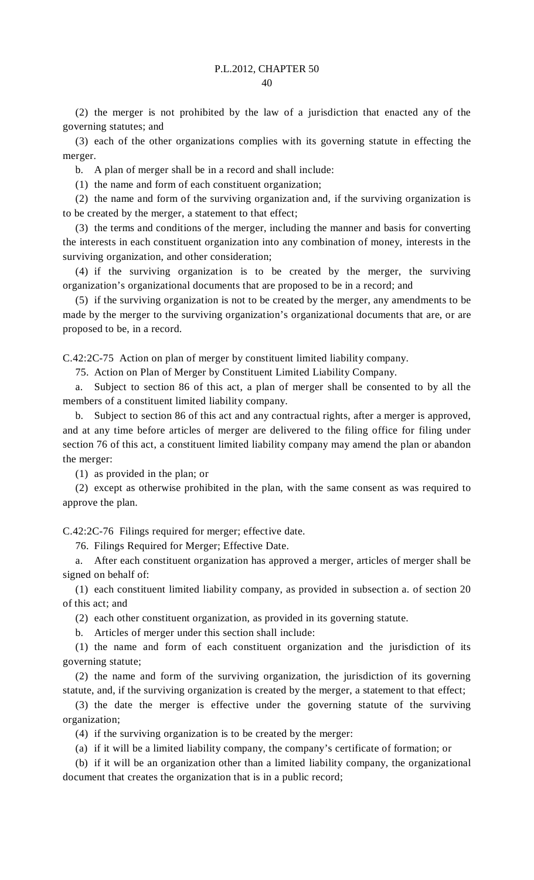(2) the merger is not prohibited by the law of a jurisdiction that enacted any of the governing statutes; and

(3) each of the other organizations complies with its governing statute in effecting the merger.

b. A plan of merger shall be in a record and shall include:

(1) the name and form of each constituent organization;

(2) the name and form of the surviving organization and, if the surviving organization is to be created by the merger, a statement to that effect;

(3) the terms and conditions of the merger, including the manner and basis for converting the interests in each constituent organization into any combination of money, interests in the surviving organization, and other consideration;

(4) if the surviving organization is to be created by the merger, the surviving organization's organizational documents that are proposed to be in a record; and

(5) if the surviving organization is not to be created by the merger, any amendments to be made by the merger to the surviving organization's organizational documents that are, or are proposed to be, in a record.

C.42:2C-75 Action on plan of merger by constituent limited liability company.

75. Action on Plan of Merger by Constituent Limited Liability Company.

a. Subject to section 86 of this act, a plan of merger shall be consented to by all the members of a constituent limited liability company.

b. Subject to section 86 of this act and any contractual rights, after a merger is approved, and at any time before articles of merger are delivered to the filing office for filing under section 76 of this act, a constituent limited liability company may amend the plan or abandon the merger:

(1) as provided in the plan; or

(2) except as otherwise prohibited in the plan, with the same consent as was required to approve the plan.

C.42:2C-76 Filings required for merger; effective date.

76. Filings Required for Merger; Effective Date.

a. After each constituent organization has approved a merger, articles of merger shall be signed on behalf of:

(1) each constituent limited liability company, as provided in subsection a. of section 20 of this act; and

(2) each other constituent organization, as provided in its governing statute.

b. Articles of merger under this section shall include:

(1) the name and form of each constituent organization and the jurisdiction of its governing statute;

(2) the name and form of the surviving organization, the jurisdiction of its governing statute, and, if the surviving organization is created by the merger, a statement to that effect;

(3) the date the merger is effective under the governing statute of the surviving organization;

(4) if the surviving organization is to be created by the merger:

(a) if it will be a limited liability company, the company's certificate of formation; or

(b) if it will be an organization other than a limited liability company, the organizational document that creates the organization that is in a public record;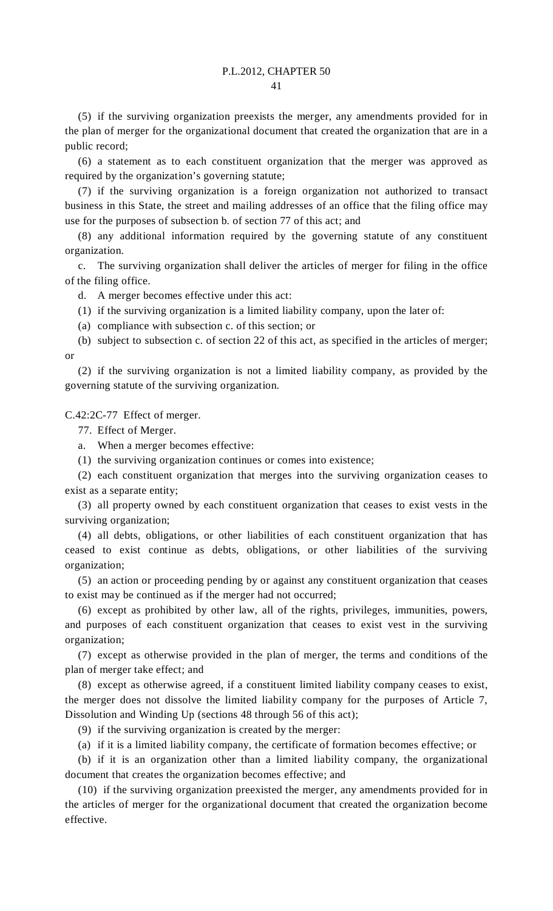(5) if the surviving organization preexists the merger, any amendments provided for in the plan of merger for the organizational document that created the organization that are in a public record;

(6) a statement as to each constituent organization that the merger was approved as required by the organization's governing statute;

(7) if the surviving organization is a foreign organization not authorized to transact business in this State, the street and mailing addresses of an office that the filing office may use for the purposes of subsection b. of section 77 of this act; and

(8) any additional information required by the governing statute of any constituent organization.

c. The surviving organization shall deliver the articles of merger for filing in the office of the filing office.

d. A merger becomes effective under this act:

(1) if the surviving organization is a limited liability company, upon the later of:

(a) compliance with subsection c. of this section; or

(b) subject to subsection c. of section 22 of this act, as specified in the articles of merger; or

(2) if the surviving organization is not a limited liability company, as provided by the governing statute of the surviving organization.

C.42:2C-77 Effect of merger.

77. Effect of Merger.

a. When a merger becomes effective:

(1) the surviving organization continues or comes into existence;

(2) each constituent organization that merges into the surviving organization ceases to exist as a separate entity;

(3) all property owned by each constituent organization that ceases to exist vests in the surviving organization;

(4) all debts, obligations, or other liabilities of each constituent organization that has ceased to exist continue as debts, obligations, or other liabilities of the surviving organization;

(5) an action or proceeding pending by or against any constituent organization that ceases to exist may be continued as if the merger had not occurred;

(6) except as prohibited by other law, all of the rights, privileges, immunities, powers, and purposes of each constituent organization that ceases to exist vest in the surviving organization;

(7) except as otherwise provided in the plan of merger, the terms and conditions of the plan of merger take effect; and

(8) except as otherwise agreed, if a constituent limited liability company ceases to exist, the merger does not dissolve the limited liability company for the purposes of Article 7, Dissolution and Winding Up (sections 48 through 56 of this act);

(9) if the surviving organization is created by the merger:

(a) if it is a limited liability company, the certificate of formation becomes effective; or

(b) if it is an organization other than a limited liability company, the organizational document that creates the organization becomes effective; and

(10) if the surviving organization preexisted the merger, any amendments provided for in the articles of merger for the organizational document that created the organization become effective.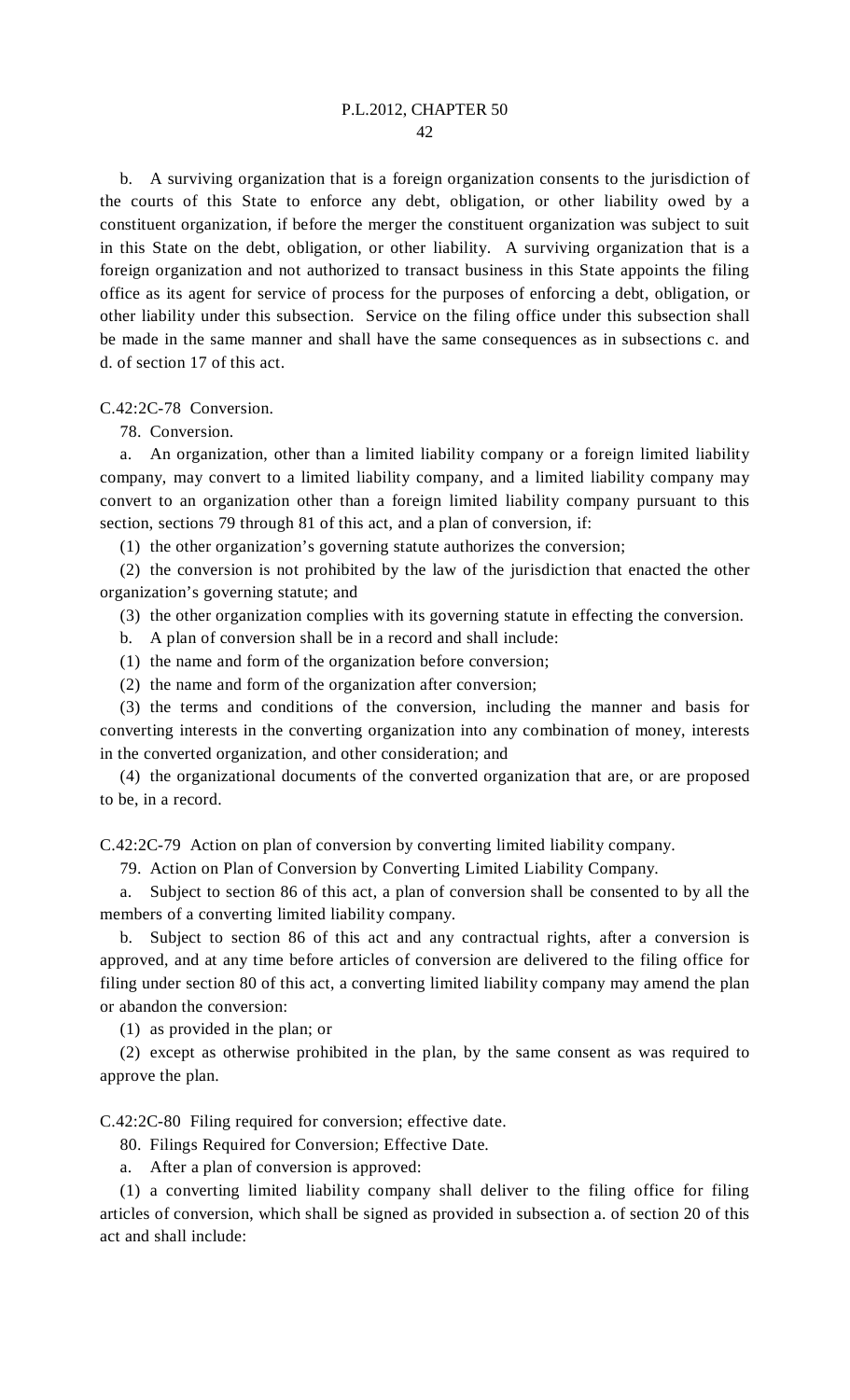b. A surviving organization that is a foreign organization consents to the jurisdiction of the courts of this State to enforce any debt, obligation, or other liability owed by a constituent organization, if before the merger the constituent organization was subject to suit in this State on the debt, obligation, or other liability. A surviving organization that is a foreign organization and not authorized to transact business in this State appoints the filing office as its agent for service of process for the purposes of enforcing a debt, obligation, or other liability under this subsection. Service on the filing office under this subsection shall be made in the same manner and shall have the same consequences as in subsections c. and d. of section 17 of this act.

C.42:2C-78 Conversion.

78. Conversion.

a. An organization, other than a limited liability company or a foreign limited liability company, may convert to a limited liability company, and a limited liability company may convert to an organization other than a foreign limited liability company pursuant to this section, sections 79 through 81 of this act, and a plan of conversion, if:

(1) the other organization's governing statute authorizes the conversion;

(2) the conversion is not prohibited by the law of the jurisdiction that enacted the other organization's governing statute; and

(3) the other organization complies with its governing statute in effecting the conversion.

b. A plan of conversion shall be in a record and shall include:

(1) the name and form of the organization before conversion;

(2) the name and form of the organization after conversion;

(3) the terms and conditions of the conversion, including the manner and basis for converting interests in the converting organization into any combination of money, interests in the converted organization, and other consideration; and

(4) the organizational documents of the converted organization that are, or are proposed to be, in a record.

C.42:2C-79 Action on plan of conversion by converting limited liability company.

79. Action on Plan of Conversion by Converting Limited Liability Company.

a. Subject to section 86 of this act, a plan of conversion shall be consented to by all the members of a converting limited liability company.

b. Subject to section 86 of this act and any contractual rights, after a conversion is approved, and at any time before articles of conversion are delivered to the filing office for filing under section 80 of this act, a converting limited liability company may amend the plan or abandon the conversion:

(1) as provided in the plan; or

(2) except as otherwise prohibited in the plan, by the same consent as was required to approve the plan.

C.42:2C-80 Filing required for conversion; effective date.

80. Filings Required for Conversion; Effective Date.

a. After a plan of conversion is approved:

(1) a converting limited liability company shall deliver to the filing office for filing articles of conversion, which shall be signed as provided in subsection a. of section 20 of this act and shall include: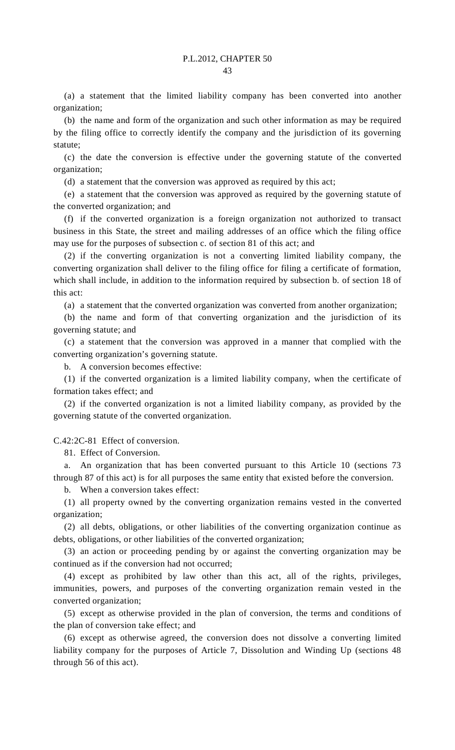(a) a statement that the limited liability company has been converted into another organization;

(b) the name and form of the organization and such other information as may be required by the filing office to correctly identify the company and the jurisdiction of its governing statute;

(c) the date the conversion is effective under the governing statute of the converted organization;

(d) a statement that the conversion was approved as required by this act;

(e) a statement that the conversion was approved as required by the governing statute of the converted organization; and

(f) if the converted organization is a foreign organization not authorized to transact business in this State, the street and mailing addresses of an office which the filing office may use for the purposes of subsection c. of section 81 of this act; and

(2) if the converting organization is not a converting limited liability company, the converting organization shall deliver to the filing office for filing a certificate of formation, which shall include, in addition to the information required by subsection b. of section 18 of this act:

(a) a statement that the converted organization was converted from another organization;

(b) the name and form of that converting organization and the jurisdiction of its governing statute; and

(c) a statement that the conversion was approved in a manner that complied with the converting organization's governing statute.

b. A conversion becomes effective:

(1) if the converted organization is a limited liability company, when the certificate of formation takes effect; and

(2) if the converted organization is not a limited liability company, as provided by the governing statute of the converted organization.

C.42:2C-81 Effect of conversion.

81. Effect of Conversion.

a. An organization that has been converted pursuant to this Article 10 (sections 73 through 87 of this act) is for all purposes the same entity that existed before the conversion.

b. When a conversion takes effect:

(1) all property owned by the converting organization remains vested in the converted organization;

(2) all debts, obligations, or other liabilities of the converting organization continue as debts, obligations, or other liabilities of the converted organization;

(3) an action or proceeding pending by or against the converting organization may be continued as if the conversion had not occurred;

(4) except as prohibited by law other than this act, all of the rights, privileges, immunities, powers, and purposes of the converting organization remain vested in the converted organization;

(5) except as otherwise provided in the plan of conversion, the terms and conditions of the plan of conversion take effect; and

(6) except as otherwise agreed, the conversion does not dissolve a converting limited liability company for the purposes of Article 7, Dissolution and Winding Up (sections 48 through 56 of this act).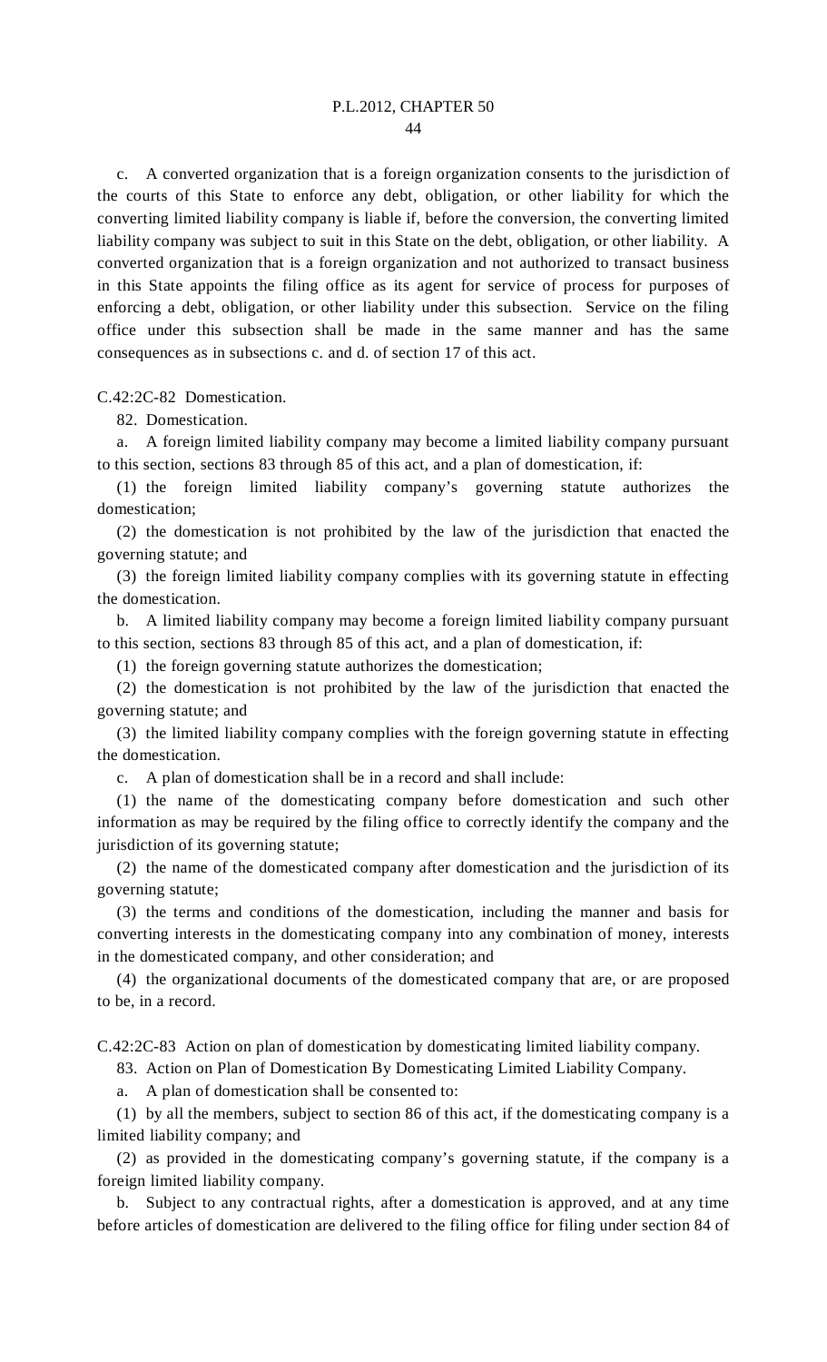c. A converted organization that is a foreign organization consents to the jurisdiction of the courts of this State to enforce any debt, obligation, or other liability for which the converting limited liability company is liable if, before the conversion, the converting limited liability company was subject to suit in this State on the debt, obligation, or other liability. A converted organization that is a foreign organization and not authorized to transact business in this State appoints the filing office as its agent for service of process for purposes of enforcing a debt, obligation, or other liability under this subsection. Service on the filing office under this subsection shall be made in the same manner and has the same consequences as in subsections c. and d. of section 17 of this act.

C.42:2C-82 Domestication.

82. Domestication.

a. A foreign limited liability company may become a limited liability company pursuant to this section, sections 83 through 85 of this act, and a plan of domestication, if:

(1) the foreign limited liability company's governing statute authorizes the domestication;

(2) the domestication is not prohibited by the law of the jurisdiction that enacted the governing statute; and

(3) the foreign limited liability company complies with its governing statute in effecting the domestication.

b. A limited liability company may become a foreign limited liability company pursuant to this section, sections 83 through 85 of this act, and a plan of domestication, if:

(1) the foreign governing statute authorizes the domestication;

(2) the domestication is not prohibited by the law of the jurisdiction that enacted the governing statute; and

(3) the limited liability company complies with the foreign governing statute in effecting the domestication.

c. A plan of domestication shall be in a record and shall include:

(1) the name of the domesticating company before domestication and such other information as may be required by the filing office to correctly identify the company and the jurisdiction of its governing statute;

(2) the name of the domesticated company after domestication and the jurisdiction of its governing statute;

(3) the terms and conditions of the domestication, including the manner and basis for converting interests in the domesticating company into any combination of money, interests in the domesticated company, and other consideration; and

(4) the organizational documents of the domesticated company that are, or are proposed to be, in a record.

C.42:2C-83 Action on plan of domestication by domesticating limited liability company.

83. Action on Plan of Domestication By Domesticating Limited Liability Company.

a. A plan of domestication shall be consented to:

(1) by all the members, subject to section 86 of this act, if the domesticating company is a limited liability company; and

(2) as provided in the domesticating company's governing statute, if the company is a foreign limited liability company.

b. Subject to any contractual rights, after a domestication is approved, and at any time before articles of domestication are delivered to the filing office for filing under section 84 of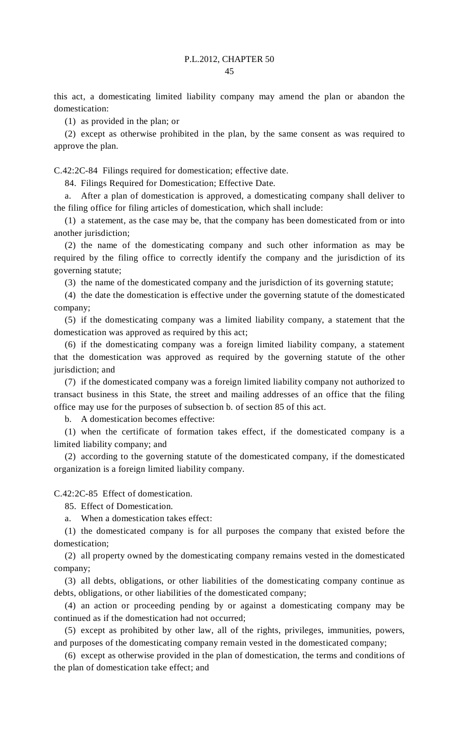this act, a domesticating limited liability company may amend the plan or abandon the domestication:

(1) as provided in the plan; or

(2) except as otherwise prohibited in the plan, by the same consent as was required to approve the plan.

C.42:2C-84 Filings required for domestication; effective date.

84. Filings Required for Domestication; Effective Date.

a. After a plan of domestication is approved, a domesticating company shall deliver to the filing office for filing articles of domestication, which shall include:

(1) a statement, as the case may be, that the company has been domesticated from or into another jurisdiction;

(2) the name of the domesticating company and such other information as may be required by the filing office to correctly identify the company and the jurisdiction of its governing statute;

(3) the name of the domesticated company and the jurisdiction of its governing statute;

(4) the date the domestication is effective under the governing statute of the domesticated company;

(5) if the domesticating company was a limited liability company, a statement that the domestication was approved as required by this act;

(6) if the domesticating company was a foreign limited liability company, a statement that the domestication was approved as required by the governing statute of the other jurisdiction; and

(7) if the domesticated company was a foreign limited liability company not authorized to transact business in this State, the street and mailing addresses of an office that the filing office may use for the purposes of subsection b. of section 85 of this act.

b. A domestication becomes effective:

(1) when the certificate of formation takes effect, if the domesticated company is a limited liability company; and

(2) according to the governing statute of the domesticated company, if the domesticated organization is a foreign limited liability company.

C.42:2C-85 Effect of domestication.

85. Effect of Domestication.

a. When a domestication takes effect:

(1) the domesticated company is for all purposes the company that existed before the domestication;

(2) all property owned by the domesticating company remains vested in the domesticated company;

(3) all debts, obligations, or other liabilities of the domesticating company continue as debts, obligations, or other liabilities of the domesticated company;

(4) an action or proceeding pending by or against a domesticating company may be continued as if the domestication had not occurred;

(5) except as prohibited by other law, all of the rights, privileges, immunities, powers, and purposes of the domesticating company remain vested in the domesticated company;

(6) except as otherwise provided in the plan of domestication, the terms and conditions of the plan of domestication take effect; and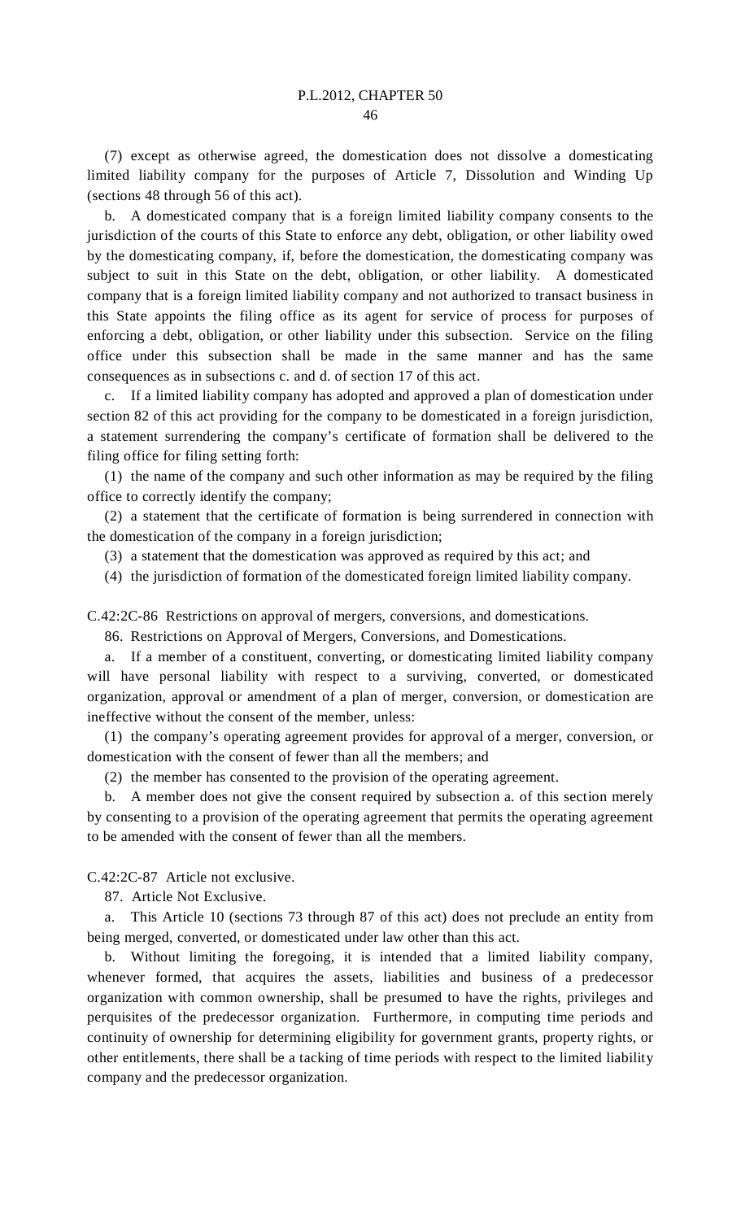(7) except as otherwise agreed, the domestication does not dissolve a domesticating limited liability company for the purposes of Article 7, Dissolution and Winding Up (sections 48 through 56 of this act).

b. A domesticated company that is a foreign limited liability company consents to the jurisdiction of the courts of this State to enforce any debt, obligation, or other liability owed by the domesticating company, if, before the domestication, the domesticating company was subject to suit in this State on the debt, obligation, or other liability. A domesticated company that is a foreign limited liability company and not authorized to transact business in this State appoints the filing office as its agent for service of process for purposes of enforcing a debt, obligation, or other liability under this subsection. Service on the filing office under this subsection shall be made in the same manner and has the same consequences as in subsections c. and d. of section 17 of this act.

c. If a limited liability company has adopted and approved a plan of domestication under section 82 of this act providing for the company to be domesticated in a foreign jurisdiction, a statement surrendering the company's certificate of formation shall be delivered to the filing office for filing setting forth:

(1) the name of the company and such other information as may be required by the filing office to correctly identify the company;

(2) a statement that the certificate of formation is being surrendered in connection with the domestication of the company in a foreign jurisdiction;

(3) a statement that the domestication was approved as required by this act; and

(4) the jurisdiction of formation of the domesticated foreign limited liability company.

C.42:2C-86 Restrictions on approval of mergers, conversions, and domestications.

86. Restrictions on Approval of Mergers, Conversions, and Domestications.

a. If a member of a constituent, converting, or domesticating limited liability company will have personal liability with respect to a surviving, converted, or domesticated organization, approval or amendment of a plan of merger, conversion, or domestication are ineffective without the consent of the member, unless:

(1) the company's operating agreement provides for approval of a merger, conversion, or domestication with the consent of fewer than all the members; and

(2) the member has consented to the provision of the operating agreement.

b. A member does not give the consent required by subsection a. of this section merely by consenting to a provision of the operating agreement that permits the operating agreement to be amended with the consent of fewer than all the members.

C.42:2C-87 Article not exclusive.

87. Article Not Exclusive.

a. This Article 10 (sections 73 through 87 of this act) does not preclude an entity from being merged, converted, or domesticated under law other than this act.

b. Without limiting the foregoing, it is intended that a limited liability company, whenever formed, that acquires the assets, liabilities and business of a predecessor organization with common ownership, shall be presumed to have the rights, privileges and perquisites of the predecessor organization. Furthermore, in computing time periods and continuity of ownership for determining eligibility for government grants, property rights, or other entitlements, there shall be a tacking of time periods with respect to the limited liability company and the predecessor organization.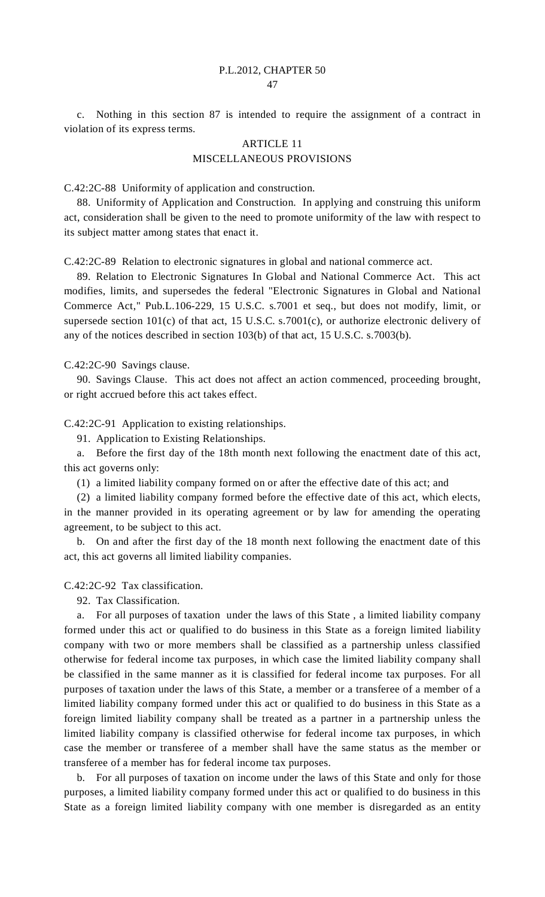c. Nothing in this section 87 is intended to require the assignment of a contract in violation of its express terms.

## ARTICLE 11
## MISCELLANEOUS PROVISIONS

C.42:2C-88 Uniformity of application and construction.

88. Uniformity of Application and Construction. In applying and construing this uniform act, consideration shall be given to the need to promote uniformity of the law with respect to its subject matter among states that enact it.

C.42:2C-89 Relation to electronic signatures in global and national commerce act.

89. Relation to Electronic Signatures In Global and National Commerce Act. This act modifies, limits, and supersedes the federal "Electronic Signatures in Global and National Commerce Act," Pub.L.106-229, 15 U.S.C. s.7001 et seq., but does not modify, limit, or supersede section 101(c) of that act, 15 U.S.C. s.7001(c), or authorize electronic delivery of any of the notices described in section 103(b) of that act, 15 U.S.C. s.7003(b).

C.42:2C-90 Savings clause.

90. Savings Clause. This act does not affect an action commenced, proceeding brought, or right accrued before this act takes effect.

C.42:2C-91 Application to existing relationships.

91. Application to Existing Relationships.

a. Before the first day of the 18th month next following the enactment date of this act, this act governs only:

(1) a limited liability company formed on or after the effective date of this act; and

(2) a limited liability company formed before the effective date of this act, which elects, in the manner provided in its operating agreement or by law for amending the operating agreement, to be subject to this act.

b. On and after the first day of the 18 month next following the enactment date of this act, this act governs all limited liability companies.

C.42:2C-92 Tax classification.

92. Tax Classification.

a. For all purposes of taxation under the laws of this State , a limited liability company formed under this act or qualified to do business in this State as a foreign limited liability company with two or more members shall be classified as a partnership unless classified otherwise for federal income tax purposes, in which case the limited liability company shall be classified in the same manner as it is classified for federal income tax purposes. For all purposes of taxation under the laws of this State, a member or a transferee of a member of a limited liability company formed under this act or qualified to do business in this State as a foreign limited liability company shall be treated as a partner in a partnership unless the limited liability company is classified otherwise for federal income tax purposes, in which case the member or transferee of a member shall have the same status as the member or transferee of a member has for federal income tax purposes.

b. For all purposes of taxation on income under the laws of this State and only for those purposes, a limited liability company formed under this act or qualified to do business in this State as a foreign limited liability company with one member is disregarded as an entity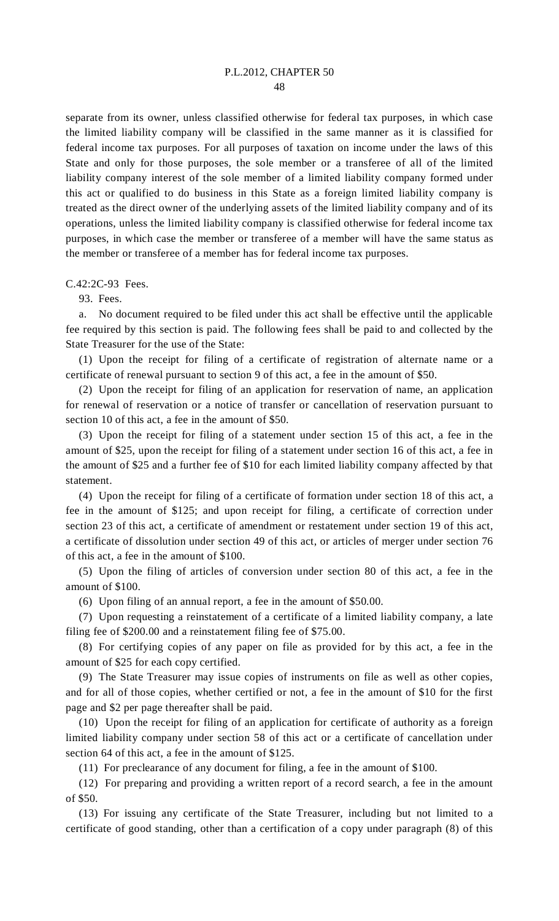separate from its owner, unless classified otherwise for federal tax purposes, in which case the limited liability company will be classified in the same manner as it is classified for federal income tax purposes. For all purposes of taxation on income under the laws of this State and only for those purposes, the sole member or a transferee of all of the limited liability company interest of the sole member of a limited liability company formed under this act or qualified to do business in this State as a foreign limited liability company is treated as the direct owner of the underlying assets of the limited liability company and of its operations, unless the limited liability company is classified otherwise for federal income tax purposes, in which case the member or transferee of a member will have the same status as the member or transferee of a member has for federal income tax purposes.

C.42:2C-93 Fees.

93. Fees.

a. No document required to be filed under this act shall be effective until the applicable fee required by this section is paid. The following fees shall be paid to and collected by the State Treasurer for the use of the State:

(1) Upon the receipt for filing of a certificate of registration of alternate name or a certificate of renewal pursuant to section 9 of this act, a fee in the amount of $50.

(2) Upon the receipt for filing of an application for reservation of name, an application for renewal of reservation or a notice of transfer or cancellation of reservation pursuant to section 10 of this act, a fee in the amount of $50.

(3) Upon the receipt for filing of a statement under section 15 of this act, a fee in the amount of $25, upon the receipt for filing of a statement under section 16 of this act, a fee in the amount of $25 and a further fee of $10 for each limited liability company affected by that statement.

(4) Upon the receipt for filing of a certificate of formation under section 18 of this act, a fee in the amount of $125; and upon receipt for filing, a certificate of correction under section 23 of this act, a certificate of amendment or restatement under section 19 of this act, a certificate of dissolution under section 49 of this act, or articles of merger under section 76 of this act, a fee in the amount of $100.

(5) Upon the filing of articles of conversion under section 80 of this act, a fee in the amount of $100.

(6) Upon filing of an annual report, a fee in the amount of $50.00.

(7) Upon requesting a reinstatement of a certificate of a limited liability company, a late filing fee of $200.00 and a reinstatement filing fee of $75.00.

(8) For certifying copies of any paper on file as provided for by this act, a fee in the amount of $25 for each copy certified.

(9) The State Treasurer may issue copies of instruments on file as well as other copies, and for all of those copies, whether certified or not, a fee in the amount of $10 for the first page and $2 per page thereafter shall be paid.

(10) Upon the receipt for filing of an application for certificate of authority as a foreign limited liability company under section 58 of this act or a certificate of cancellation under section 64 of this act, a fee in the amount of $125.

(11) For preclearance of any document for filing, a fee in the amount of $100.

(12) For preparing and providing a written report of a record search, a fee in the amount of $50.

(13) For issuing any certificate of the State Treasurer, including but not limited to a certificate of good standing, other than a certification of a copy under paragraph (8) of this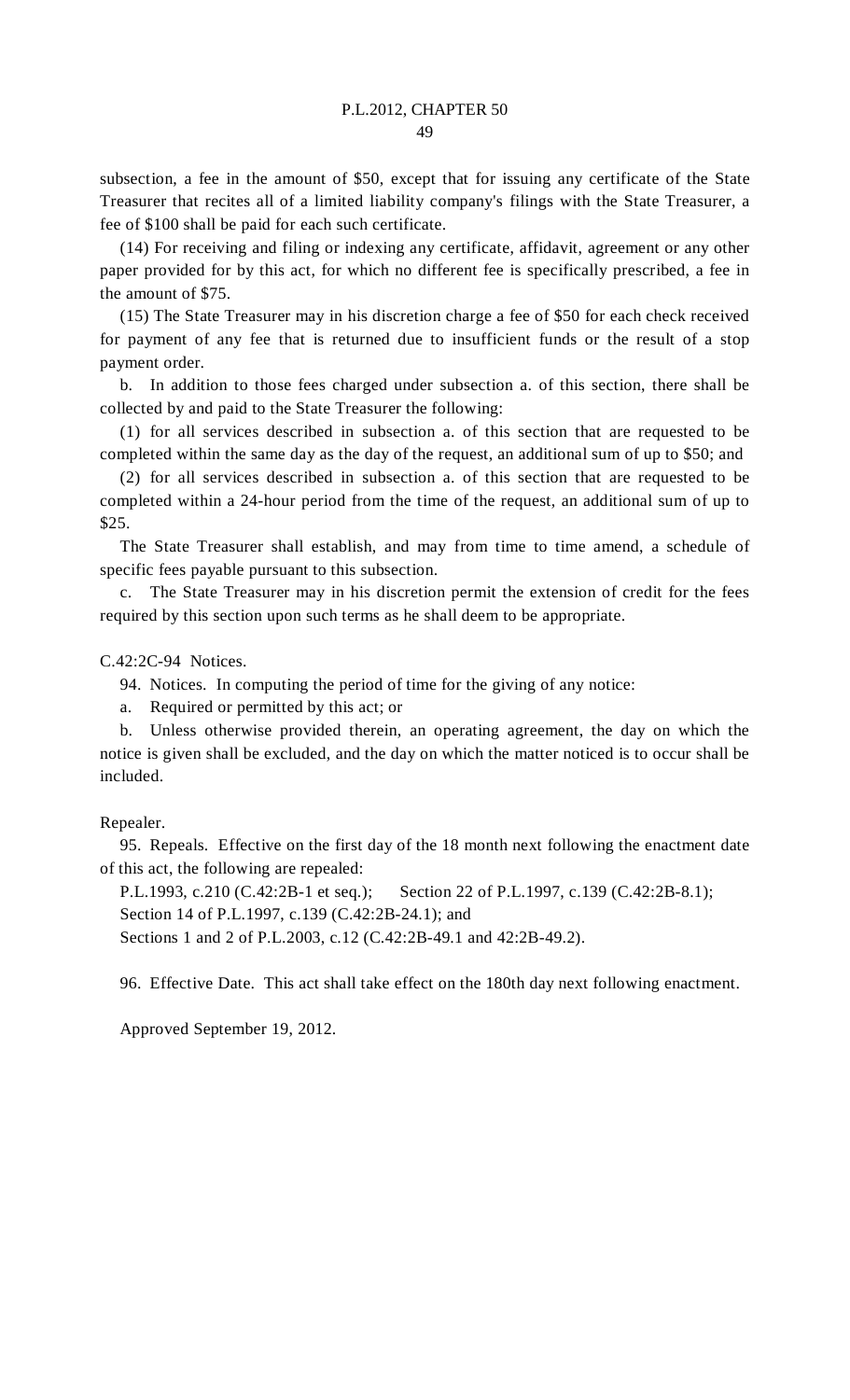subsection, a fee in the amount of $50, except that for issuing any certificate of the State Treasurer that recites all of a limited liability company's filings with the State Treasurer, a fee of $100 shall be paid for each such certificate.

(14) For receiving and filing or indexing any certificate, affidavit, agreement or any other paper provided for by this act, for which no different fee is specifically prescribed, a fee in the amount of $75.

(15) The State Treasurer may in his discretion charge a fee of $50 for each check received for payment of any fee that is returned due to insufficient funds or the result of a stop payment order.

b. In addition to those fees charged under subsection a. of this section, there shall be collected by and paid to the State Treasurer the following:

(1) for all services described in subsection a. of this section that are requested to be completed within the same day as the day of the request, an additional sum of up to $50; and

(2) for all services described in subsection a. of this section that are requested to be completed within a 24-hour period from the time of the request, an additional sum of up to $25.

The State Treasurer shall establish, and may from time to time amend, a schedule of specific fees payable pursuant to this subsection.

c. The State Treasurer may in his discretion permit the extension of credit for the fees required by this section upon such terms as he shall deem to be appropriate.

C.42:2C-94 Notices.

94. Notices. In computing the period of time for the giving of any notice:

a. Required or permitted by this act; or

b. Unless otherwise provided therein, an operating agreement, the day on which the notice is given shall be excluded, and the day on which the matter noticed is to occur shall be included.

Repealer.

95. Repeals. Effective on the first day of the 18 month next following the enactment date of this act, the following are repealed:

P.L.1993, c.210 (C.42:2B-1 et seq.); Section 22 of P.L.1997, c.139 (C.42:2B-8.1);
Section 14 of P.L.1997, c.139 (C.42:2B-24.1); and
Sections 1 and 2 of P.L.2003, c.12 (C.42:2B-49.1 and 42:2B-49.2).

96. Effective Date. This act shall take effect on the 180th day next following enactment.

Approved September 19, 2012.